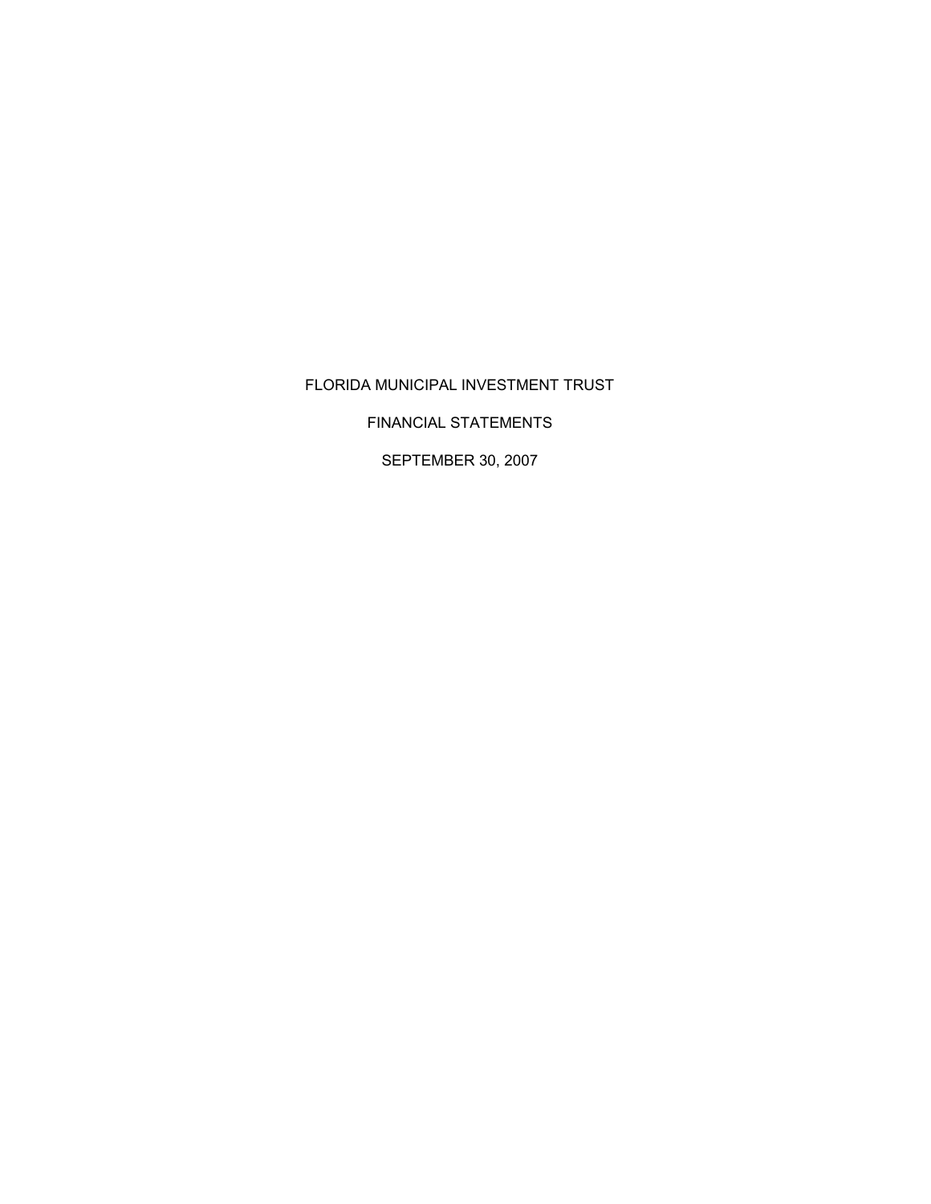# FLORIDA MUNICIPAL INVESTMENT TRUST

## FINANCIAL STATEMENTS

## SEPTEMBER 30, 2007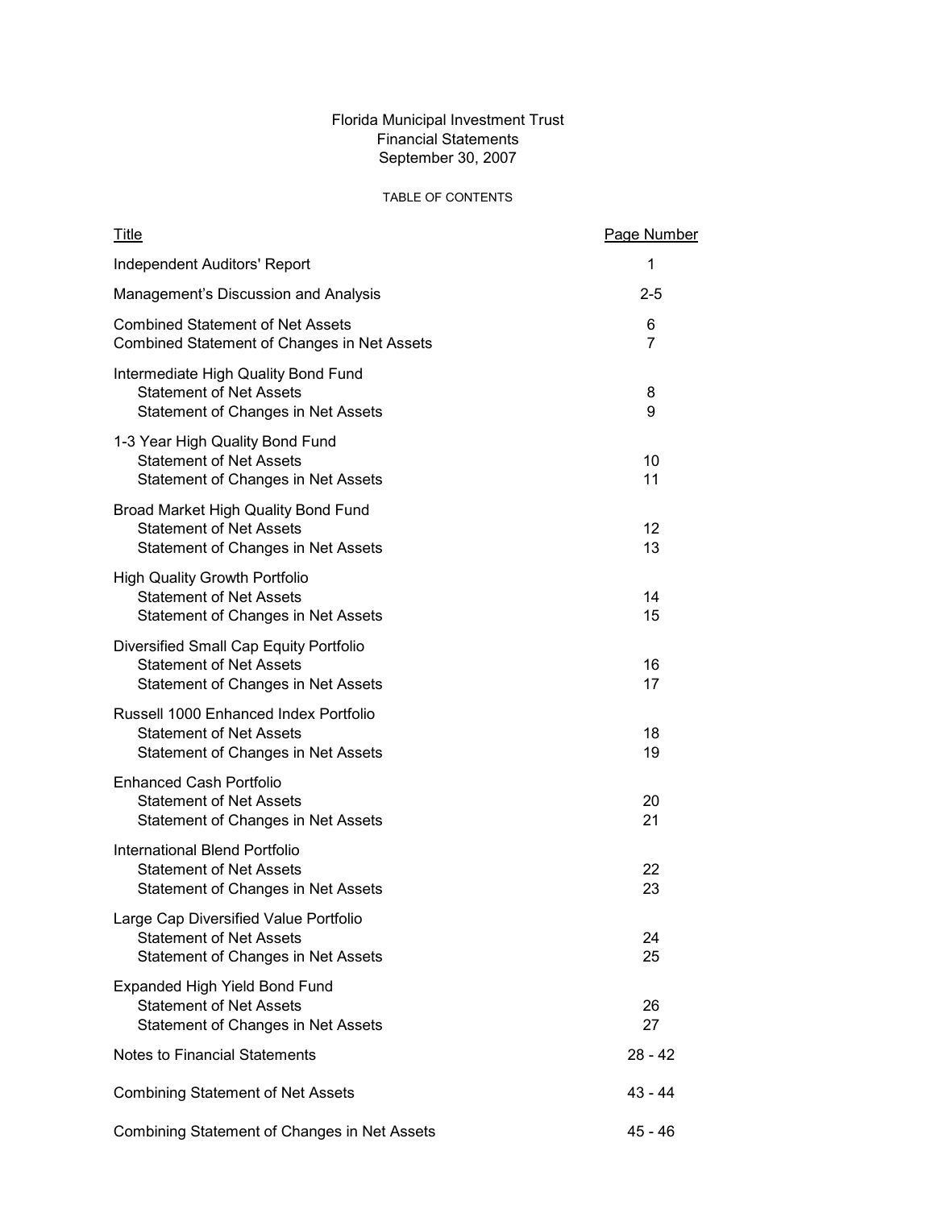# Florida Municipal Investment Trust
## Financial Statements
## September 30, 2007

### TABLE OF CONTENTS

| Title | Page Number |
|---|---|
| Independent Auditors' Report | 1 |
| Management's Discussion and Analysis | 2-5 |
| Combined Statement of Net Assets | 6 |
| Combined Statement of Changes in Net Assets | 7 |
| **Intermediate High Quality Bond Fund** | |
| Statement of Net Assets | 8 |
| Statement of Changes in Net Assets | 9 |
| **1-3 Year High Quality Bond Fund** | |
| Statement of Net Assets | 10 |
| Statement of Changes in Net Assets | 11 |
| **Broad Market High Quality Bond Fund** | |
| Statement of Net Assets | 12 |
| Statement of Changes in Net Assets | 13 |
| **High Quality Growth Portfolio** | |
| Statement of Net Assets | 14 |
| Statement of Changes in Net Assets | 15 |
| **Diversified Small Cap Equity Portfolio** | |
| Statement of Net Assets | 16 |
| Statement of Changes in Net Assets | 17 |
| **Russell 1000 Enhanced Index Portfolio** | |
| Statement of Net Assets | 18 |
| Statement of Changes in Net Assets | 19 |
| **Enhanced Cash Portfolio** | |
| Statement of Net Assets | 20 |
| Statement of Changes in Net Assets | 21 |
| **International Blend Portfolio** | |
| Statement of Net Assets | 22 |
| Statement of Changes in Net Assets | 23 |
| **Large Cap Diversified Value Portfolio** | |
| Statement of Net Assets | 24 |
| Statement of Changes in Net Assets | 25 |
| **Expanded High Yield Bond Fund** | |
| Statement of Net Assets | 26 |
| Statement of Changes in Net Assets | 27 |
| Notes to Financial Statements | 28 - 42 |
| Combining Statement of Net Assets | 43 - 44 |
| Combining Statement of Changes in Net Assets | 45 - 46 |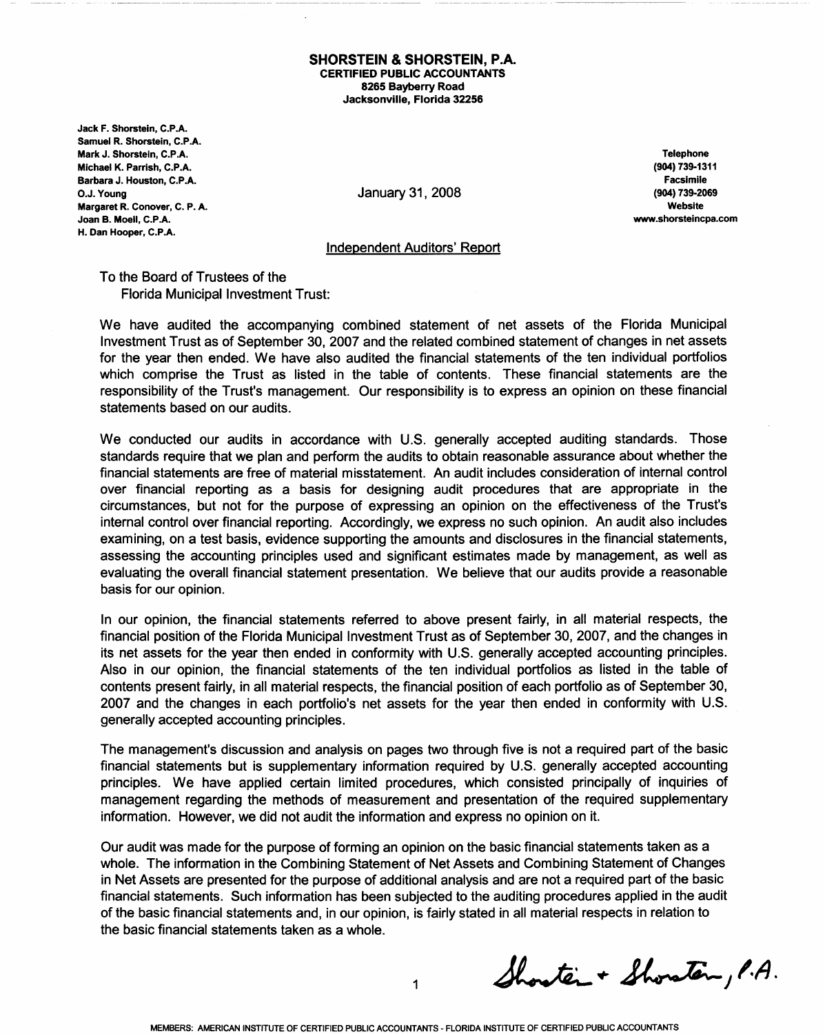**SHORSTEIN & SHORSTEIN, P.A.**
**CERTIFIED PUBLIC ACCOUNTANTS**
**8265 Bayberry Road**
**Jacksonville, Florida 32256**

Jack F. Shorstein, C.P.A.
Samuel R. Shorstein, C.P.A.
Mark J. Shorstein, C.P.A.
Michael K. Parrish, C.P.A.
Barbara J. Houston, C.P.A.
O.J. Young
Margaret R. Conover, C. P. A.
Joan B. Moell, C.P.A.
H. Dan Hooper, C.P.A.

Telephone
(904) 739-1311
Facsimile
(904) 739-2069
Website
www.shorsteincpa.com

January 31, 2008

## Independent Auditors' Report

To the Board of Trustees of the
Florida Municipal Investment Trust:

We have audited the accompanying combined statement of net assets of the Florida Municipal Investment Trust as of September 30, 2007 and the related combined statement of changes in net assets for the year then ended. We have also audited the financial statements of the ten individual portfolios which comprise the Trust as listed in the table of contents. These financial statements are the responsibility of the Trust's management. Our responsibility is to express an opinion on these financial statements based on our audits.

We conducted our audits in accordance with U.S. generally accepted auditing standards. Those standards require that we plan and perform the audits to obtain reasonable assurance about whether the financial statements are free of material misstatement. An audit includes consideration of internal control over financial reporting as a basis for designing audit procedures that are appropriate in the circumstances, but not for the purpose of expressing an opinion on the effectiveness of the Trust's internal control over financial reporting. Accordingly, we express no such opinion. An audit also includes examining, on a test basis, evidence supporting the amounts and disclosures in the financial statements, assessing the accounting principles used and significant estimates made by management, as well as evaluating the overall financial statement presentation. We believe that our audits provide a reasonable basis for our opinion.

In our opinion, the financial statements referred to above present fairly, in all material respects, the financial position of the Florida Municipal Investment Trust as of September 30, 2007, and the changes in its net assets for the year then ended in conformity with U.S. generally accepted accounting principles. Also in our opinion, the financial statements of the ten individual portfolios as listed in the table of contents present fairly, in all material respects, the financial position of each portfolio as of September 30, 2007 and the changes in each portfolio's net assets for the year then ended in conformity with U.S. generally accepted accounting principles.

The management's discussion and analysis on pages two through five is not a required part of the basic financial statements but is supplementary information required by U.S. generally accepted accounting principles. We have applied certain limited procedures, which consisted principally of inquiries of management regarding the methods of measurement and presentation of the required supplementary information. However, we did not audit the information and express no opinion on it.

Our audit was made for the purpose of forming an opinion on the basic financial statements taken as a whole. The information in the Combining Statement of Net Assets and Combining Statement of Changes in Net Assets are presented for the purpose of additional analysis and are not a required part of the basic financial statements. Such information has been subjected to the auditing procedures applied in the audit of the basic financial statements and, in our opinion, is fairly stated in all material respects in relation to the basic financial statements taken as a whole.

Shorstein + Shorstein, P.A.

MEMBERS: AMERICAN INSTITUTE OF CERTIFIED PUBLIC ACCOUNTANTS - FLORIDA INSTITUTE OF CERTIFIED PUBLIC ACCOUNTANTS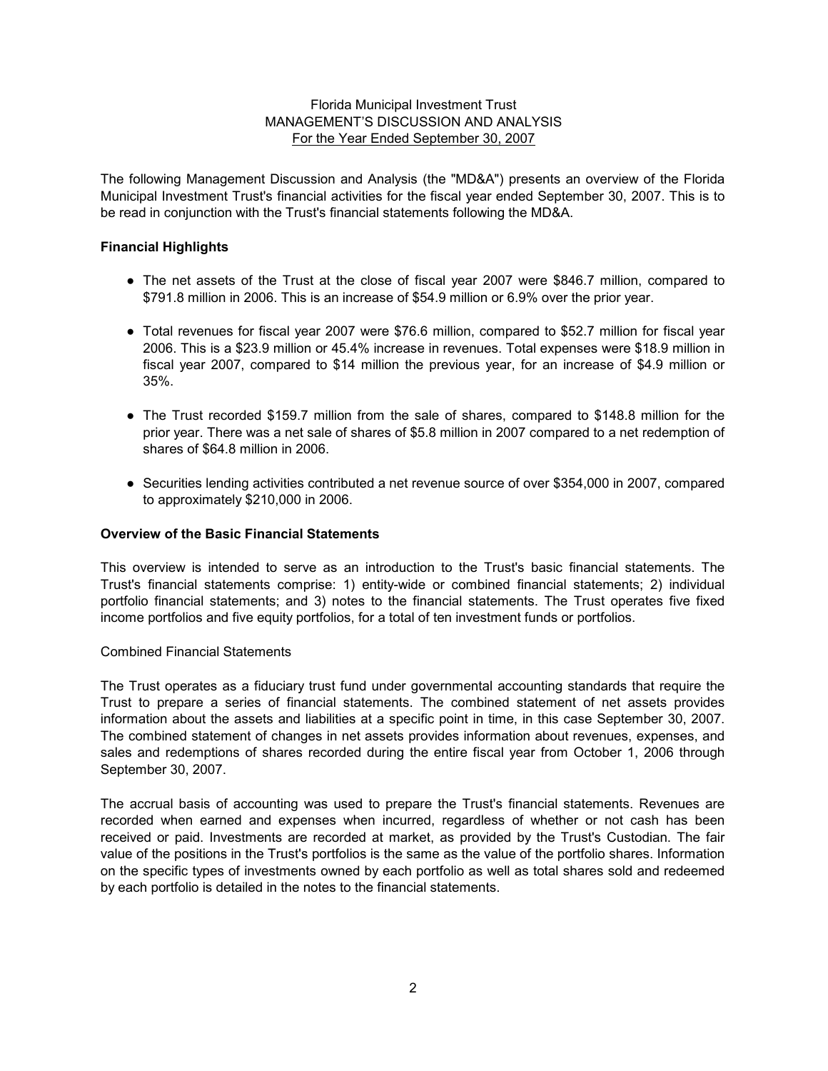Florida Municipal Investment Trust
MANAGEMENT'S DISCUSSION AND ANALYSIS
For the Year Ended September 30, 2007

The following Management Discussion and Analysis (the "MD&A") presents an overview of the Florida Municipal Investment Trust's financial activities for the fiscal year ended September 30, 2007. This is to be read in conjunction with the Trust's financial statements following the MD&A.

**Financial Highlights**

- The net assets of the Trust at the close of fiscal year 2007 were $846.7 million, compared to $791.8 million in 2006. This is an increase of $54.9 million or 6.9% over the prior year.
- Total revenues for fiscal year 2007 were $76.6 million, compared to $52.7 million for fiscal year 2006. This is a $23.9 million or 45.4% increase in revenues. Total expenses were $18.9 million in fiscal year 2007, compared to $14 million the previous year, for an increase of $4.9 million or 35%.
- The Trust recorded $159.7 million from the sale of shares, compared to $148.8 million for the prior year. There was a net sale of shares of $5.8 million in 2007 compared to a net redemption of shares of $64.8 million in 2006.
- Securities lending activities contributed a net revenue source of over $354,000 in 2007, compared to approximately $210,000 in 2006.

**Overview of the Basic Financial Statements**

This overview is intended to serve as an introduction to the Trust's basic financial statements. The Trust's financial statements comprise: 1) entity-wide or combined financial statements; 2) individual portfolio financial statements; and 3) notes to the financial statements. The Trust operates five fixed income portfolios and five equity portfolios, for a total of ten investment funds or portfolios.

Combined Financial Statements

The Trust operates as a fiduciary trust fund under governmental accounting standards that require the Trust to prepare a series of financial statements. The combined statement of net assets provides information about the assets and liabilities at a specific point in time, in this case September 30, 2007. The combined statement of changes in net assets provides information about revenues, expenses, and sales and redemptions of shares recorded during the entire fiscal year from October 1, 2006 through September 30, 2007.

The accrual basis of accounting was used to prepare the Trust's financial statements. Revenues are recorded when earned and expenses when incurred, regardless of whether or not cash has been received or paid. Investments are recorded at market, as provided by the Trust's Custodian. The fair value of the positions in the Trust's portfolios is the same as the value of the portfolio shares. Information on the specific types of investments owned by each portfolio as well as total shares sold and redeemed by each portfolio is detailed in the notes to the financial statements.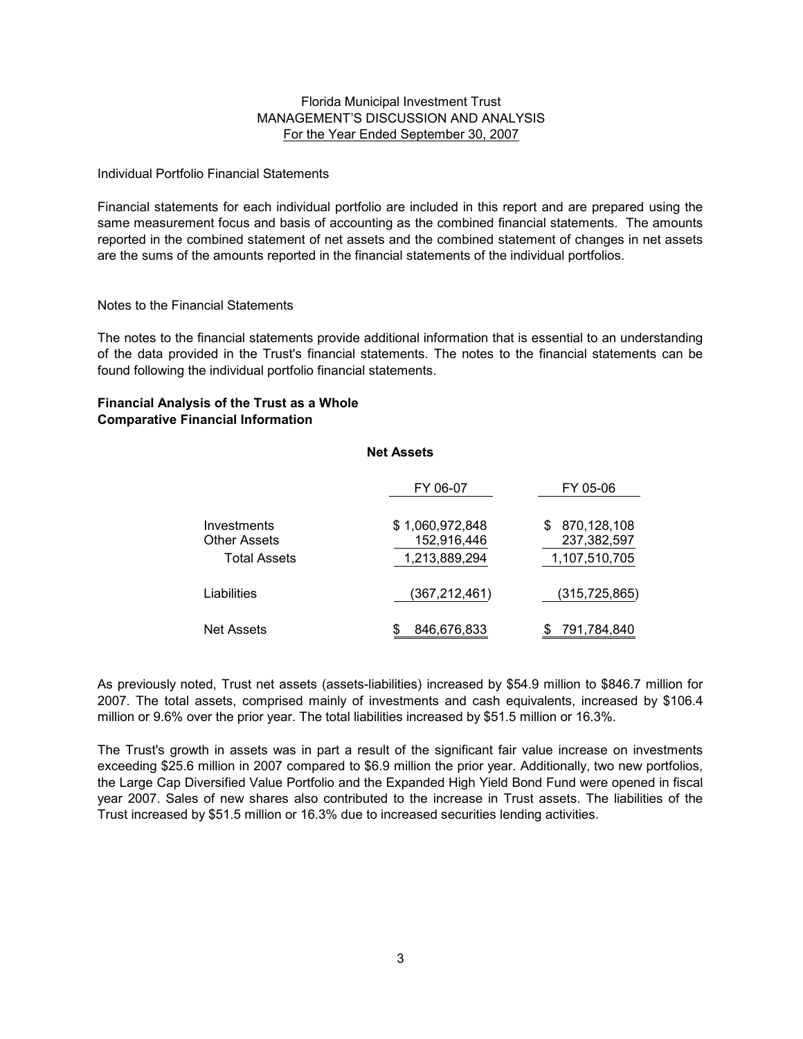Individual Portfolio Financial Statements

Financial statements for each individual portfolio are included in this report and are prepared using the same measurement focus and basis of accounting as the combined financial statements. The amounts reported in the combined statement of net assets and the combined statement of changes in net assets are the sums of the amounts reported in the financial statements of the individual portfolios.

Notes to the Financial Statements

The notes to the financial statements provide additional information that is essential to an understanding of the data provided in the Trust's financial statements. The notes to the financial statements can be found following the individual portfolio financial statements.

**Financial Analysis of the Trust as a Whole**
**Comparative Financial Information**

**Net Assets**

| | FY 06-07 | FY 05-06 |
|---|---|---|
| Investments | $ 1,060,972,848 | $ 870,128,108 |
| Other Assets | 152,916,446 | 237,382,597 |
| Total Assets | 1,213,889,294 | 1,107,510,705 |
| Liabilities | (367,212,461) | (315,725,865) |
| Net Assets | $ 846,676,833 | $ 791,784,840 |

As previously noted, Trust net assets (assets-liabilities) increased by $54.9 million to $846.7 million for 2007. The total assets, comprised mainly of investments and cash equivalents, increased by $106.4 million or 9.6% over the prior year. The total liabilities increased by $51.5 million or 16.3%.

The Trust's growth in assets was in part a result of the significant fair value increase on investments exceeding $25.6 million in 2007 compared to $6.9 million the prior year. Additionally, two new portfolios, the Large Cap Diversified Value Portfolio and the Expanded High Yield Bond Fund were opened in fiscal year 2007. Sales of new shares also contributed to the increase in Trust assets. The liabilities of the Trust increased by $51.5 million or 16.3% due to increased securities lending activities.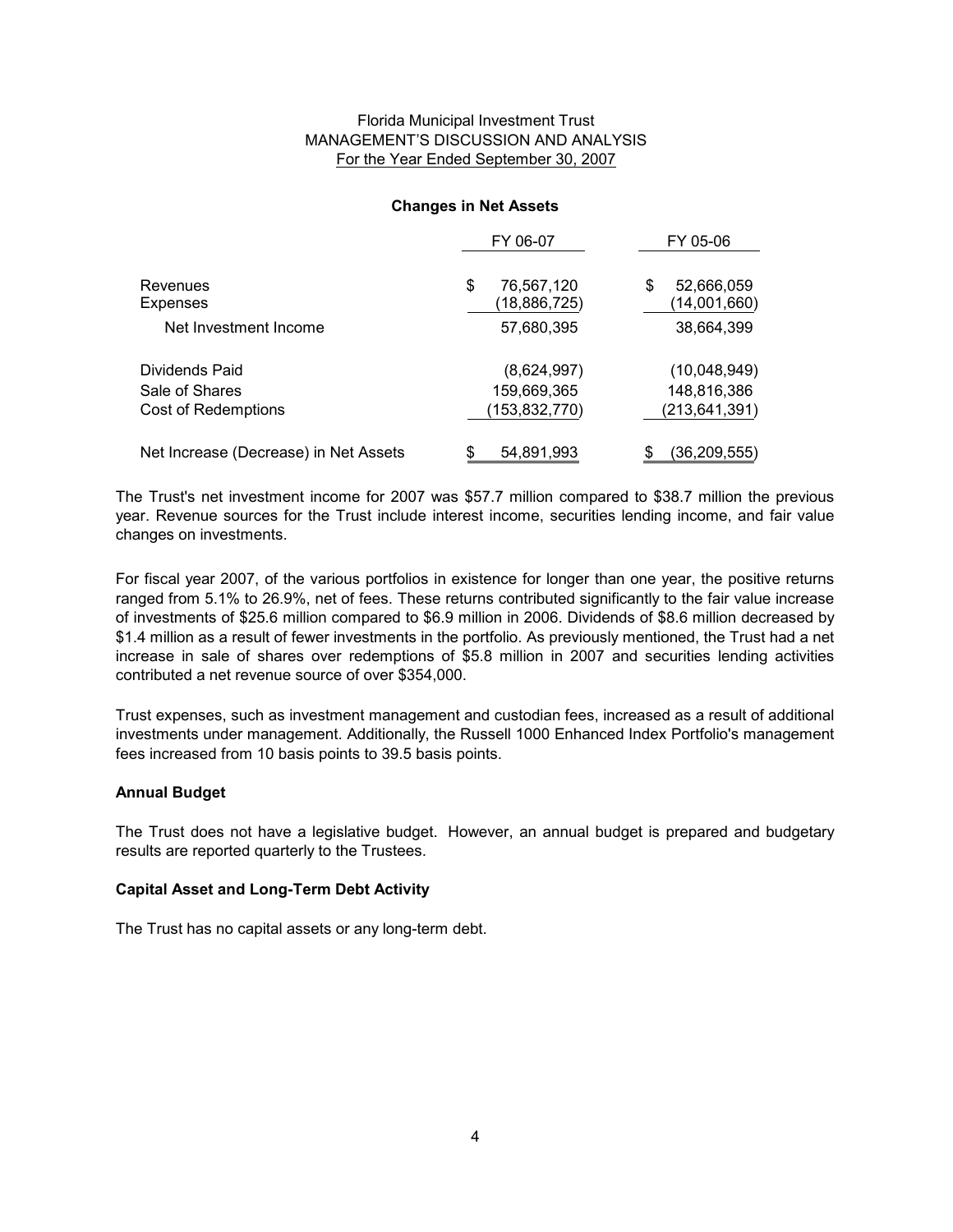Florida Municipal Investment Trust
MANAGEMENT'S DISCUSSION AND ANALYSIS
For the Year Ended September 30, 2007

**Changes in Net Assets**

| | FY 06-07 | FY 05-06 |
|---|---|---|
| Revenues | $ 76,567,120 | $ 52,666,059 |
| Expenses | (18,886,725) | (14,001,660) |
| Net Investment Income | 57,680,395 | 38,664,399 |
| Dividends Paid | (8,624,997) | (10,048,949) |
| Sale of Shares | 159,669,365 | 148,816,386 |
| Cost of Redemptions | (153,832,770) | (213,641,391) |
| Net Increase (Decrease) in Net Assets | $ 54,891,993 | $ (36,209,555) |

The Trust's net investment income for 2007 was $57.7 million compared to $38.7 million the previous year. Revenue sources for the Trust include interest income, securities lending income, and fair value changes on investments.

For fiscal year 2007, of the various portfolios in existence for longer than one year, the positive returns ranged from 5.1% to 26.9%, net of fees. These returns contributed significantly to the fair value increase of investments of $25.6 million compared to $6.9 million in 2006. Dividends of $8.6 million decreased by $1.4 million as a result of fewer investments in the portfolio. As previously mentioned, the Trust had a net increase in sale of shares over redemptions of $5.8 million in 2007 and securities lending activities contributed a net revenue source of over $354,000.

Trust expenses, such as investment management and custodian fees, increased as a result of additional investments under management. Additionally, the Russell 1000 Enhanced Index Portfolio's management fees increased from 10 basis points to 39.5 basis points.

**Annual Budget**

The Trust does not have a legislative budget. However, an annual budget is prepared and budgetary results are reported quarterly to the Trustees.

**Capital Asset and Long-Term Debt Activity**

The Trust has no capital assets or any long-term debt.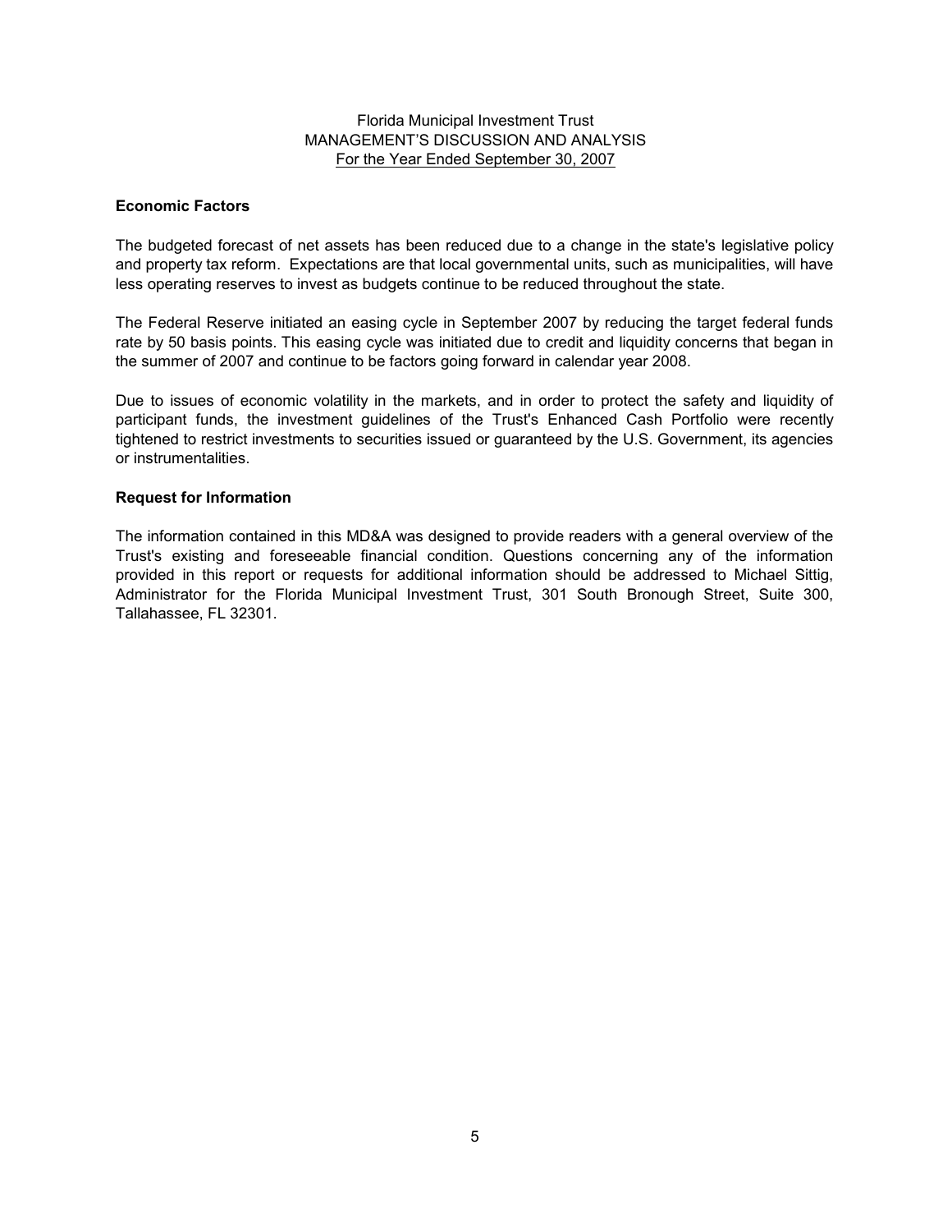Florida Municipal Investment Trust
MANAGEMENT'S DISCUSSION AND ANALYSIS
For the Year Ended September 30, 2007

### Economic Factors

The budgeted forecast of net assets has been reduced due to a change in the state's legislative policy and property tax reform. Expectations are that local governmental units, such as municipalities, will have less operating reserves to invest as budgets continue to be reduced throughout the state.

The Federal Reserve initiated an easing cycle in September 2007 by reducing the target federal funds rate by 50 basis points. This easing cycle was initiated due to credit and liquidity concerns that began in the summer of 2007 and continue to be factors going forward in calendar year 2008.

Due to issues of economic volatility in the markets, and in order to protect the safety and liquidity of participant funds, the investment guidelines of the Trust's Enhanced Cash Portfolio were recently tightened to restrict investments to securities issued or guaranteed by the U.S. Government, its agencies or instrumentalities.

### Request for Information

The information contained in this MD&A was designed to provide readers with a general overview of the Trust's existing and foreseeable financial condition. Questions concerning any of the information provided in this report or requests for additional information should be addressed to Michael Sittig, Administrator for the Florida Municipal Investment Trust, 301 South Bronough Street, Suite 300, Tallahassee, FL 32301.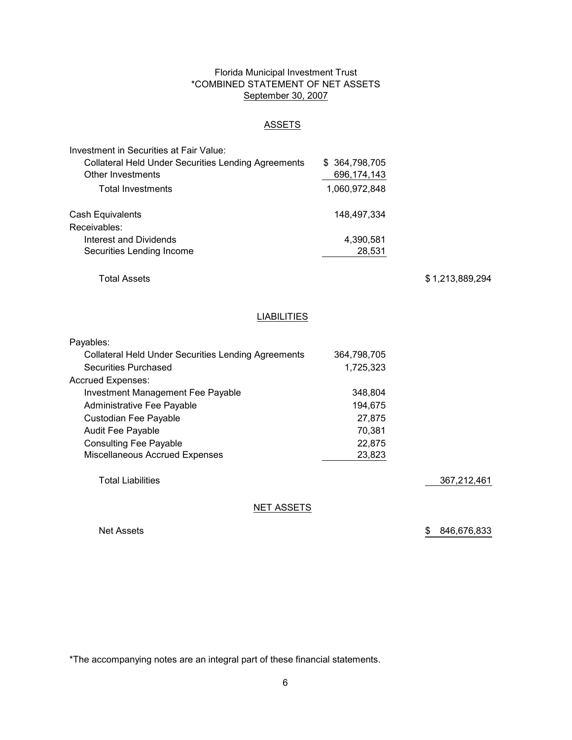Florida Municipal Investment Trust

*COMBINED STATEMENT OF NET ASSETS

September 30, 2007

## ASSETS

| | | |
|---|---|---|
| Investment in Securities at Fair Value: | | |
| Collateral Held Under Securities Lending Agreements | $ 364,798,705 | |
| Other Investments | 696,174,143 | |
| Total Investments | 1,060,972,848 | |
| Cash Equivalents | 148,497,334 | |
| Receivables: | | |
| Interest and Dividends | 4,390,581 | |
| Securities Lending Income | 28,531 | |
| Total Assets | | $ 1,213,889,294 |

## LIABILITIES

| | | |
|---|---|---|
| Payables: | | |
| Collateral Held Under Securities Lending Agreements | 364,798,705 | |
| Securities Purchased | 1,725,323 | |
| Accrued Expenses: | | |
| Investment Management Fee Payable | 348,804 | |
| Administrative Fee Payable | 194,675 | |
| Custodian Fee Payable | 27,875 | |
| Audit Fee Payable | 70,381 | |
| Consulting Fee Payable | 22,875 | |
| Miscellaneous Accrued Expenses | 23,823 | |
| Total Liabilities | | 367,212,461 |

## NET ASSETS

| | | |
|---|---|---|
| Net Assets | | $ 846,676,833 |

*The accompanying notes are an integral part of these financial statements.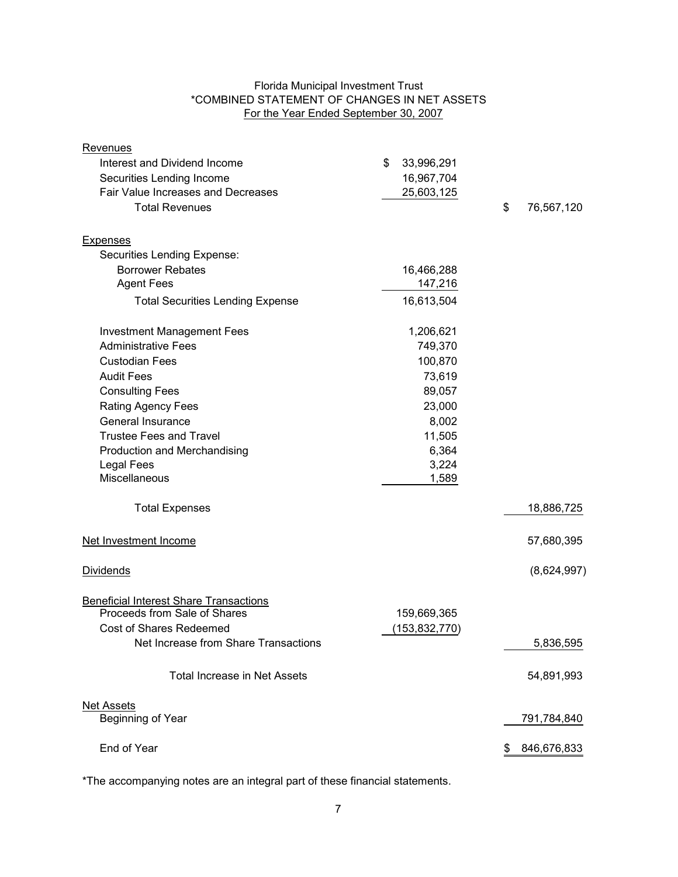# Florida Municipal Investment Trust

## *COMBINED STATEMENT OF CHANGES IN NET ASSETS

### For the Year Ended September 30, 2007

| | | |
|---|---|---|
| **Revenues** | | |
| Interest and Dividend Income | $ 33,996,291 | |
| Securities Lending Income | 16,967,704 | |
| Fair Value Increases and Decreases | 25,603,125 | |
| Total Revenues | | $ 76,567,120 |
| **Expenses** | | |
| Securities Lending Expense: | | |
| Borrower Rebates | 16,466,288 | |
| Agent Fees | 147,216 | |
| Total Securities Lending Expense | 16,613,504 | |
| Investment Management Fees | 1,206,621 | |
| Administrative Fees | 749,370 | |
| Custodian Fees | 100,870 | |
| Audit Fees | 73,619 | |
| Consulting Fees | 89,057 | |
| Rating Agency Fees | 23,000 | |
| General Insurance | 8,002 | |
| Trustee Fees and Travel | 11,505 | |
| Production and Merchandising | 6,364 | |
| Legal Fees | 3,224 | |
| Miscellaneous | 1,589 | |
| Total Expenses | | 18,886,725 |
| **Net Investment Income** | | 57,680,395 |
| **Dividends** | | (8,624,997) |
| **Beneficial Interest Share Transactions** | | |
| Proceeds from Sale of Shares | 159,669,365 | |
| Cost of Shares Redeemed | (153,832,770) | |
| Net Increase from Share Transactions | | 5,836,595 |
| Total Increase in Net Assets | | 54,891,993 |
| **Net Assets** | | |
| Beginning of Year | | 791,784,840 |
| End of Year | | $ 846,676,833 |

*The accompanying notes are an integral part of these financial statements.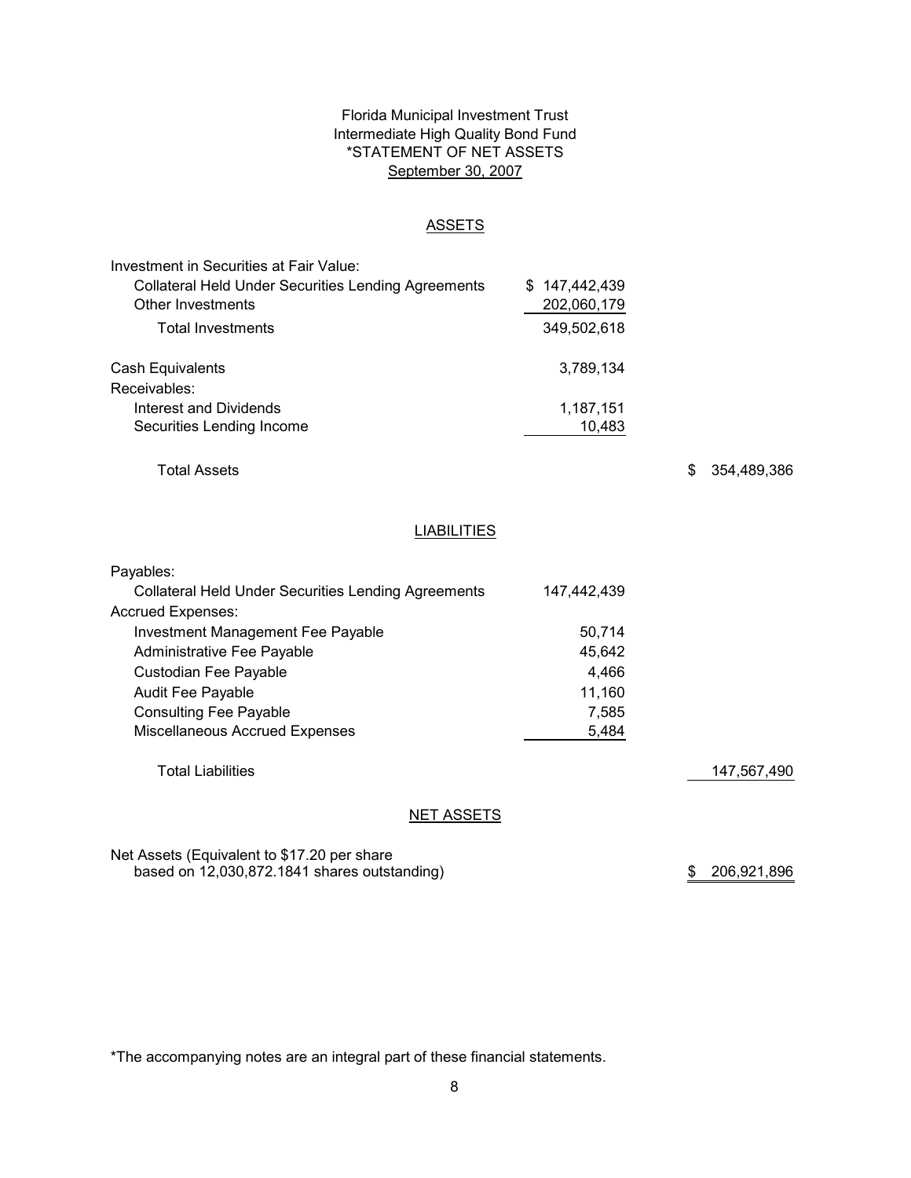Florida Municipal Investment Trust
Intermediate High Quality Bond Fund
*STATEMENT OF NET ASSETS
September 30, 2007

## ASSETS

| | | |
|---|---|---|
| Investment in Securities at Fair Value: | | |
| Collateral Held Under Securities Lending Agreements | $ 147,442,439 | |
| Other Investments | 202,060,179 | |
| Total Investments | 349,502,618 | |
| Cash Equivalents | 3,789,134 | |
| Receivables: | | |
| Interest and Dividends | 1,187,151 | |
| Securities Lending Income | 10,483 | |
| Total Assets | | $ 354,489,386 |

## LIABILITIES

| | | |
|---|---|---|
| Payables: | | |
| Collateral Held Under Securities Lending Agreements | 147,442,439 | |
| Accrued Expenses: | | |
| Investment Management Fee Payable | 50,714 | |
| Administrative Fee Payable | 45,642 | |
| Custodian Fee Payable | 4,466 | |
| Audit Fee Payable | 11,160 | |
| Consulting Fee Payable | 7,585 | |
| Miscellaneous Accrued Expenses | 5,484 | |
| Total Liabilities | | 147,567,490 |

## NET ASSETS

| | | |
|---|---|---|
| Net Assets (Equivalent to $17.20 per share based on 12,030,872.1841 shares outstanding) | | $ 206,921,896 |

*The accompanying notes are an integral part of these financial statements.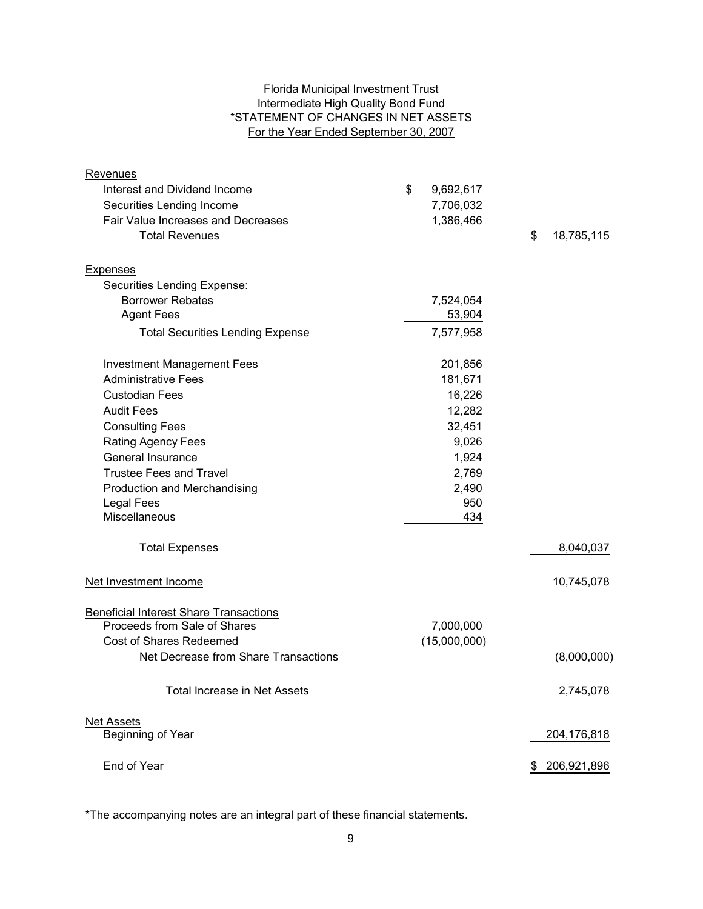Florida Municipal Investment Trust
Intermediate High Quality Bond Fund
*STATEMENT OF CHANGES IN NET ASSETS
For the Year Ended September 30, 2007

| | | |
|---|---|---|
| **Revenues** | | |
| Interest and Dividend Income | $ 9,692,617 | |
| Securities Lending Income | 7,706,032 | |
| Fair Value Increases and Decreases | 1,386,466 | |
| Total Revenues | | $ 18,785,115 |
| **Expenses** | | |
| Securities Lending Expense: | | |
| Borrower Rebates | 7,524,054 | |
| Agent Fees | 53,904 | |
| Total Securities Lending Expense | 7,577,958 | |
| Investment Management Fees | 201,856 | |
| Administrative Fees | 181,671 | |
| Custodian Fees | 16,226 | |
| Audit Fees | 12,282 | |
| Consulting Fees | 32,451 | |
| Rating Agency Fees | 9,026 | |
| General Insurance | 1,924 | |
| Trustee Fees and Travel | 2,769 | |
| Production and Merchandising | 2,490 | |
| Legal Fees | 950 | |
| Miscellaneous | 434 | |
| Total Expenses | | 8,040,037 |
| **Net Investment Income** | | 10,745,078 |
| **Beneficial Interest Share Transactions** | | |
| Proceeds from Sale of Shares | 7,000,000 | |
| Cost of Shares Redeemed | (15,000,000) | |
| Net Decrease from Share Transactions | | (8,000,000) |
| Total Increase in Net Assets | | 2,745,078 |
| **Net Assets** | | |
| Beginning of Year | | 204,176,818 |
| End of Year | | $ 206,921,896 |

*The accompanying notes are an integral part of these financial statements.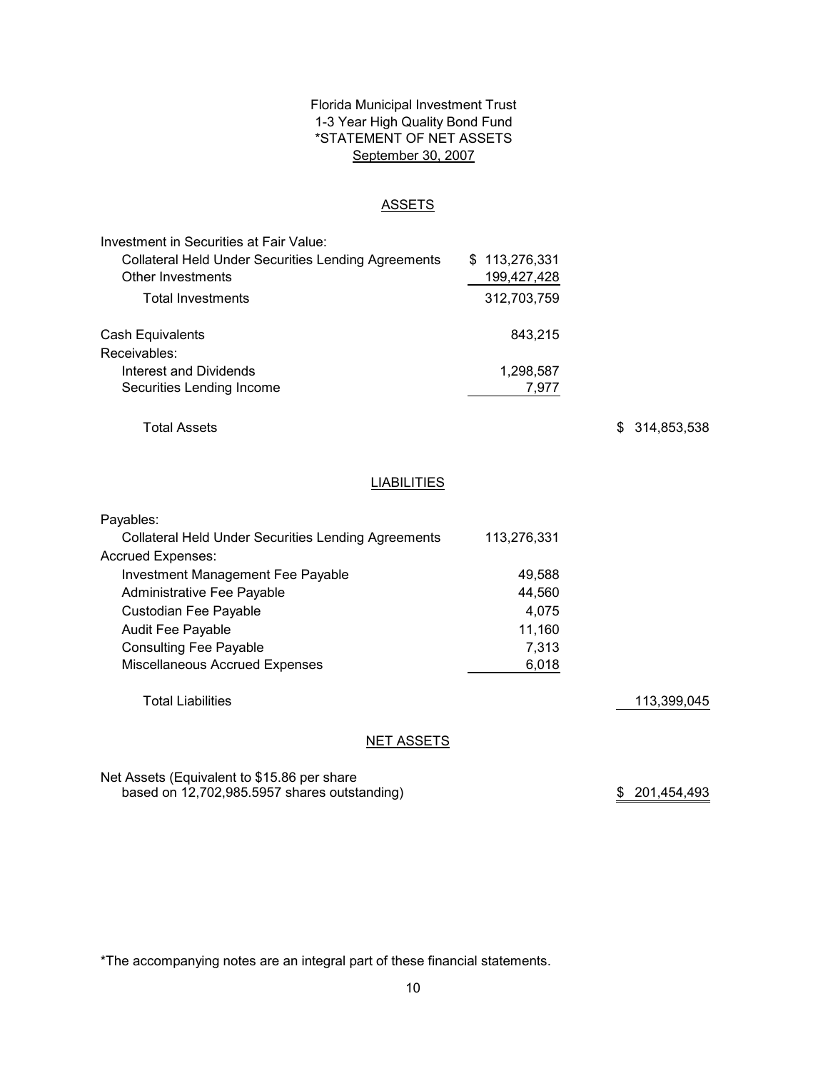Florida Municipal Investment Trust
1-3 Year High Quality Bond Fund
*STATEMENT OF NET ASSETS
September 30, 2007

## ASSETS

| | | |
|---|---|---|
| Investment in Securities at Fair Value: | | |
| Collateral Held Under Securities Lending Agreements | $ 113,276,331 | |
| Other Investments | 199,427,428 | |
| Total Investments | 312,703,759 | |
| Cash Equivalents | 843,215 | |
| Receivables: | | |
| Interest and Dividends | 1,298,587 | |
| Securities Lending Income | 7,977 | |
| Total Assets | | $ 314,853,538 |

## LIABILITIES

| | | |
|---|---|---|
| Payables: | | |
| Collateral Held Under Securities Lending Agreements | 113,276,331 | |
| Accrued Expenses: | | |
| Investment Management Fee Payable | 49,588 | |
| Administrative Fee Payable | 44,560 | |
| Custodian Fee Payable | 4,075 | |
| Audit Fee Payable | 11,160 | |
| Consulting Fee Payable | 7,313 | |
| Miscellaneous Accrued Expenses | 6,018 | |
| Total Liabilities | | 113,399,045 |

## NET ASSETS

| | |
|---|---|
| Net Assets (Equivalent to $15.86 per share based on 12,702,985.5957 shares outstanding) | $ 201,454,493 |

*The accompanying notes are an integral part of these financial statements.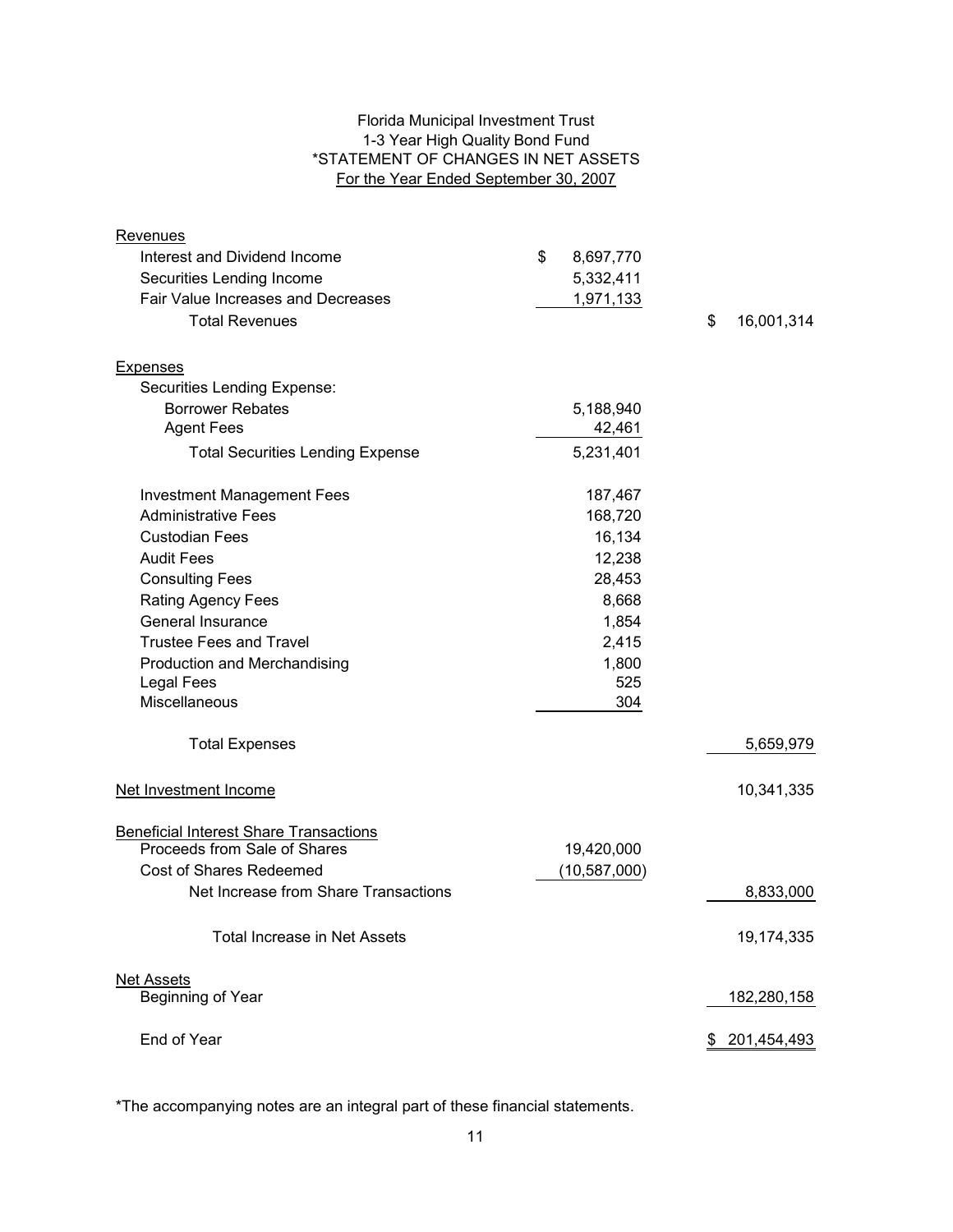Florida Municipal Investment Trust
1-3 Year High Quality Bond Fund
*STATEMENT OF CHANGES IN NET ASSETS
For the Year Ended September 30, 2007

| | | |
|---|---|---|
| **Revenues** | | |
| Interest and Dividend Income | $ 8,697,770 | |
| Securities Lending Income | 5,332,411 | |
| Fair Value Increases and Decreases | 1,971,133 | |
| Total Revenues | | $ 16,001,314 |
| **Expenses** | | |
| Securities Lending Expense: | | |
| Borrower Rebates | 5,188,940 | |
| Agent Fees | 42,461 | |
| Total Securities Lending Expense | 5,231,401 | |
| Investment Management Fees | 187,467 | |
| Administrative Fees | 168,720 | |
| Custodian Fees | 16,134 | |
| Audit Fees | 12,238 | |
| Consulting Fees | 28,453 | |
| Rating Agency Fees | 8,668 | |
| General Insurance | 1,854 | |
| Trustee Fees and Travel | 2,415 | |
| Production and Merchandising | 1,800 | |
| Legal Fees | 525 | |
| Miscellaneous | 304 | |
| Total Expenses | | 5,659,979 |
| **Net Investment Income** | | 10,341,335 |
| **Beneficial Interest Share Transactions** | | |
| Proceeds from Sale of Shares | 19,420,000 | |
| Cost of Shares Redeemed | (10,587,000) | |
| Net Increase from Share Transactions | | 8,833,000 |
| Total Increase in Net Assets | | 19,174,335 |
| **Net Assets** | | |
| Beginning of Year | | 182,280,158 |
| End of Year | | $ 201,454,493 |

*The accompanying notes are an integral part of these financial statements.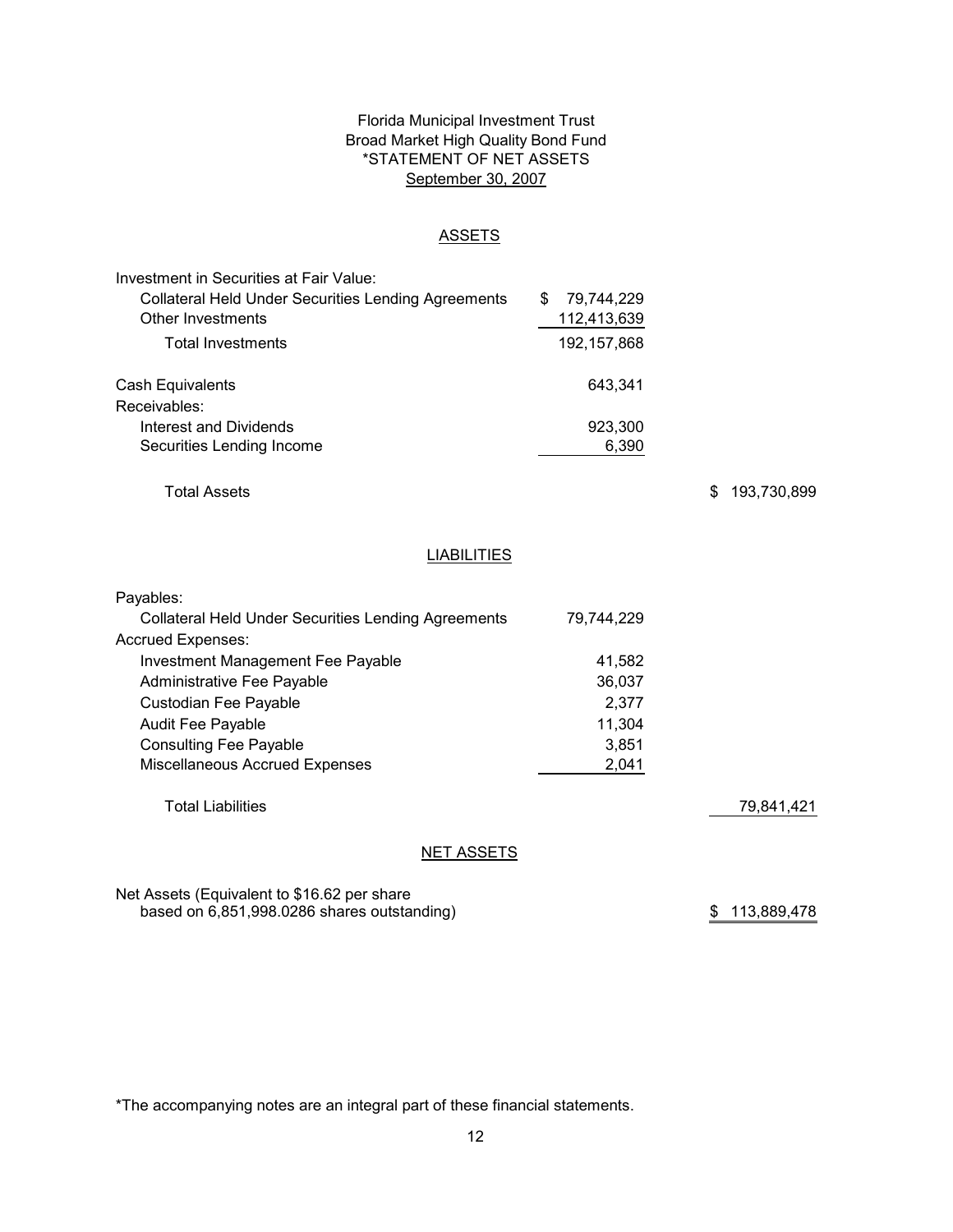# Florida Municipal Investment Trust
## Broad Market High Quality Bond Fund
## *STATEMENT OF NET ASSETS
### September 30, 2007

### ASSETS

| | | |
|---|---|---|
| Investment in Securities at Fair Value: | | |
| Collateral Held Under Securities Lending Agreements | $ 79,744,229 | |
| Other Investments | 112,413,639 | |
| Total Investments | 192,157,868 | |
| | | |
| Cash Equivalents | 643,341 | |
| Receivables: | | |
| Interest and Dividends | 923,300 | |
| Securities Lending Income | 6,390 | |
| | | |
| Total Assets | | $ 193,730,899 |

### LIABILITIES

| | | |
|---|---|---|
| Payables: | | |
| Collateral Held Under Securities Lending Agreements | 79,744,229 | |
| Accrued Expenses: | | |
| Investment Management Fee Payable | 41,582 | |
| Administrative Fee Payable | 36,037 | |
| Custodian Fee Payable | 2,377 | |
| Audit Fee Payable | 11,304 | |
| Consulting Fee Payable | 3,851 | |
| Miscellaneous Accrued Expenses | 2,041 | |
| | | |
| Total Liabilities | | 79,841,421 |

### NET ASSETS

| | |
|---|---|
| Net Assets (Equivalent to $16.62 per share based on 6,851,998.0286 shares outstanding) | $ 113,889,478 |

*The accompanying notes are an integral part of these financial statements.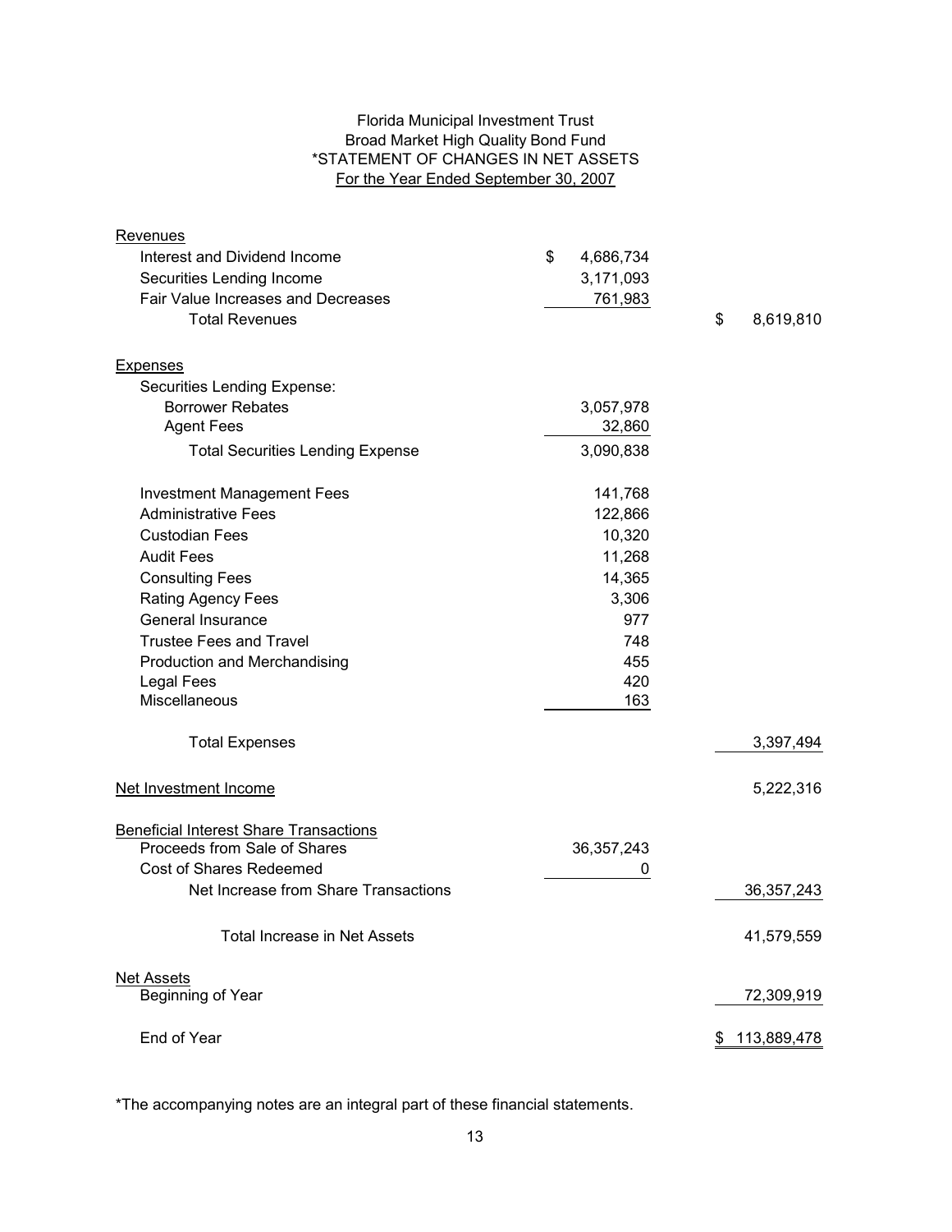# Florida Municipal Investment Trust
## Broad Market High Quality Bond Fund
## *STATEMENT OF CHANGES IN NET ASSETS
## For the Year Ended September 30, 2007

| | | |
|---|---|---|
| **Revenues** | | |
| Interest and Dividend Income | $ 4,686,734 | |
| Securities Lending Income | 3,171,093 | |
| Fair Value Increases and Decreases | 761,983 | |
| Total Revenues | | $ 8,619,810 |
| **Expenses** | | |
| Securities Lending Expense: | | |
| Borrower Rebates | 3,057,978 | |
| Agent Fees | 32,860 | |
| Total Securities Lending Expense | 3,090,838 | |
| Investment Management Fees | 141,768 | |
| Administrative Fees | 122,866 | |
| Custodian Fees | 10,320 | |
| Audit Fees | 11,268 | |
| Consulting Fees | 14,365 | |
| Rating Agency Fees | 3,306 | |
| General Insurance | 977 | |
| Trustee Fees and Travel | 748 | |
| Production and Merchandising | 455 | |
| Legal Fees | 420 | |
| Miscellaneous | 163 | |
| Total Expenses | | 3,397,494 |
| **Net Investment Income** | | 5,222,316 |
| **Beneficial Interest Share Transactions** | | |
| Proceeds from Sale of Shares | 36,357,243 | |
| Cost of Shares Redeemed | 0 | |
| Net Increase from Share Transactions | | 36,357,243 |
| Total Increase in Net Assets | | 41,579,559 |
| **Net Assets** | | |
| Beginning of Year | | 72,309,919 |
| End of Year | | $ 113,889,478 |

*The accompanying notes are an integral part of these financial statements.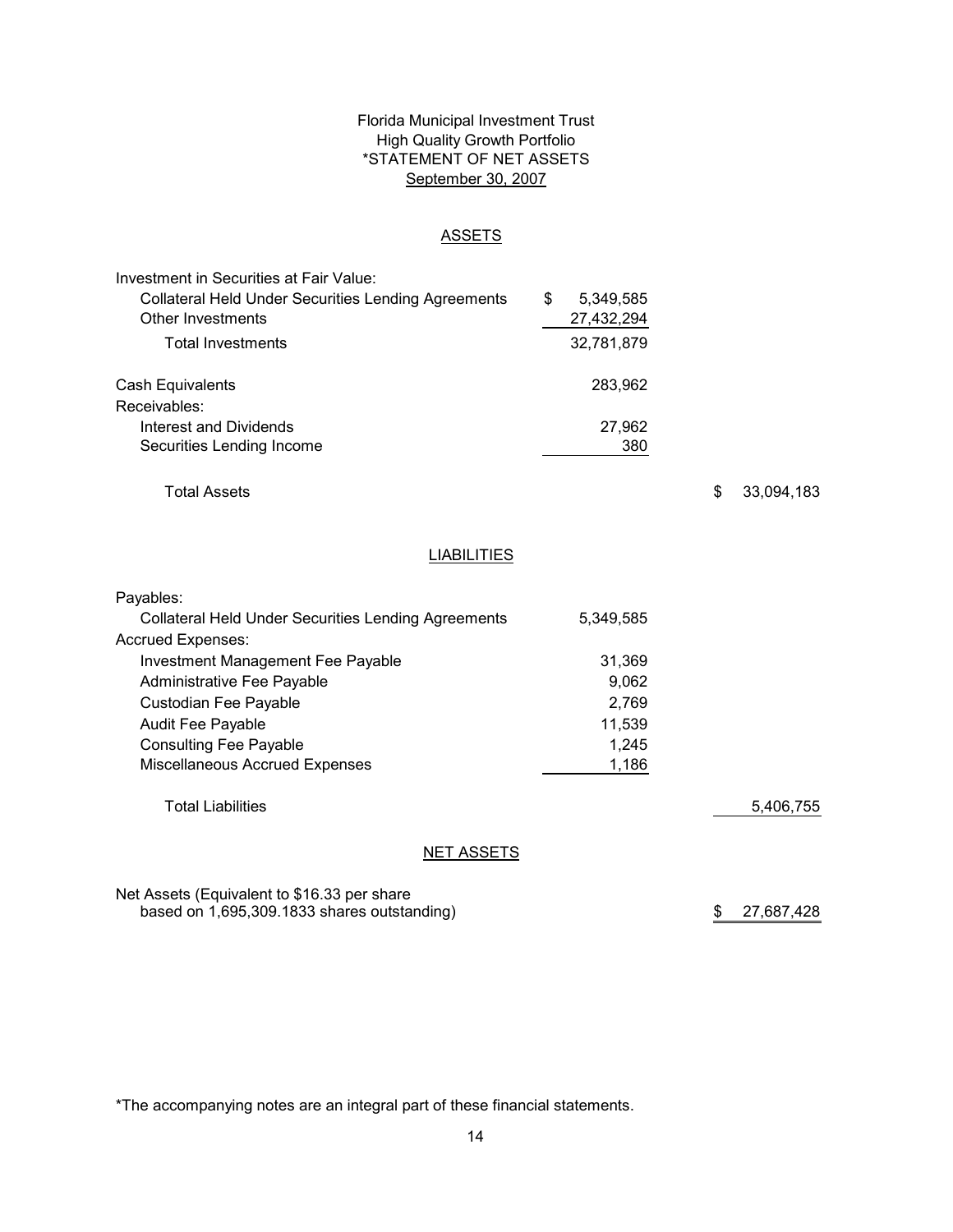Florida Municipal Investment Trust
High Quality Growth Portfolio
*STATEMENT OF NET ASSETS
September 30, 2007

## ASSETS

| | | |
|---|---|---|
| Investment in Securities at Fair Value: | | |
| Collateral Held Under Securities Lending Agreements | $ 5,349,585 | |
| Other Investments | 27,432,294 | |
| Total Investments | 32,781,879 | |
| Cash Equivalents | 283,962 | |
| Receivables: | | |
| Interest and Dividends | 27,962 | |
| Securities Lending Income | 380 | |
| Total Assets | | $ 33,094,183 |

## LIABILITIES

| | | |
|---|---|---|
| Payables: | | |
| Collateral Held Under Securities Lending Agreements | 5,349,585 | |
| Accrued Expenses: | | |
| Investment Management Fee Payable | 31,369 | |
| Administrative Fee Payable | 9,062 | |
| Custodian Fee Payable | 2,769 | |
| Audit Fee Payable | 11,539 | |
| Consulting Fee Payable | 1,245 | |
| Miscellaneous Accrued Expenses | 1,186 | |
| Total Liabilities | | 5,406,755 |

## NET ASSETS

| | | |
|---|---|---|
| Net Assets (Equivalent to $16.33 per share based on 1,695,309.1833 shares outstanding) | | $ 27,687,428 |

*The accompanying notes are an integral part of these financial statements.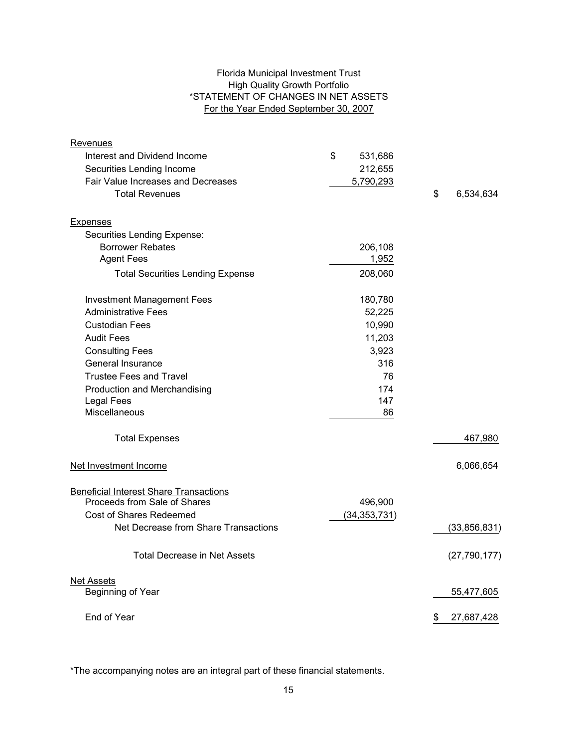# Florida Municipal Investment Trust
## High Quality Growth Portfolio
## *STATEMENT OF CHANGES IN NET ASSETS
### For the Year Ended September 30, 2007

| | | |
|---|---|---|
| **Revenues** | | |
| Interest and Dividend Income | $ 531,686 | |
| Securities Lending Income | 212,655 | |
| Fair Value Increases and Decreases | 5,790,293 | |
| Total Revenues | | $ 6,534,634 |
| **Expenses** | | |
| Securities Lending Expense: | | |
| Borrower Rebates | 206,108 | |
| Agent Fees | 1,952 | |
| Total Securities Lending Expense | 208,060 | |
| Investment Management Fees | 180,780 | |
| Administrative Fees | 52,225 | |
| Custodian Fees | 10,990 | |
| Audit Fees | 11,203 | |
| Consulting Fees | 3,923 | |
| General Insurance | 316 | |
| Trustee Fees and Travel | 76 | |
| Production and Merchandising | 174 | |
| Legal Fees | 147 | |
| Miscellaneous | 86 | |
| Total Expenses | | 467,980 |
| **Net Investment Income** | | 6,066,654 |
| **Beneficial Interest Share Transactions** | | |
| Proceeds from Sale of Shares | 496,900 | |
| Cost of Shares Redeemed | (34,353,731) | |
| Net Decrease from Share Transactions | | (33,856,831) |
| Total Decrease in Net Assets | | (27,790,177) |
| **Net Assets** | | |
| Beginning of Year | | 55,477,605 |
| End of Year | | $ 27,687,428 |

*The accompanying notes are an integral part of these financial statements.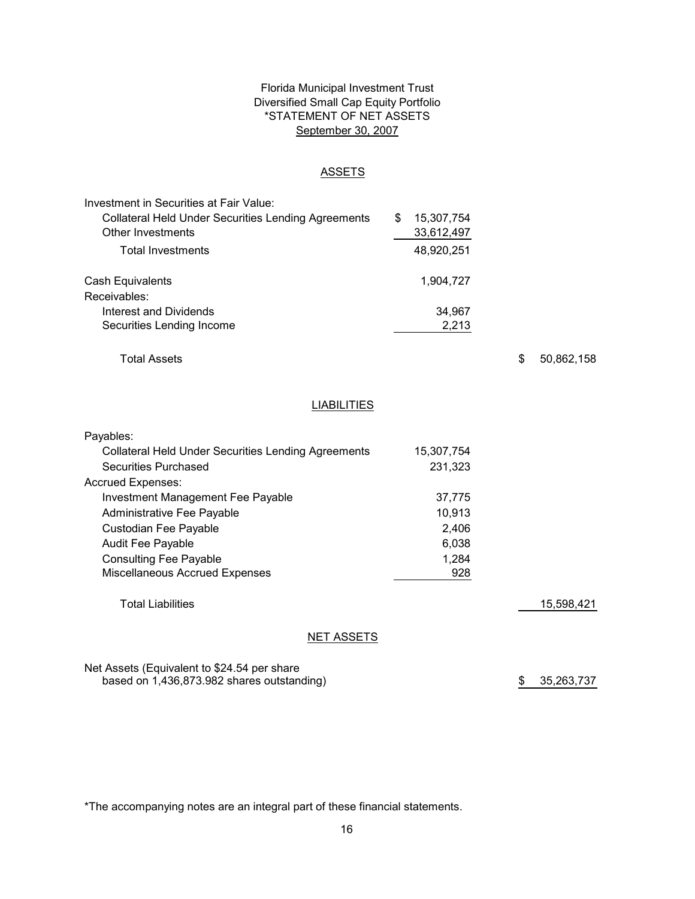Florida Municipal Investment Trust
Diversified Small Cap Equity Portfolio
*STATEMENT OF NET ASSETS
September 30, 2007

## ASSETS

| | | |
|---|---|---|
| Investment in Securities at Fair Value: | | |
| Collateral Held Under Securities Lending Agreements | $ 15,307,754 | |
| Other Investments | 33,612,497 | |
| Total Investments | 48,920,251 | |
| | | |
| Cash Equivalents | 1,904,727 | |
| Receivables: | | |
| Interest and Dividends | 34,967 | |
| Securities Lending Income | 2,213 | |
| | | |
| Total Assets | | $ 50,862,158 |

## LIABILITIES

| | | |
|---|---|---|
| Payables: | | |
| Collateral Held Under Securities Lending Agreements | 15,307,754 | |
| Securities Purchased | 231,323 | |
| Accrued Expenses: | | |
| Investment Management Fee Payable | 37,775 | |
| Administrative Fee Payable | 10,913 | |
| Custodian Fee Payable | 2,406 | |
| Audit Fee Payable | 6,038 | |
| Consulting Fee Payable | 1,284 | |
| Miscellaneous Accrued Expenses | 928 | |
| | | |
| Total Liabilities | | 15,598,421 |

## NET ASSETS

| | | |
|---|---|---|
| Net Assets (Equivalent to $24.54 per share based on 1,436,873.982 shares outstanding) | | $ 35,263,737 |

*The accompanying notes are an integral part of these financial statements.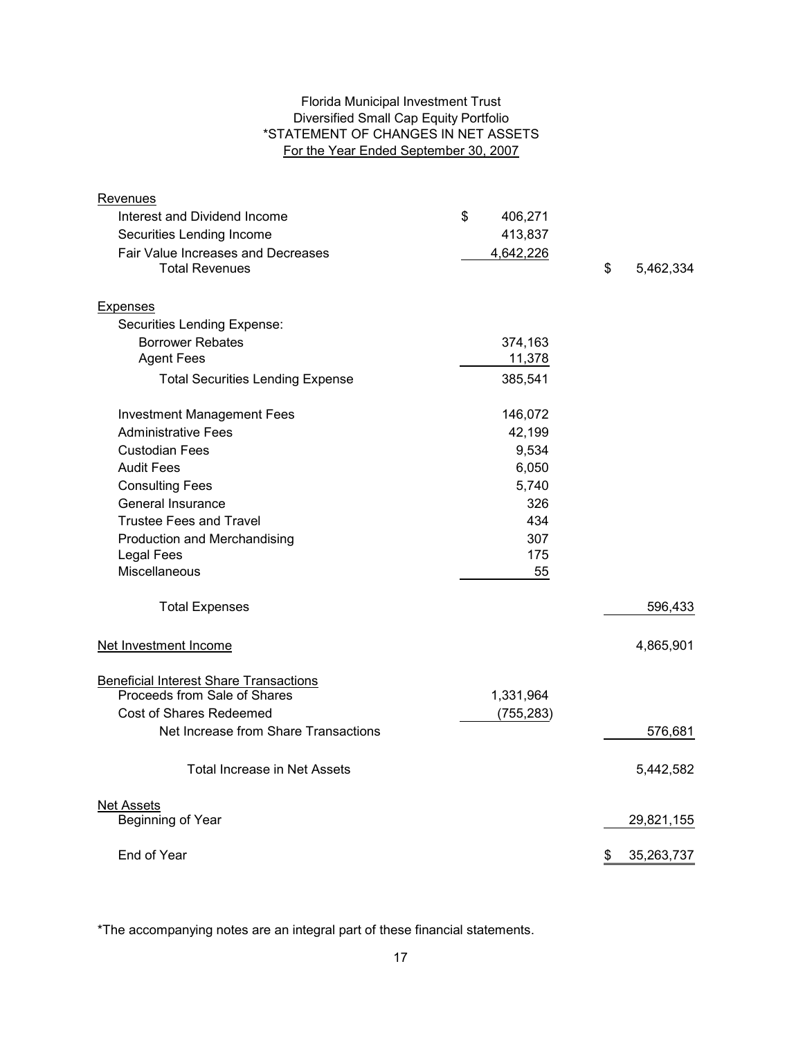Florida Municipal Investment Trust
Diversified Small Cap Equity Portfolio
*STATEMENT OF CHANGES IN NET ASSETS
For the Year Ended September 30, 2007

| | | |
|---|---|---|
| **Revenues** | | |
| Interest and Dividend Income | $ 406,271 | |
| Securities Lending Income | 413,837 | |
| Fair Value Increases and Decreases | 4,642,226 | |
| Total Revenues | | $ 5,462,334 |
| **Expenses** | | |
| Securities Lending Expense: | | |
| Borrower Rebates | 374,163 | |
| Agent Fees | 11,378 | |
| Total Securities Lending Expense | 385,541 | |
| Investment Management Fees | 146,072 | |
| Administrative Fees | 42,199 | |
| Custodian Fees | 9,534 | |
| Audit Fees | 6,050 | |
| Consulting Fees | 5,740 | |
| General Insurance | 326 | |
| Trustee Fees and Travel | 434 | |
| Production and Merchandising | 307 | |
| Legal Fees | 175 | |
| Miscellaneous | 55 | |
| Total Expenses | | 596,433 |
| **Net Investment Income** | | 4,865,901 |
| **Beneficial Interest Share Transactions** | | |
| Proceeds from Sale of Shares | 1,331,964 | |
| Cost of Shares Redeemed | (755,283) | |
| Net Increase from Share Transactions | | 576,681 |
| Total Increase in Net Assets | | 5,442,582 |
| **Net Assets** | | |
| Beginning of Year | | 29,821,155 |
| End of Year | | $ 35,263,737 |

*The accompanying notes are an integral part of these financial statements.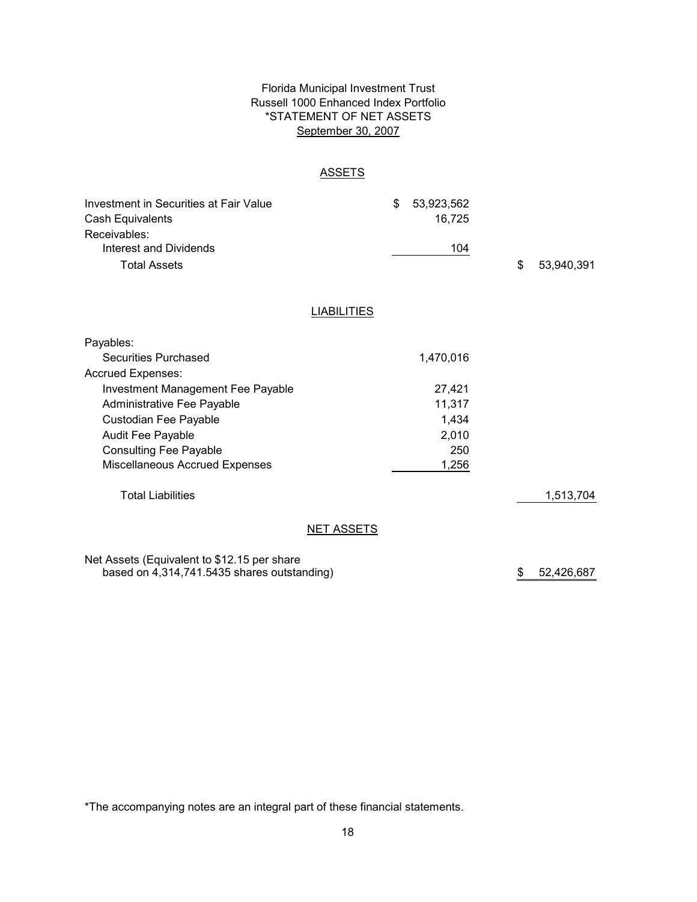Florida Municipal Investment Trust
Russell 1000 Enhanced Index Portfolio
*STATEMENT OF NET ASSETS
September 30, 2007

## ASSETS

| | | |
|---|---|---|
| Investment in Securities at Fair Value | $ 53,923,562 | |
| Cash Equivalents | 16,725 | |
| Receivables: | | |
| Interest and Dividends | 104 | |
| Total Assets | | $ 53,940,391 |

## LIABILITIES

| | | |
|---|---|---|
| Payables: | | |
| Securities Purchased | 1,470,016 | |
| Accrued Expenses: | | |
| Investment Management Fee Payable | 27,421 | |
| Administrative Fee Payable | 11,317 | |
| Custodian Fee Payable | 1,434 | |
| Audit Fee Payable | 2,010 | |
| Consulting Fee Payable | 250 | |
| Miscellaneous Accrued Expenses | 1,256 | |
| Total Liabilities | | 1,513,704 |

## NET ASSETS

| | |
|---|---|
| Net Assets (Equivalent to $12.15 per share based on 4,314,741.5435 shares outstanding) | $ 52,426,687 |

*The accompanying notes are an integral part of these financial statements.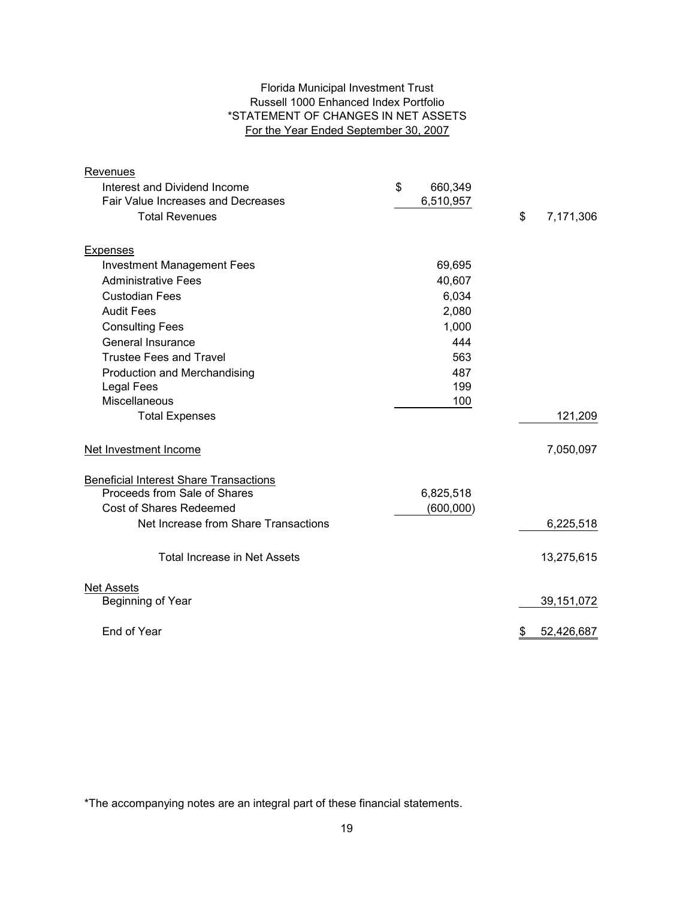# Florida Municipal Investment Trust
## Russell 1000 Enhanced Index Portfolio
## *STATEMENT OF CHANGES IN NET ASSETS
### For the Year Ended September 30, 2007

| | | |
|---|---|---|
| **Revenues** | | |
| Interest and Dividend Income | $ 660,349 | |
| Fair Value Increases and Decreases | 6,510,957 | |
| Total Revenues | | $ 7,171,306 |
| **Expenses** | | |
| Investment Management Fees | 69,695 | |
| Administrative Fees | 40,607 | |
| Custodian Fees | 6,034 | |
| Audit Fees | 2,080 | |
| Consulting Fees | 1,000 | |
| General Insurance | 444 | |
| Trustee Fees and Travel | 563 | |
| Production and Merchandising | 487 | |
| Legal Fees | 199 | |
| Miscellaneous | 100 | |
| Total Expenses | | 121,209 |
| **Net Investment Income** | | 7,050,097 |
| **Beneficial Interest Share Transactions** | | |
| Proceeds from Sale of Shares | 6,825,518 | |
| Cost of Shares Redeemed | (600,000) | |
| Net Increase from Share Transactions | | 6,225,518 |
| Total Increase in Net Assets | | 13,275,615 |
| **Net Assets** | | |
| Beginning of Year | | 39,151,072 |
| End of Year | | $ 52,426,687 |

*The accompanying notes are an integral part of these financial statements.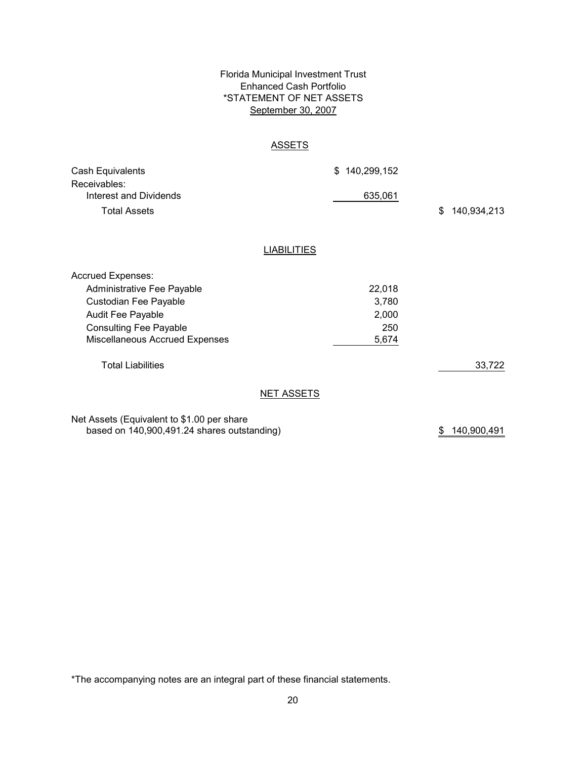Florida Municipal Investment Trust
Enhanced Cash Portfolio
*STATEMENT OF NET ASSETS
September 30, 2007

## ASSETS

| | | |
|---|---|---|
| Cash Equivalents | $ 140,299,152 | |
| Receivables: | | |
| Interest and Dividends | 635,061 | |
| Total Assets | | $ 140,934,213 |

## LIABILITIES

| | | |
|---|---|---|
| Accrued Expenses: | | |
| Administrative Fee Payable | 22,018 | |
| Custodian Fee Payable | 3,780 | |
| Audit Fee Payable | 2,000 | |
| Consulting Fee Payable | 250 | |
| Miscellaneous Accrued Expenses | 5,674 | |
| Total Liabilities | | 33,722 |

## NET ASSETS

| | |
|---|---|
| Net Assets (Equivalent to $1.00 per share based on 140,900,491.24 shares outstanding) | $ 140,900,491 |

*The accompanying notes are an integral part of these financial statements.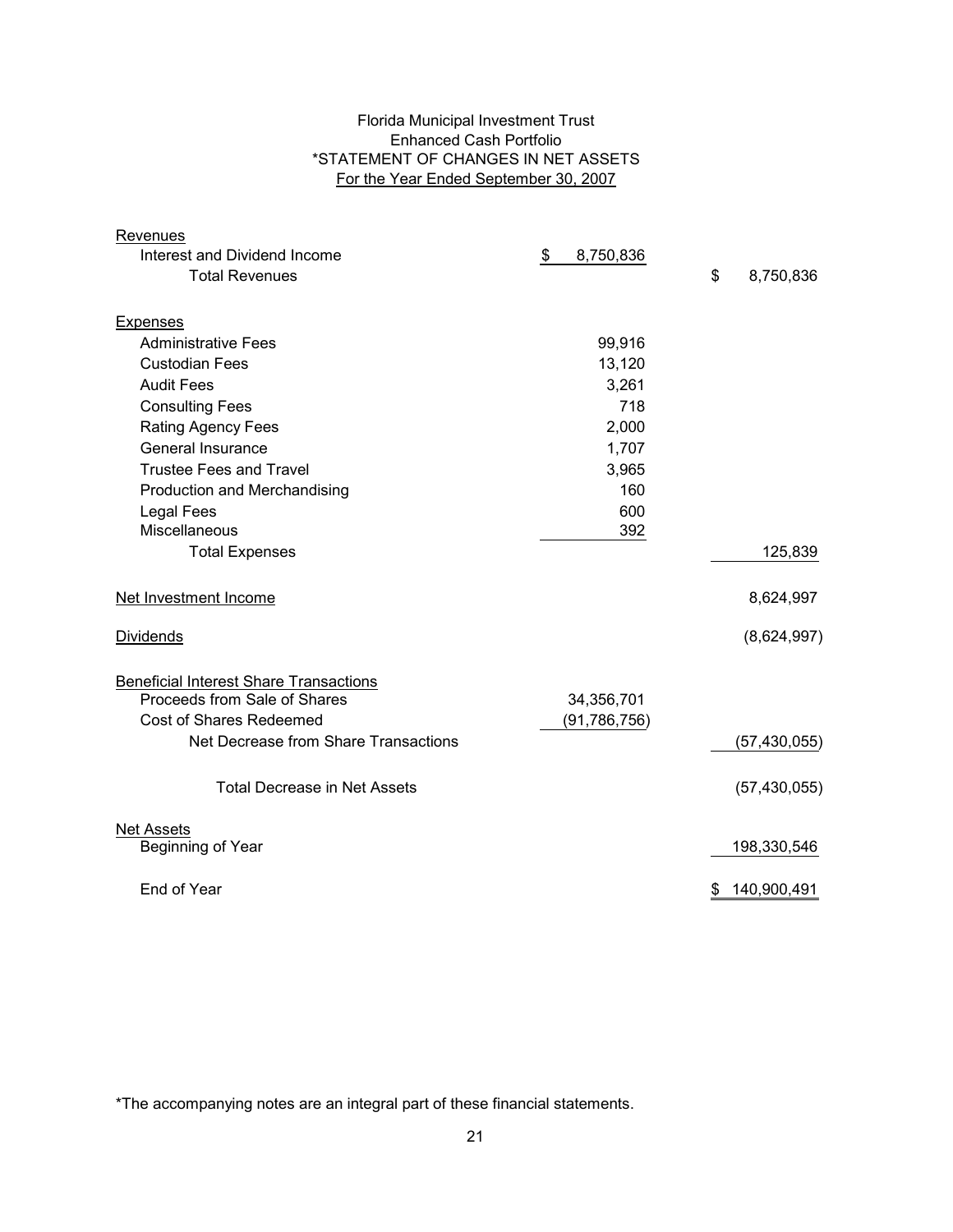Florida Municipal Investment Trust
Enhanced Cash Portfolio
*STATEMENT OF CHANGES IN NET ASSETS
For the Year Ended September 30, 2007

| | | |
|---|---|---|
| **Revenues** | | |
| Interest and Dividend Income | $ 8,750,836 | |
| Total Revenues | | $ 8,750,836 |
| **Expenses** | | |
| Administrative Fees | 99,916 | |
| Custodian Fees | 13,120 | |
| Audit Fees | 3,261 | |
| Consulting Fees | 718 | |
| Rating Agency Fees | 2,000 | |
| General Insurance | 1,707 | |
| Trustee Fees and Travel | 3,965 | |
| Production and Merchandising | 160 | |
| Legal Fees | 600 | |
| Miscellaneous | 392 | |
| Total Expenses | | 125,839 |
| Net Investment Income | | 8,624,997 |
| Dividends | | (8,624,997) |
| **Beneficial Interest Share Transactions** | | |
| Proceeds from Sale of Shares | 34,356,701 | |
| Cost of Shares Redeemed | (91,786,756) | |
| Net Decrease from Share Transactions | | (57,430,055) |
| Total Decrease in Net Assets | | (57,430,055) |
| **Net Assets** | | |
| Beginning of Year | | 198,330,546 |
| End of Year | | $ 140,900,491 |

*The accompanying notes are an integral part of these financial statements.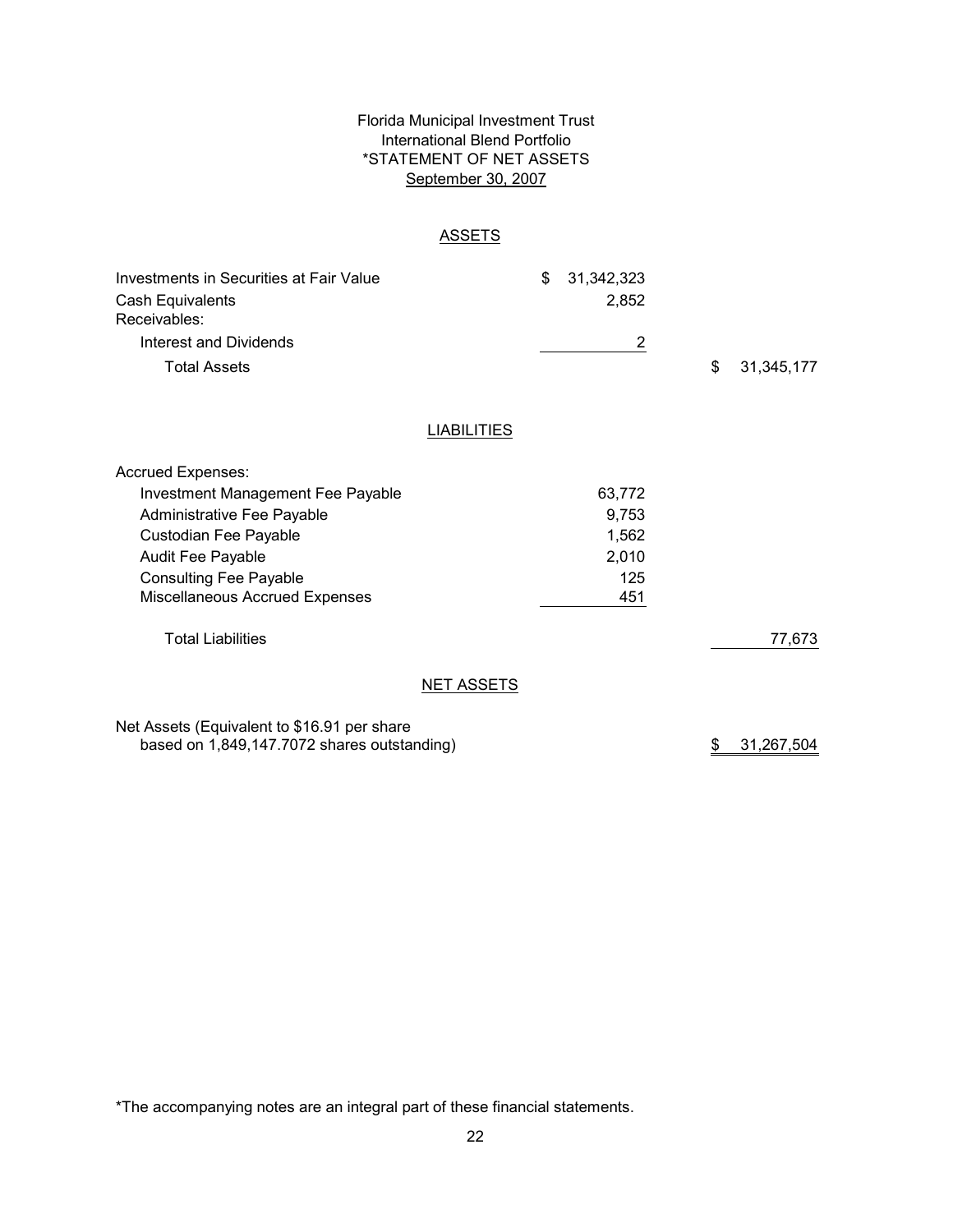# Florida Municipal Investment Trust
## International Blend Portfolio
## *STATEMENT OF NET ASSETS
## September 30, 2007

### ASSETS

| | | |
|---|---|---|
| Investments in Securities at Fair Value | $ 31,342,323 | |
| Cash Equivalents | 2,852 | |
| Receivables: | | |
| Interest and Dividends | 2 | |
| Total Assets | | $ 31,345,177 |

### LIABILITIES

| | | |
|---|---|---|
| Accrued Expenses: | | |
| Investment Management Fee Payable | 63,772 | |
| Administrative Fee Payable | 9,753 | |
| Custodian Fee Payable | 1,562 | |
| Audit Fee Payable | 2,010 | |
| Consulting Fee Payable | 125 | |
| Miscellaneous Accrued Expenses | 451 | |
| Total Liabilities | | 77,673 |

### NET ASSETS

| | | |
|---|---|---|
| Net Assets (Equivalent to $16.91 per share based on 1,849,147.7072 shares outstanding) | | $ 31,267,504 |

*The accompanying notes are an integral part of these financial statements.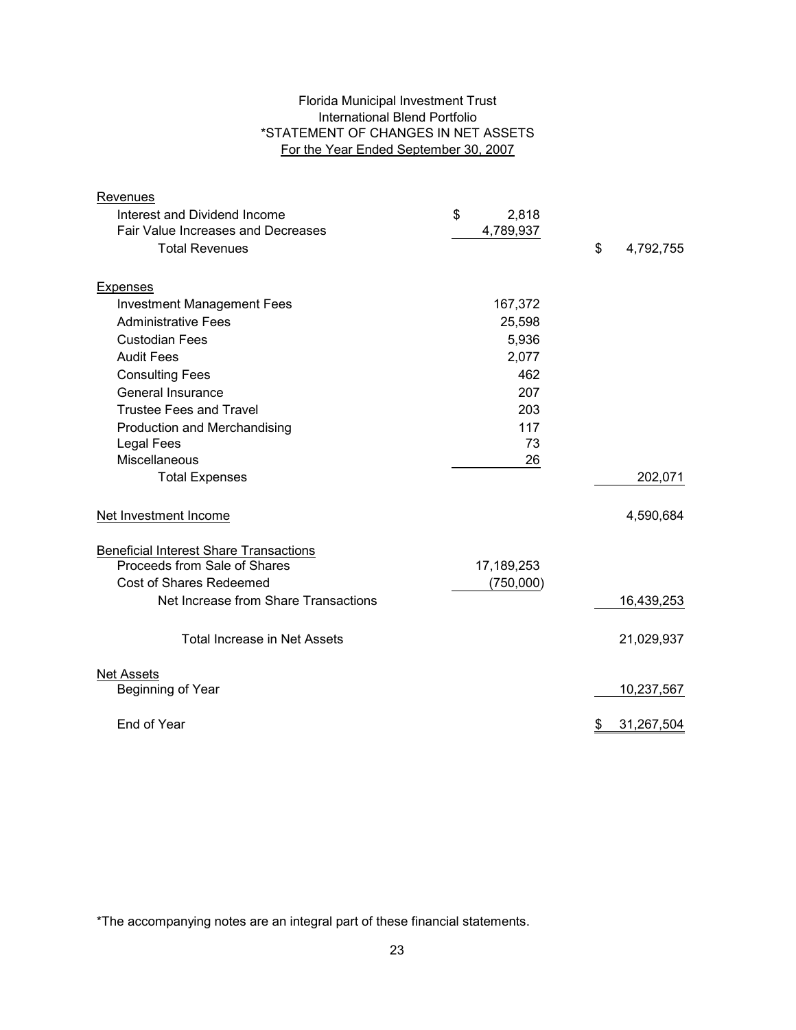Florida Municipal Investment Trust
International Blend Portfolio
*STATEMENT OF CHANGES IN NET ASSETS
For the Year Ended September 30, 2007

| | | |
|---|---|---|
| **Revenues** | | |
| Interest and Dividend Income | $ 2,818 | |
| Fair Value Increases and Decreases | 4,789,937 | |
| Total Revenues | | $ 4,792,755 |
| **Expenses** | | |
| Investment Management Fees | 167,372 | |
| Administrative Fees | 25,598 | |
| Custodian Fees | 5,936 | |
| Audit Fees | 2,077 | |
| Consulting Fees | 462 | |
| General Insurance | 207 | |
| Trustee Fees and Travel | 203 | |
| Production and Merchandising | 117 | |
| Legal Fees | 73 | |
| Miscellaneous | 26 | |
| Total Expenses | | 202,071 |
| **Net Investment Income** | | 4,590,684 |
| **Beneficial Interest Share Transactions** | | |
| Proceeds from Sale of Shares | 17,189,253 | |
| Cost of Shares Redeemed | (750,000) | |
| Net Increase from Share Transactions | | 16,439,253 |
| Total Increase in Net Assets | | 21,029,937 |
| **Net Assets** | | |
| Beginning of Year | | 10,237,567 |
| End of Year | | $ 31,267,504 |

*The accompanying notes are an integral part of these financial statements.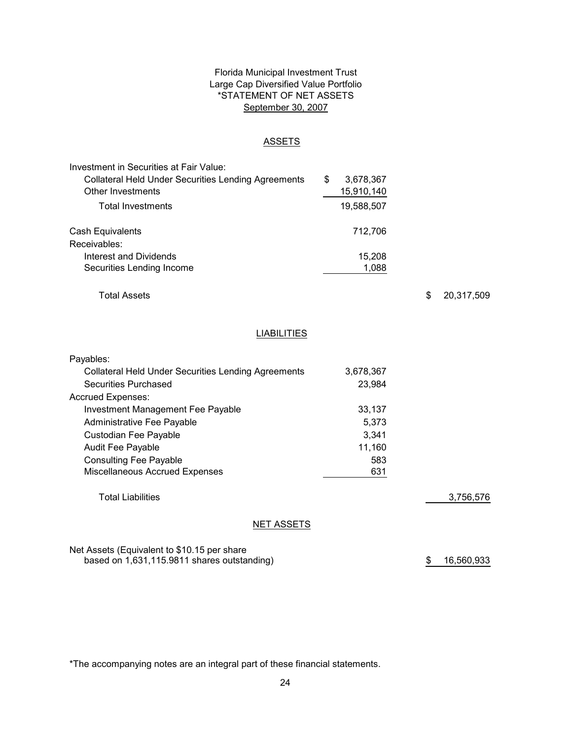# Florida Municipal Investment Trust
## Large Cap Diversified Value Portfolio
## *STATEMENT OF NET ASSETS
### September 30, 2007

### ASSETS

| | | |
|---|---|---|
| Investment in Securities at Fair Value: | | |
| Collateral Held Under Securities Lending Agreements | $ 3,678,367 | |
| Other Investments | 15,910,140 | |
| Total Investments | 19,588,507 | |
| Cash Equivalents | 712,706 | |
| Receivables: | | |
| Interest and Dividends | 15,208 | |
| Securities Lending Income | 1,088 | |
| Total Assets | | $ 20,317,509 |

### LIABILITIES

| | | |
|---|---|---|
| Payables: | | |
| Collateral Held Under Securities Lending Agreements | 3,678,367 | |
| Securities Purchased | 23,984 | |
| Accrued Expenses: | | |
| Investment Management Fee Payable | 33,137 | |
| Administrative Fee Payable | 5,373 | |
| Custodian Fee Payable | 3,341 | |
| Audit Fee Payable | 11,160 | |
| Consulting Fee Payable | 583 | |
| Miscellaneous Accrued Expenses | 631 | |
| Total Liabilities | | 3,756,576 |

### NET ASSETS

| | | |
|---|---|---|
| Net Assets (Equivalent to $10.15 per share based on 1,631,115.9811 shares outstanding) | | $ 16,560,933 |

*The accompanying notes are an integral part of these financial statements.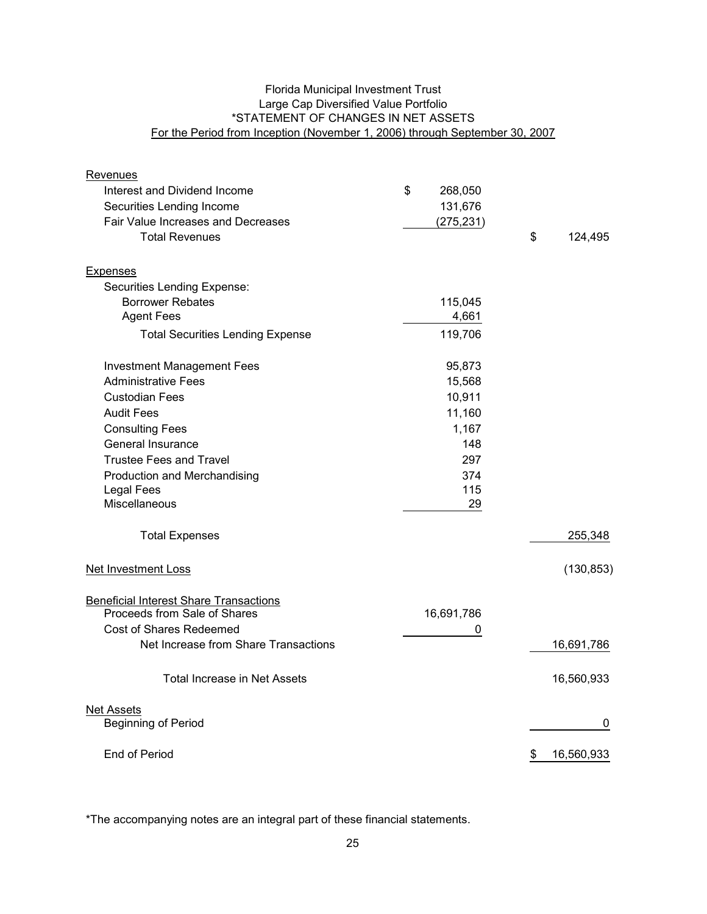Florida Municipal Investment Trust
Large Cap Diversified Value Portfolio
*STATEMENT OF CHANGES IN NET ASSETS
For the Period from Inception (November 1, 2006) through September 30, 2007

| | | |
|---|---|---|
| **Revenues** | | |
| Interest and Dividend Income | $ 268,050 | |
| Securities Lending Income | 131,676 | |
| Fair Value Increases and Decreases | (275,231) | |
| Total Revenues | | $ 124,495 |
| **Expenses** | | |
| Securities Lending Expense: | | |
| Borrower Rebates | 115,045 | |
| Agent Fees | 4,661 | |
| Total Securities Lending Expense | 119,706 | |
| Investment Management Fees | 95,873 | |
| Administrative Fees | 15,568 | |
| Custodian Fees | 10,911 | |
| Audit Fees | 11,160 | |
| Consulting Fees | 1,167 | |
| General Insurance | 148 | |
| Trustee Fees and Travel | 297 | |
| Production and Merchandising | 374 | |
| Legal Fees | 115 | |
| Miscellaneous | 29 | |
| Total Expenses | | 255,348 |
| **Net Investment Loss** | | (130,853) |
| **Beneficial Interest Share Transactions** | | |
| Proceeds from Sale of Shares | 16,691,786 | |
| Cost of Shares Redeemed | 0 | |
| Net Increase from Share Transactions | | 16,691,786 |
| Total Increase in Net Assets | | 16,560,933 |
| **Net Assets** | | |
| Beginning of Period | | 0 |
| End of Period | | $ 16,560,933 |

*The accompanying notes are an integral part of these financial statements.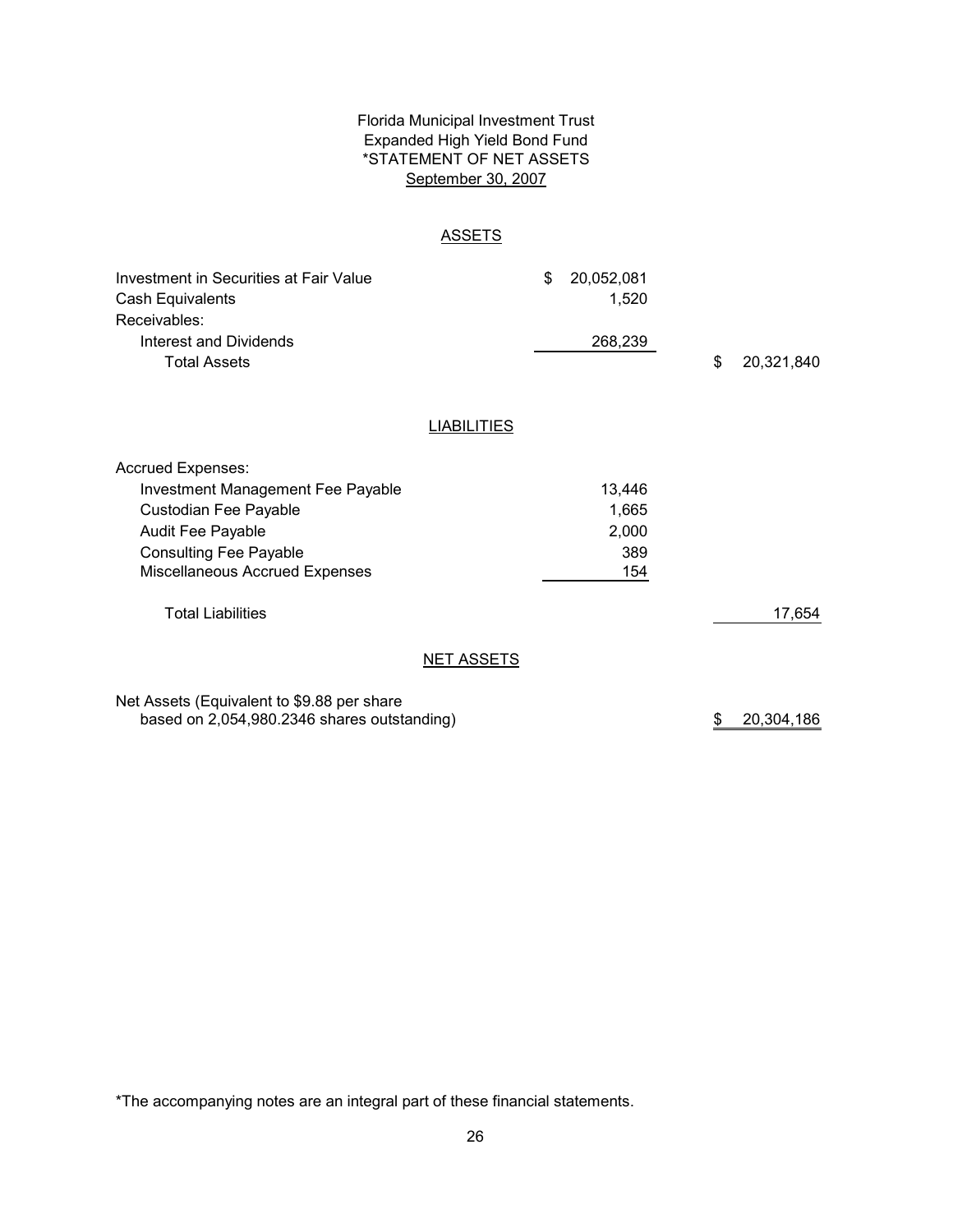# Florida Municipal Investment Trust
## Expanded High Yield Bond Fund
## *STATEMENT OF NET ASSETS
### September 30, 2007

### ASSETS

| | | |
|---|---|---|
| Investment in Securities at Fair Value | $ 20,052,081 | |
| Cash Equivalents | 1,520 | |
| Receivables: | | |
| Interest and Dividends | 268,239 | |
| Total Assets | | $ 20,321,840 |

### LIABILITIES

| | | |
|---|---|---|
| Accrued Expenses: | | |
| Investment Management Fee Payable | 13,446 | |
| Custodian Fee Payable | 1,665 | |
| Audit Fee Payable | 2,000 | |
| Consulting Fee Payable | 389 | |
| Miscellaneous Accrued Expenses | 154 | |
| Total Liabilities | | 17,654 |

### NET ASSETS

| | | |
|---|---|---|
| Net Assets (Equivalent to $9.88 per share based on 2,054,980.2346 shares outstanding) | | $ 20,304,186 |

*The accompanying notes are an integral part of these financial statements.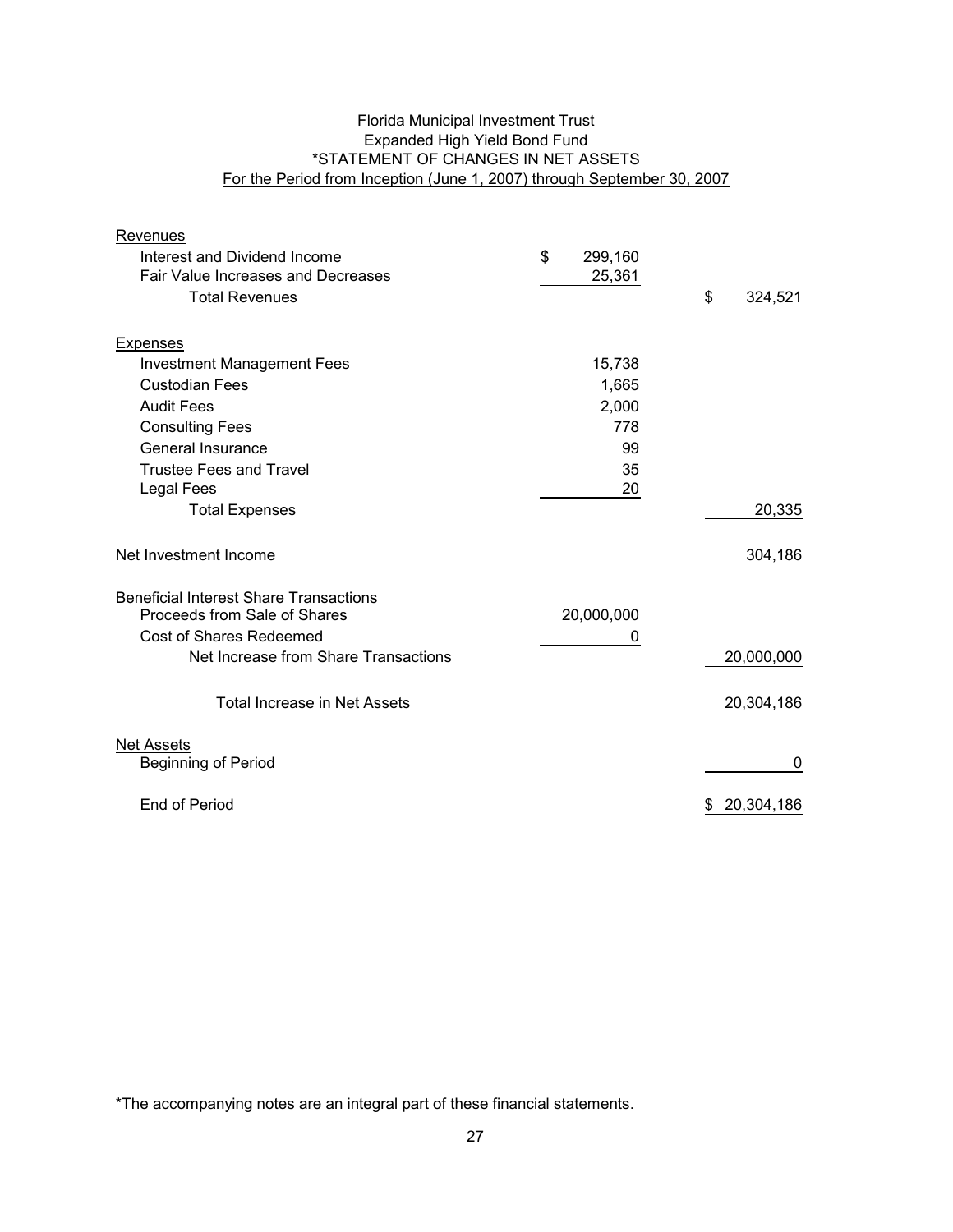Florida Municipal Investment Trust
Expanded High Yield Bond Fund
*STATEMENT OF CHANGES IN NET ASSETS
For the Period from Inception (June 1, 2007) through September 30, 2007

| | | |
|---|---|---|
| **Revenues** | | |
| Interest and Dividend Income | $ 299,160 | |
| Fair Value Increases and Decreases | 25,361 | |
| Total Revenues | | $ 324,521 |
| **Expenses** | | |
| Investment Management Fees | 15,738 | |
| Custodian Fees | 1,665 | |
| Audit Fees | 2,000 | |
| Consulting Fees | 778 | |
| General Insurance | 99 | |
| Trustee Fees and Travel | 35 | |
| Legal Fees | 20 | |
| Total Expenses | | 20,335 |
| Net Investment Income | | 304,186 |
| **Beneficial Interest Share Transactions** | | |
| Proceeds from Sale of Shares | 20,000,000 | |
| Cost of Shares Redeemed | 0 | |
| Net Increase from Share Transactions | | 20,000,000 |
| Total Increase in Net Assets | | 20,304,186 |
| **Net Assets** | | |
| Beginning of Period | | 0 |
| End of Period | | $ 20,304,186 |

*The accompanying notes are an integral part of these financial statements.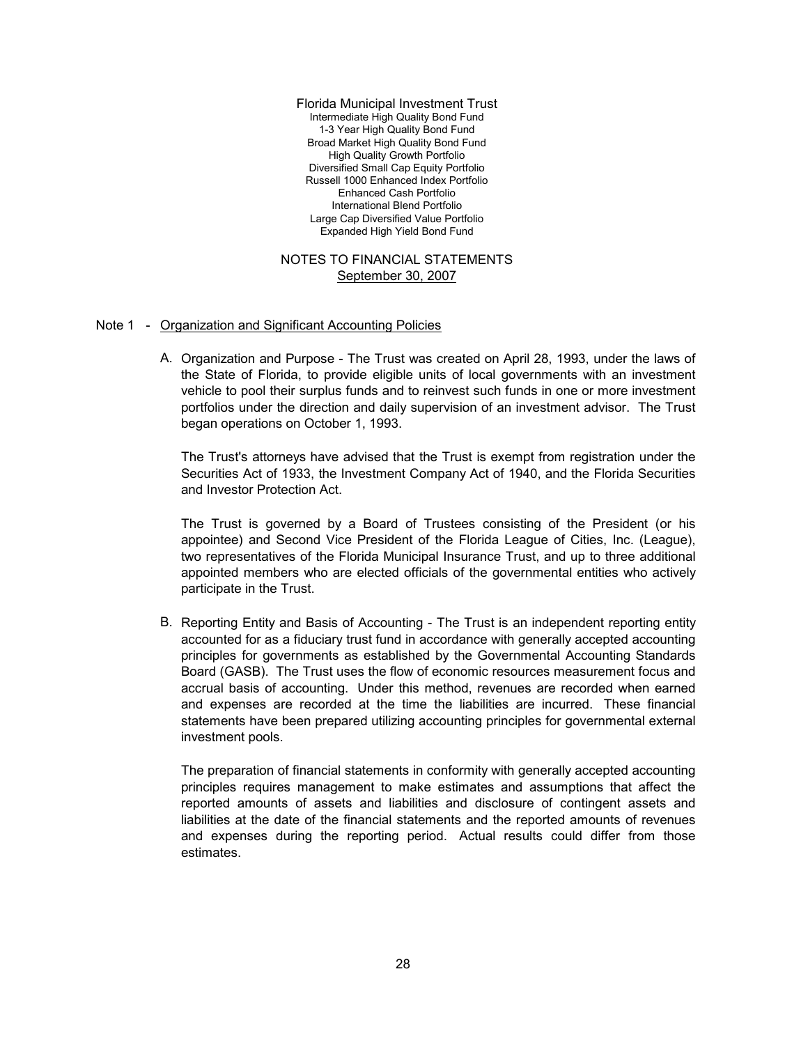Florida Municipal Investment Trust
Intermediate High Quality Bond Fund
1-3 Year High Quality Bond Fund
Broad Market High Quality Bond Fund
High Quality Growth Portfolio
Diversified Small Cap Equity Portfolio
Russell 1000 Enhanced Index Portfolio
Enhanced Cash Portfolio
International Blend Portfolio
Large Cap Diversified Value Portfolio
Expanded High Yield Bond Fund

# NOTES TO FINANCIAL STATEMENTS

September 30, 2007

## Note 1 - Organization and Significant Accounting Policies

A. Organization and Purpose - The Trust was created on April 28, 1993, under the laws of the State of Florida, to provide eligible units of local governments with an investment vehicle to pool their surplus funds and to reinvest such funds in one or more investment portfolios under the direction and daily supervision of an investment advisor. The Trust began operations on October 1, 1993.

   The Trust's attorneys have advised that the Trust is exempt from registration under the Securities Act of 1933, the Investment Company Act of 1940, and the Florida Securities and Investor Protection Act.

   The Trust is governed by a Board of Trustees consisting of the President (or his appointee) and Second Vice President of the Florida League of Cities, Inc. (League), two representatives of the Florida Municipal Insurance Trust, and up to three additional appointed members who are elected officials of the governmental entities who actively participate in the Trust.

B. Reporting Entity and Basis of Accounting - The Trust is an independent reporting entity accounted for as a fiduciary trust fund in accordance with generally accepted accounting principles for governments as established by the Governmental Accounting Standards Board (GASB). The Trust uses the flow of economic resources measurement focus and accrual basis of accounting. Under this method, revenues are recorded when earned and expenses are recorded at the time the liabilities are incurred. These financial statements have been prepared utilizing accounting principles for governmental external investment pools.

   The preparation of financial statements in conformity with generally accepted accounting principles requires management to make estimates and assumptions that affect the reported amounts of assets and liabilities and disclosure of contingent assets and liabilities at the date of the financial statements and the reported amounts of revenues and expenses during the reporting period. Actual results could differ from those estimates.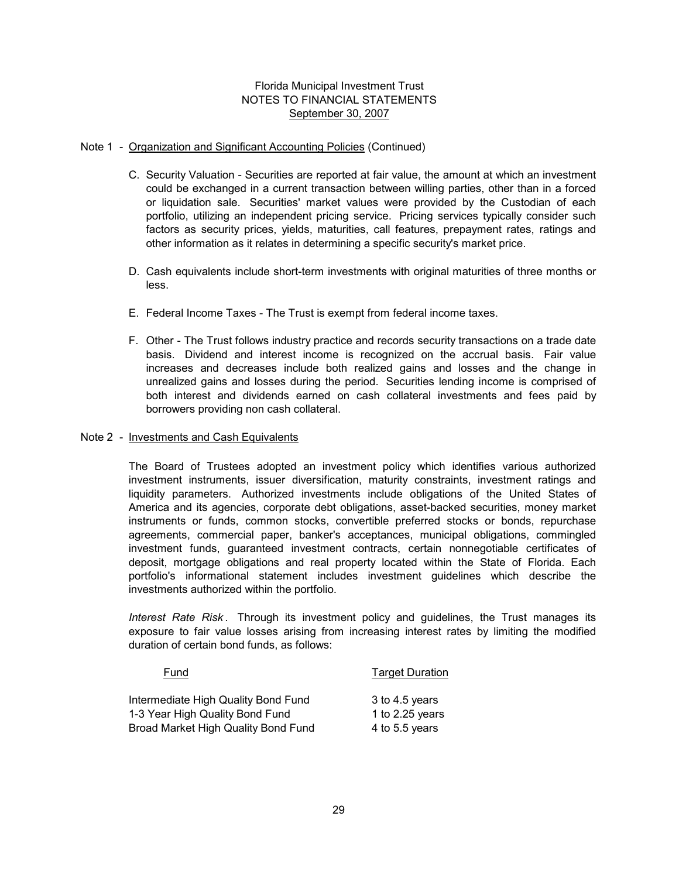Florida Municipal Investment Trust
NOTES TO FINANCIAL STATEMENTS
September 30, 2007

Note 1 - Organization and Significant Accounting Policies (Continued)

C. Security Valuation - Securities are reported at fair value, the amount at which an investment could be exchanged in a current transaction between willing parties, other than in a forced or liquidation sale. Securities' market values were provided by the Custodian of each portfolio, utilizing an independent pricing service. Pricing services typically consider such factors as security prices, yields, maturities, call features, prepayment rates, ratings and other information as it relates in determining a specific security's market price.

D. Cash equivalents include short-term investments with original maturities of three months or less.

E. Federal Income Taxes - The Trust is exempt from federal income taxes.

F. Other - The Trust follows industry practice and records security transactions on a trade date basis. Dividend and interest income is recognized on the accrual basis. Fair value increases and decreases include both realized gains and losses and the change in unrealized gains and losses during the period. Securities lending income is comprised of both interest and dividends earned on cash collateral investments and fees paid by borrowers providing non cash collateral.

Note 2 - Investments and Cash Equivalents

The Board of Trustees adopted an investment policy which identifies various authorized investment instruments, issuer diversification, maturity constraints, investment ratings and liquidity parameters. Authorized investments include obligations of the United States of America and its agencies, corporate debt obligations, asset-backed securities, money market instruments or funds, common stocks, convertible preferred stocks or bonds, repurchase agreements, commercial paper, banker's acceptances, municipal obligations, commingled investment funds, guaranteed investment contracts, certain nonnegotiable certificates of deposit, mortgage obligations and real property located within the State of Florida. Each portfolio's informational statement includes investment guidelines which describe the investments authorized within the portfolio.

*Interest Rate Risk*. Through its investment policy and guidelines, the Trust manages its exposure to fair value losses arising from increasing interest rates by limiting the modified duration of certain bond funds, as follows:

| Fund | Target Duration |
|---|---|
| Intermediate High Quality Bond Fund | 3 to 4.5 years |
| 1-3 Year High Quality Bond Fund | 1 to 2.25 years |
| Broad Market High Quality Bond Fund | 4 to 5.5 years |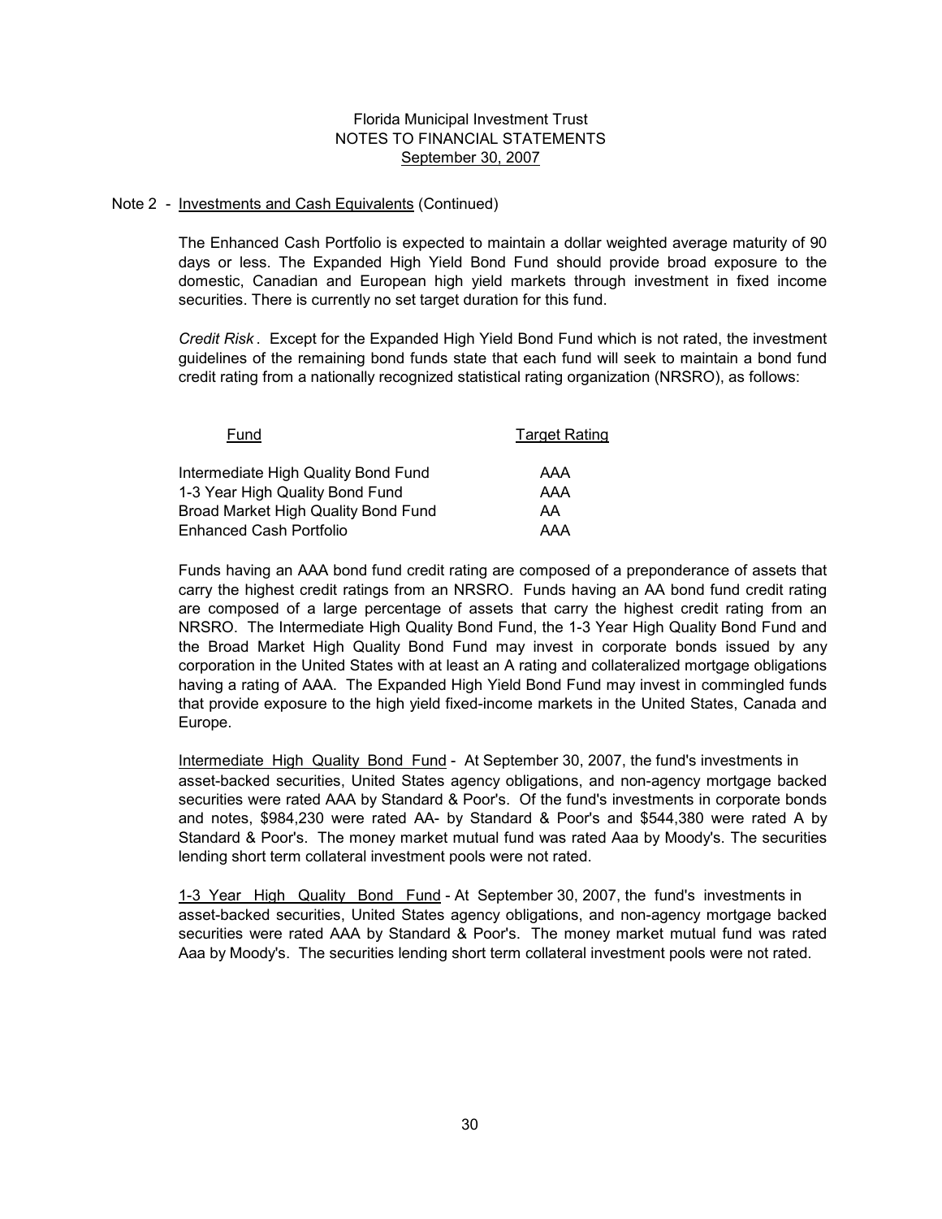Florida Municipal Investment Trust
NOTES TO FINANCIAL STATEMENTS
September 30, 2007

Note 2 - Investments and Cash Equivalents (Continued)

The Enhanced Cash Portfolio is expected to maintain a dollar weighted average maturity of 90 days or less. The Expanded High Yield Bond Fund should provide broad exposure to the domestic, Canadian and European high yield markets through investment in fixed income securities. There is currently no set target duration for this fund.

*Credit Risk*. Except for the Expanded High Yield Bond Fund which is not rated, the investment guidelines of the remaining bond funds state that each fund will seek to maintain a bond fund credit rating from a nationally recognized statistical rating organization (NRSRO), as follows:

| Fund | Target Rating |
|---|---|
| Intermediate High Quality Bond Fund | AAA |
| 1-3 Year High Quality Bond Fund | AAA |
| Broad Market High Quality Bond Fund | AA |
| Enhanced Cash Portfolio | AAA |

Funds having an AAA bond fund credit rating are composed of a preponderance of assets that carry the highest credit ratings from an NRSRO. Funds having an AA bond fund credit rating are composed of a large percentage of assets that carry the highest credit rating from an NRSRO. The Intermediate High Quality Bond Fund, the 1-3 Year High Quality Bond Fund and the Broad Market High Quality Bond Fund may invest in corporate bonds issued by any corporation in the United States with at least an A rating and collateralized mortgage obligations having a rating of AAA. The Expanded High Yield Bond Fund may invest in commingled funds that provide exposure to the high yield fixed-income markets in the United States, Canada and Europe.

Intermediate High Quality Bond Fund - At September 30, 2007, the fund's investments in asset-backed securities, United States agency obligations, and non-agency mortgage backed securities were rated AAA by Standard & Poor's. Of the fund's investments in corporate bonds and notes, $984,230 were rated AA- by Standard & Poor's and $544,380 were rated A by Standard & Poor's. The money market mutual fund was rated Aaa by Moody's. The securities lending short term collateral investment pools were not rated.

1-3 Year High Quality Bond Fund - At September 30, 2007, the fund's investments in asset-backed securities, United States agency obligations, and non-agency mortgage backed securities were rated AAA by Standard & Poor's. The money market mutual fund was rated Aaa by Moody's. The securities lending short term collateral investment pools were not rated.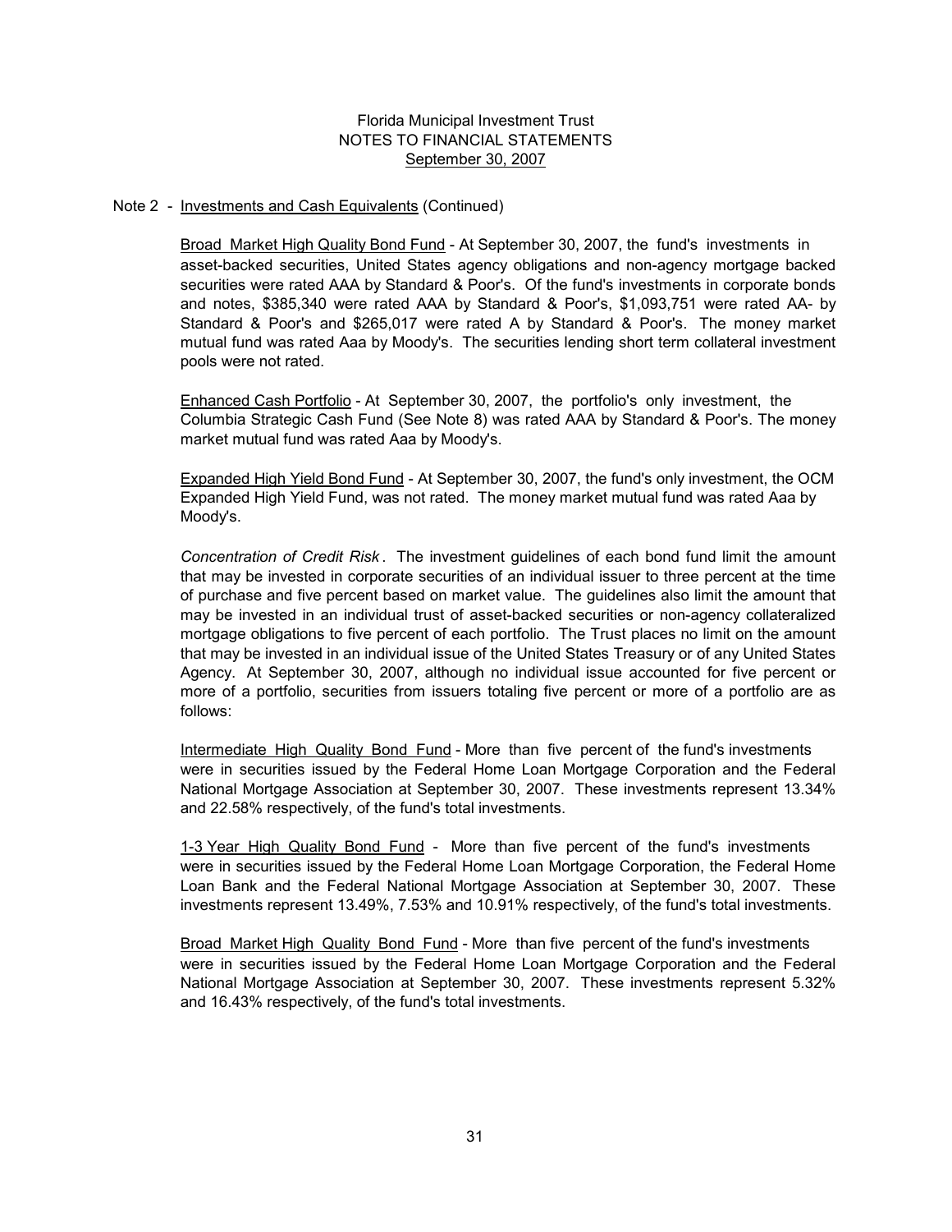Florida Municipal Investment Trust
NOTES TO FINANCIAL STATEMENTS
September 30, 2007

Note 2 - Investments and Cash Equivalents (Continued)

Broad Market High Quality Bond Fund - At September 30, 2007, the fund's investments in asset-backed securities, United States agency obligations and non-agency mortgage backed securities were rated AAA by Standard & Poor's. Of the fund's investments in corporate bonds and notes, $385,340 were rated AAA by Standard & Poor's, $1,093,751 were rated AA- by Standard & Poor's and $265,017 were rated A by Standard & Poor's. The money market mutual fund was rated Aaa by Moody's. The securities lending short term collateral investment pools were not rated.

Enhanced Cash Portfolio - At September 30, 2007, the portfolio's only investment, the Columbia Strategic Cash Fund (See Note 8) was rated AAA by Standard & Poor's. The money market mutual fund was rated Aaa by Moody's.

Expanded High Yield Bond Fund - At September 30, 2007, the fund's only investment, the OCM Expanded High Yield Fund, was not rated. The money market mutual fund was rated Aaa by Moody's.

*Concentration of Credit Risk*. The investment guidelines of each bond fund limit the amount that may be invested in corporate securities of an individual issuer to three percent at the time of purchase and five percent based on market value. The guidelines also limit the amount that may be invested in an individual trust of asset-backed securities or non-agency collateralized mortgage obligations to five percent of each portfolio. The Trust places no limit on the amount that may be invested in an individual issue of the United States Treasury or of any United States Agency. At September 30, 2007, although no individual issue accounted for five percent or more of a portfolio, securities from issuers totaling five percent or more of a portfolio are as follows:

Intermediate High Quality Bond Fund - More than five percent of the fund's investments were in securities issued by the Federal Home Loan Mortgage Corporation and the Federal National Mortgage Association at September 30, 2007. These investments represent 13.34% and 22.58% respectively, of the fund's total investments.

1-3 Year High Quality Bond Fund - More than five percent of the fund's investments were in securities issued by the Federal Home Loan Mortgage Corporation, the Federal Home Loan Bank and the Federal National Mortgage Association at September 30, 2007. These investments represent 13.49%, 7.53% and 10.91% respectively, of the fund's total investments.

Broad Market High Quality Bond Fund - More than five percent of the fund's investments were in securities issued by the Federal Home Loan Mortgage Corporation and the Federal National Mortgage Association at September 30, 2007. These investments represent 5.32% and 16.43% respectively, of the fund's total investments.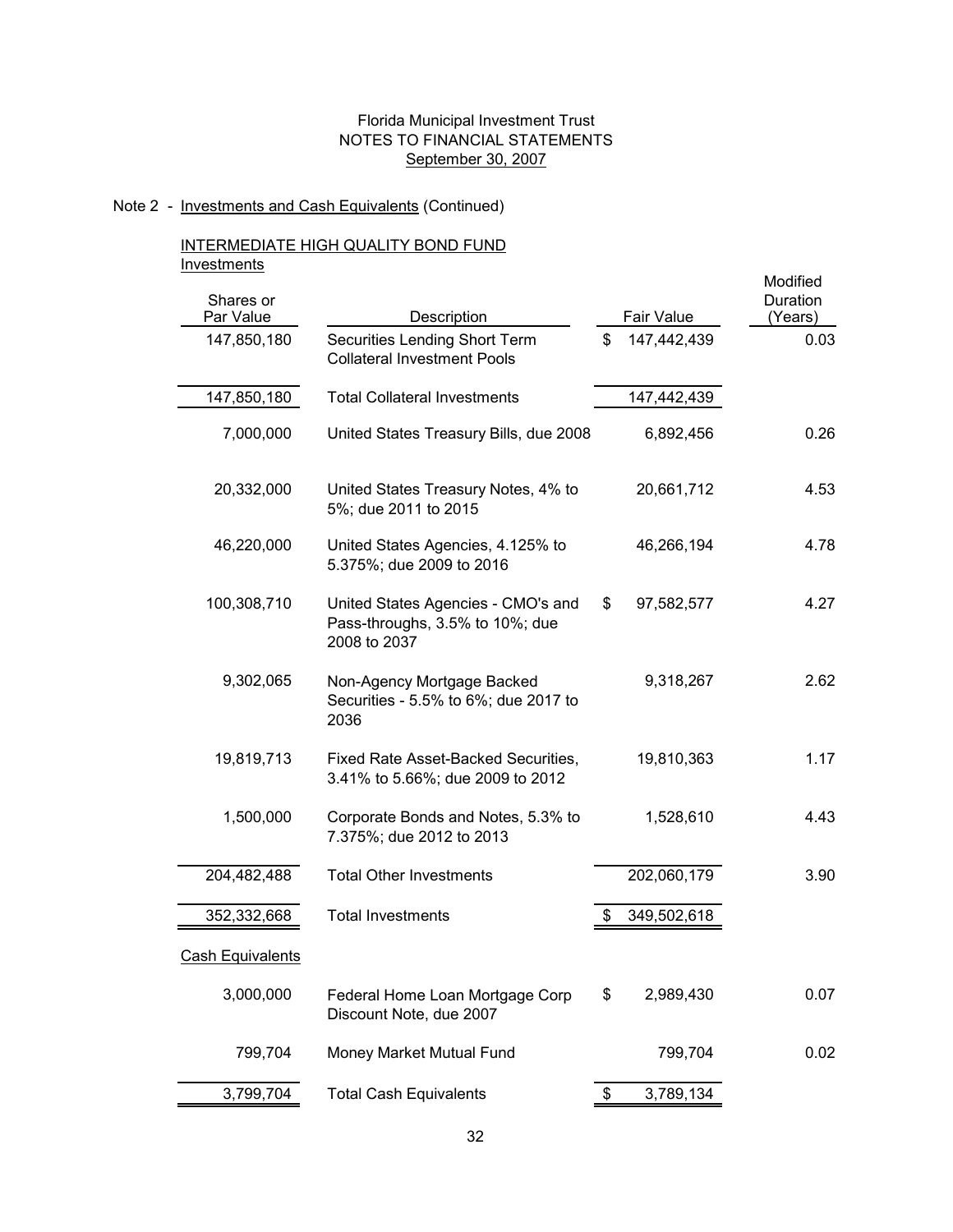Florida Municipal Investment Trust
NOTES TO FINANCIAL STATEMENTS
September 30, 2007

Note 2 - Investments and Cash Equivalents (Continued)

INTERMEDIATE HIGH QUALITY BOND FUND

Investments

| Shares or Par Value | Description | Fair Value | Modified Duration (Years) |
|---|---|---|---|
| 147,850,180 | Securities Lending Short Term Collateral Investment Pools | $ 147,442,439 | 0.03 |
| 147,850,180 | Total Collateral Investments | 147,442,439 | |
| 7,000,000 | United States Treasury Bills, due 2008 | 6,892,456 | 0.26 |
| 20,332,000 | United States Treasury Notes, 4% to 5%; due 2011 to 2015 | 20,661,712 | 4.53 |
| 46,220,000 | United States Agencies, 4.125% to 5.375%; due 2009 to 2016 | 46,266,194 | 4.78 |
| 100,308,710 | United States Agencies - CMO's and Pass-throughs, 3.5% to 10%; due 2008 to 2037 | $ 97,582,577 | 4.27 |
| 9,302,065 | Non-Agency Mortgage Backed Securities - 5.5% to 6%; due 2017 to 2036 | 9,318,267 | 2.62 |
| 19,819,713 | Fixed Rate Asset-Backed Securities, 3.41% to 5.66%; due 2009 to 2012 | 19,810,363 | 1.17 |
| 1,500,000 | Corporate Bonds and Notes, 5.3% to 7.375%; due 2012 to 2013 | 1,528,610 | 4.43 |
| 204,482,488 | Total Other Investments | 202,060,179 | 3.90 |
| 352,332,668 | Total Investments | $ 349,502,618 | |

Cash Equivalents

| Shares or Par Value | Description | Fair Value | Modified Duration (Years) |
|---|---|---|---|
| 3,000,000 | Federal Home Loan Mortgage Corp Discount Note, due 2007 | $ 2,989,430 | 0.07 |
| 799,704 | Money Market Mutual Fund | 799,704 | 0.02 |
| 3,799,704 | Total Cash Equivalents | $ 3,789,134 | |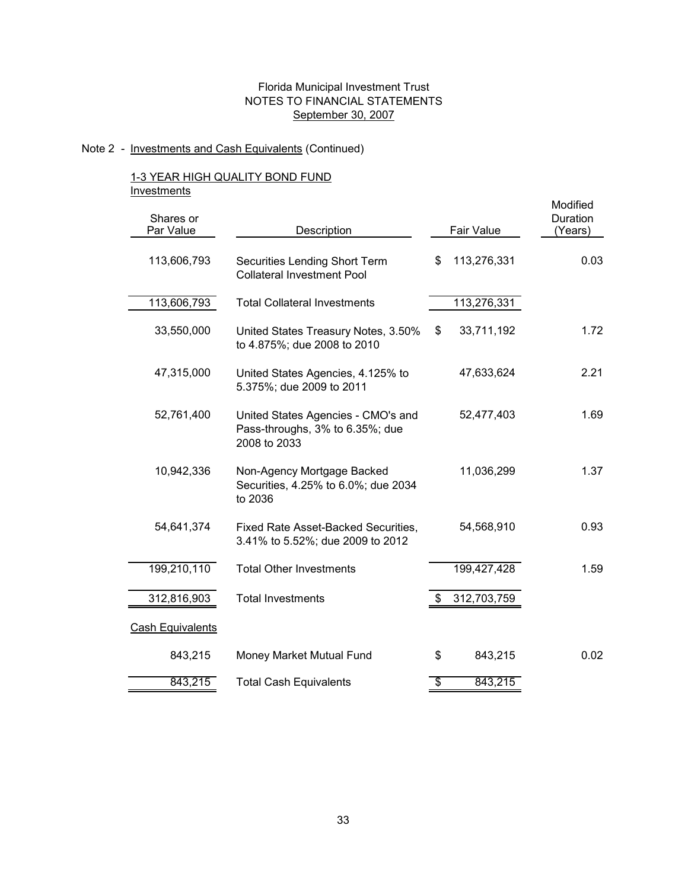Florida Municipal Investment Trust
NOTES TO FINANCIAL STATEMENTS
September 30, 2007

Note 2 - Investments and Cash Equivalents (Continued)

1-3 YEAR HIGH QUALITY BOND FUND

Investments

| Shares or Par Value | Description | Fair Value | Modified Duration (Years) |
|---|---|---|---|
| 113,606,793 | Securities Lending Short Term Collateral Investment Pool | $ 113,276,331 | 0.03 |
| 113,606,793 | Total Collateral Investments | 113,276,331 | |
| 33,550,000 | United States Treasury Notes, 3.50% to 4.875%; due 2008 to 2010 | $ 33,711,192 | 1.72 |
| 47,315,000 | United States Agencies, 4.125% to 5.375%; due 2009 to 2011 | 47,633,624 | 2.21 |
| 52,761,400 | United States Agencies - CMO's and Pass-throughs, 3% to 6.35%; due 2008 to 2033 | 52,477,403 | 1.69 |
| 10,942,336 | Non-Agency Mortgage Backed Securities, 4.25% to 6.0%; due 2034 to 2036 | 11,036,299 | 1.37 |
| 54,641,374 | Fixed Rate Asset-Backed Securities, 3.41% to 5.52%; due 2009 to 2012 | 54,568,910 | 0.93 |
| 199,210,110 | Total Other Investments | 199,427,428 | 1.59 |
| 312,816,903 | Total Investments | $ 312,703,759 | |

Cash Equivalents

| Shares or Par Value | Description | Fair Value | Modified Duration (Years) |
|---|---|---|---|
| 843,215 | Money Market Mutual Fund | $ 843,215 | 0.02 |
| 843,215 | Total Cash Equivalents | $ 843,215 | |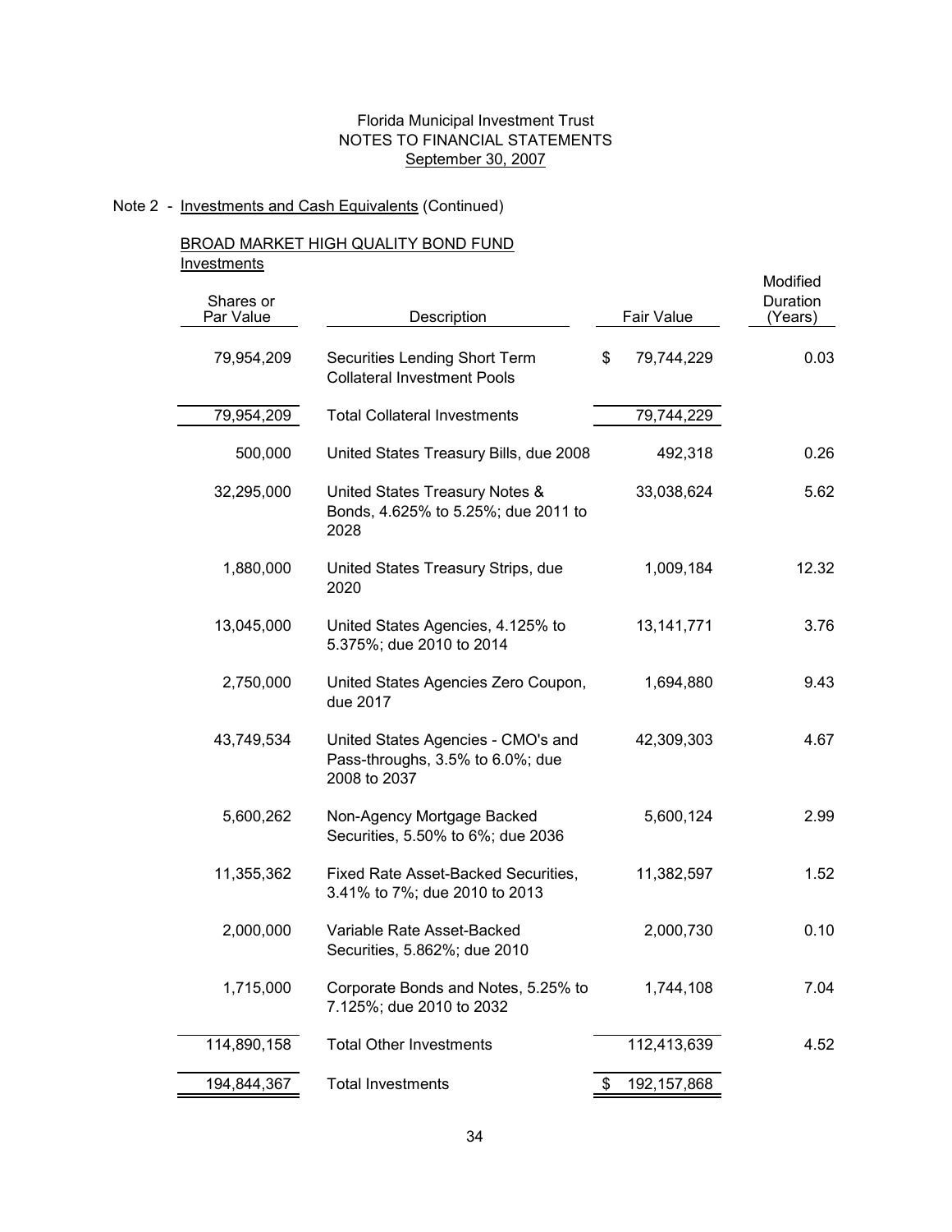Florida Municipal Investment Trust
NOTES TO FINANCIAL STATEMENTS
September 30, 2007

Note 2 - Investments and Cash Equivalents (Continued)

BROAD MARKET HIGH QUALITY BOND FUND
Investments

| Shares or Par Value | Description | Fair Value | Modified Duration (Years) |
|---|---|---|---|
| 79,954,209 | Securities Lending Short Term Collateral Investment Pools | $ 79,744,229 | 0.03 |
| 79,954,209 | Total Collateral Investments | 79,744,229 | |
| 500,000 | United States Treasury Bills, due 2008 | 492,318 | 0.26 |
| 32,295,000 | United States Treasury Notes & Bonds, 4.625% to 5.25%; due 2011 to 2028 | 33,038,624 | 5.62 |
| 1,880,000 | United States Treasury Strips, due 2020 | 1,009,184 | 12.32 |
| 13,045,000 | United States Agencies, 4.125% to 5.375%; due 2010 to 2014 | 13,141,771 | 3.76 |
| 2,750,000 | United States Agencies Zero Coupon, due 2017 | 1,694,880 | 9.43 |
| 43,749,534 | United States Agencies - CMO's and Pass-throughs, 3.5% to 6.0%; due 2008 to 2037 | 42,309,303 | 4.67 |
| 5,600,262 | Non-Agency Mortgage Backed Securities, 5.50% to 6%; due 2036 | 5,600,124 | 2.99 |
| 11,355,362 | Fixed Rate Asset-Backed Securities, 3.41% to 7%; due 2010 to 2013 | 11,382,597 | 1.52 |
| 2,000,000 | Variable Rate Asset-Backed Securities, 5.862%; due 2010 | 2,000,730 | 0.10 |
| 1,715,000 | Corporate Bonds and Notes, 5.25% to 7.125%; due 2010 to 2032 | 1,744,108 | 7.04 |
| 114,890,158 | Total Other Investments | 112,413,639 | 4.52 |
| 194,844,367 | Total Investments | $ 192,157,868 | |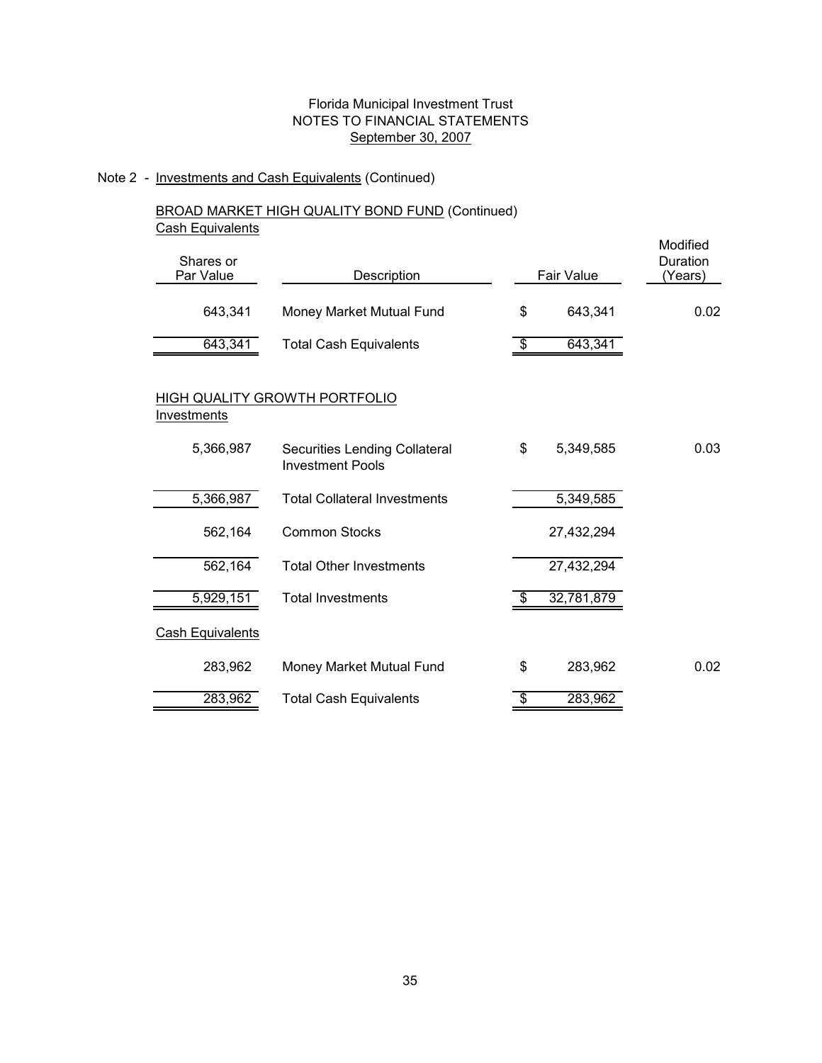Florida Municipal Investment Trust
NOTES TO FINANCIAL STATEMENTS
September 30, 2007

Note 2 - Investments and Cash Equivalents (Continued)

BROAD MARKET HIGH QUALITY BOND FUND (Continued)

Cash Equivalents

| Shares or Par Value | Description | Fair Value | Modified Duration (Years) |
|---|---|---|---|
| 643,341 | Money Market Mutual Fund | $ 643,341 | 0.02 |
| 643,341 | Total Cash Equivalents | $ 643,341 | |

HIGH QUALITY GROWTH PORTFOLIO

Investments

| Shares or Par Value | Description | Fair Value | Modified Duration (Years) |
|---|---|---|---|
| 5,366,987 | Securities Lending Collateral Investment Pools | $ 5,349,585 | 0.03 |
| 5,366,987 | Total Collateral Investments | 5,349,585 | |
| 562,164 | Common Stocks | 27,432,294 | |
| 562,164 | Total Other Investments | 27,432,294 | |
| 5,929,151 | Total Investments | $ 32,781,879 | |

Cash Equivalents

| Shares or Par Value | Description | Fair Value | Modified Duration (Years) |
|---|---|---|---|
| 283,962 | Money Market Mutual Fund | $ 283,962 | 0.02 |
| 283,962 | Total Cash Equivalents | $ 283,962 | |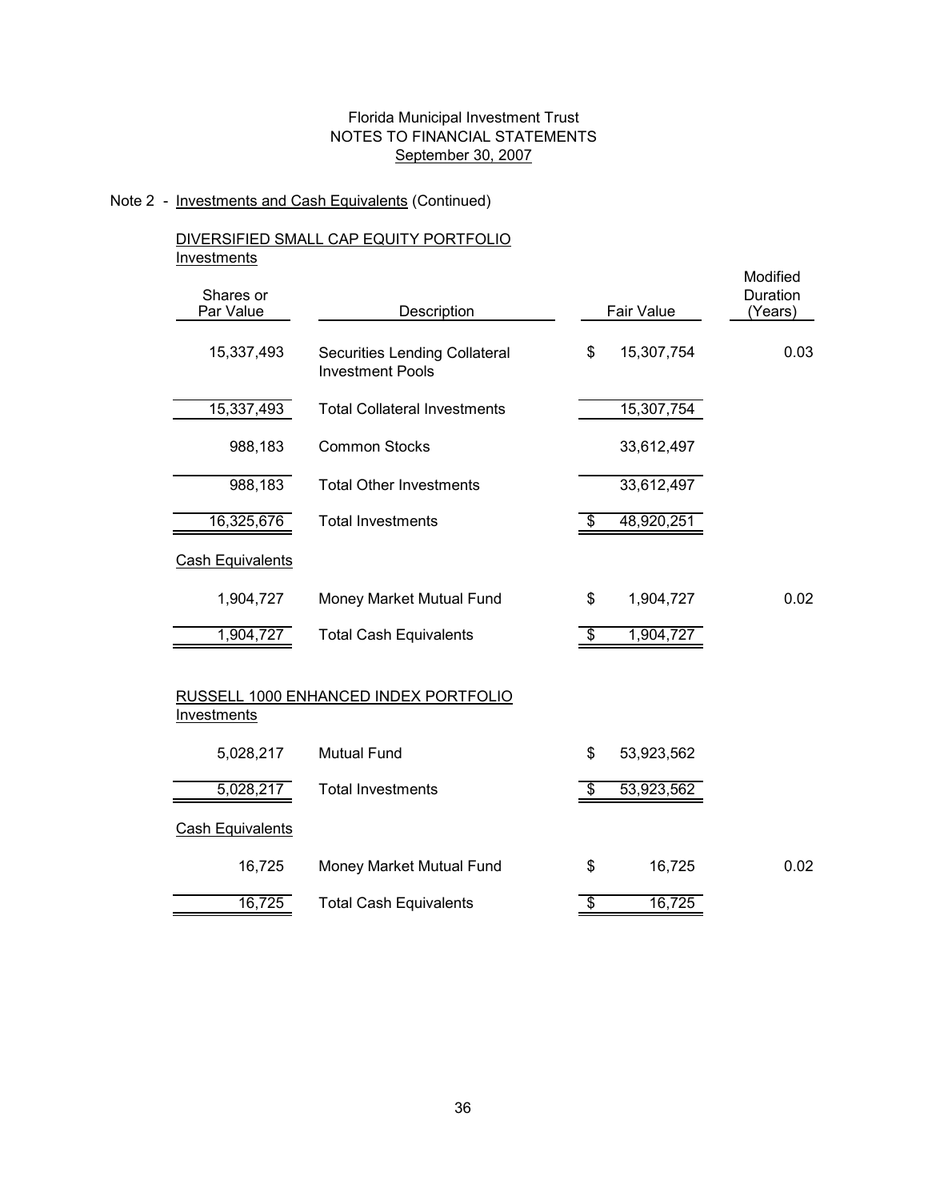Florida Municipal Investment Trust
NOTES TO FINANCIAL STATEMENTS
September 30, 2007

Note 2 - Investments and Cash Equivalents (Continued)

DIVERSIFIED SMALL CAP EQUITY PORTFOLIO

Investments

| Shares or Par Value | Description | Fair Value | Modified Duration (Years) |
|---|---|---|---|
| 15,337,493 | Securities Lending Collateral Investment Pools | $ 15,307,754 | 0.03 |
| 15,337,493 | Total Collateral Investments | 15,307,754 | |
| 988,183 | Common Stocks | 33,612,497 | |
| 988,183 | Total Other Investments | 33,612,497 | |
| 16,325,676 | Total Investments | $ 48,920,251 | |

Cash Equivalents

| Shares or Par Value | Description | Fair Value | Modified Duration (Years) |
|---|---|---|---|
| 1,904,727 | Money Market Mutual Fund | $ 1,904,727 | 0.02 |
| 1,904,727 | Total Cash Equivalents | $ 1,904,727 | |

RUSSELL 1000 ENHANCED INDEX PORTFOLIO

Investments

| Shares or Par Value | Description | Fair Value | Modified Duration (Years) |
|---|---|---|---|
| 5,028,217 | Mutual Fund | $ 53,923,562 | |
| 5,028,217 | Total Investments | $ 53,923,562 | |

Cash Equivalents

| Shares or Par Value | Description | Fair Value | Modified Duration (Years) |
|---|---|---|---|
| 16,725 | Money Market Mutual Fund | $ 16,725 | 0.02 |
| 16,725 | Total Cash Equivalents | $ 16,725 | |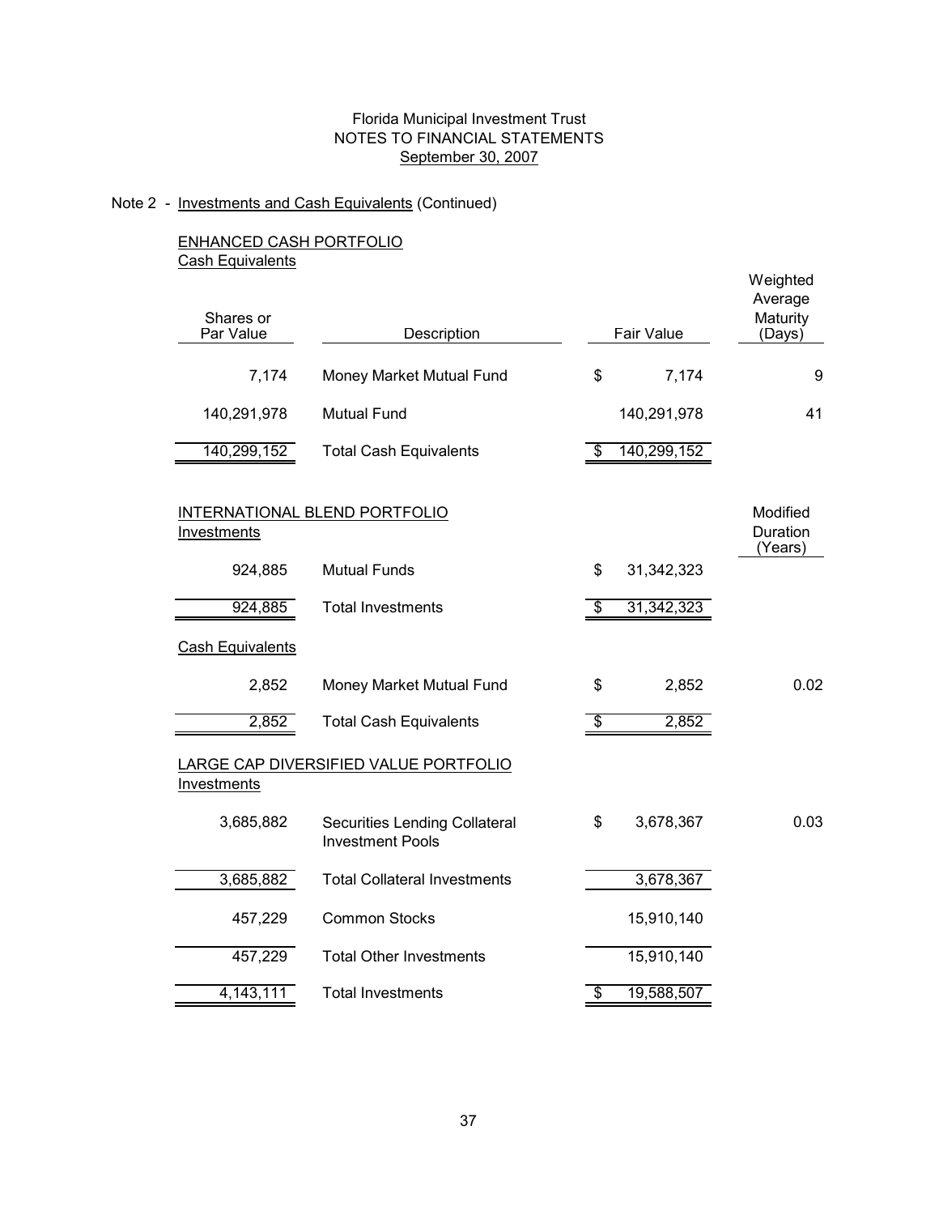Florida Municipal Investment Trust
NOTES TO FINANCIAL STATEMENTS
September 30, 2007

Note 2 - Investments and Cash Equivalents (Continued)

ENHANCED CASH PORTFOLIO
Cash Equivalents

| Shares or Par Value | Description | Fair Value | Weighted Average Maturity (Days) |
|---|---|---|---|
| 7,174 | Money Market Mutual Fund | $ 7,174 | 9 |
| 140,291,978 | Mutual Fund | 140,291,978 | 41 |
| 140,299,152 | Total Cash Equivalents | $ 140,299,152 | |

INTERNATIONAL BLEND PORTFOLIO
Investments

| Shares or Par Value | Description | Fair Value | Modified Duration (Years) |
|---|---|---|---|
| 924,885 | Mutual Funds | $ 31,342,323 | |
| 924,885 | Total Investments | $ 31,342,323 | |
| **Cash Equivalents** | | | |
| 2,852 | Money Market Mutual Fund | $ 2,852 | 0.02 |
| 2,852 | Total Cash Equivalents | $ 2,852 | |

LARGE CAP DIVERSIFIED VALUE PORTFOLIO
Investments

| Shares or Par Value | Description | Fair Value | Modified Duration (Years) |
|---|---|---|---|
| 3,685,882 | Securities Lending Collateral Investment Pools | $ 3,678,367 | 0.03 |
| 3,685,882 | Total Collateral Investments | 3,678,367 | |
| 457,229 | Common Stocks | 15,910,140 | |
| 457,229 | Total Other Investments | 15,910,140 | |
| 4,143,111 | Total Investments | $ 19,588,507 | |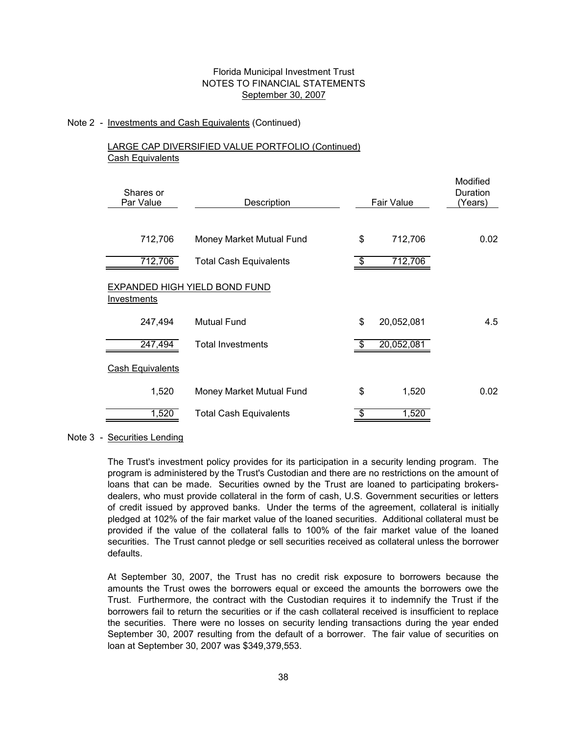Florida Municipal Investment Trust
NOTES TO FINANCIAL STATEMENTS
September 30, 2007

Note 2 - Investments and Cash Equivalents (Continued)

LARGE CAP DIVERSIFIED VALUE PORTFOLIO (Continued)
Cash Equivalents

| Shares or Par Value | Description | Fair Value | Modified Duration (Years) |
|---|---|---|---|
| 712,706 | Money Market Mutual Fund | $ 712,706 | 0.02 |
| 712,706 | Total Cash Equivalents | $ 712,706 | |

EXPANDED HIGH YIELD BOND FUND
Investments

| Shares or Par Value | Description | Fair Value | Modified Duration (Years) |
|---|---|---|---|
| 247,494 | Mutual Fund | $ 20,052,081 | 4.5 |
| 247,494 | Total Investments | $ 20,052,081 | |

Cash Equivalents

| Shares or Par Value | Description | Fair Value | Modified Duration (Years) |
|---|---|---|---|
| 1,520 | Money Market Mutual Fund | $ 1,520 | 0.02 |
| 1,520 | Total Cash Equivalents | $ 1,520 | |

Note 3 - Securities Lending

The Trust's investment policy provides for its participation in a security lending program. The program is administered by the Trust's Custodian and there are no restrictions on the amount of loans that can be made. Securities owned by the Trust are loaned to participating brokers-dealers, who must provide collateral in the form of cash, U.S. Government securities or letters of credit issued by approved banks. Under the terms of the agreement, collateral is initially pledged at 102% of the fair market value of the loaned securities. Additional collateral must be provided if the value of the collateral falls to 100% of the fair market value of the loaned securities. The Trust cannot pledge or sell securities received as collateral unless the borrower defaults.

At September 30, 2007, the Trust has no credit risk exposure to borrowers because the amounts the Trust owes the borrowers equal or exceed the amounts the borrowers owe the Trust. Furthermore, the contract with the Custodian requires it to indemnify the Trust if the borrowers fail to return the securities or if the cash collateral received is insufficient to replace the securities. There were no losses on security lending transactions during the year ended September 30, 2007 resulting from the default of a borrower. The fair value of securities on loan at September 30, 2007 was $349,379,553.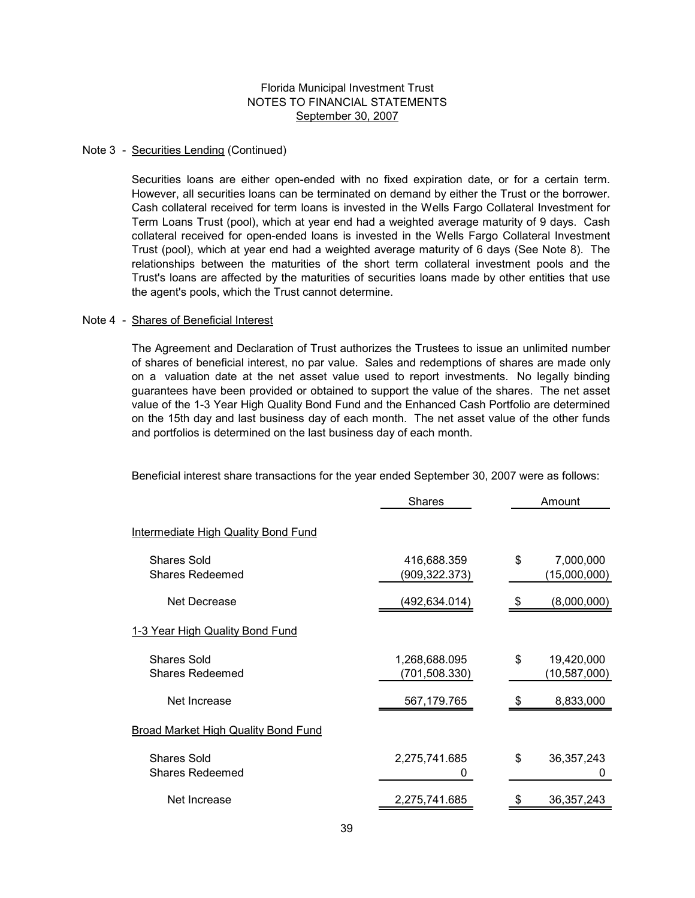Florida Municipal Investment Trust
NOTES TO FINANCIAL STATEMENTS
September 30, 2007

Note 3 - Securities Lending (Continued)

Securities loans are either open-ended with no fixed expiration date, or for a certain term. However, all securities loans can be terminated on demand by either the Trust or the borrower. Cash collateral received for term loans is invested in the Wells Fargo Collateral Investment for Term Loans Trust (pool), which at year end had a weighted average maturity of 9 days. Cash collateral received for open-ended loans is invested in the Wells Fargo Collateral Investment Trust (pool), which at year end had a weighted average maturity of 6 days (See Note 8). The relationships between the maturities of the short term collateral investment pools and the Trust's loans are affected by the maturities of securities loans made by other entities that use the agent's pools, which the Trust cannot determine.

Note 4 - Shares of Beneficial Interest

The Agreement and Declaration of Trust authorizes the Trustees to issue an unlimited number of shares of beneficial interest, no par value. Sales and redemptions of shares are made only on a valuation date at the net asset value used to report investments. No legally binding guarantees have been provided or obtained to support the value of the shares. The net asset value of the 1-3 Year High Quality Bond Fund and the Enhanced Cash Portfolio are determined on the 15th day and last business day of each month. The net asset value of the other funds and portfolios is determined on the last business day of each month.

Beneficial interest share transactions for the year ended September 30, 2007 were as follows:

| | Shares | Amount |
|---|---|---|
| Intermediate High Quality Bond Fund | | |
| Shares Sold | 416,688.359 | $ 7,000,000 |
| Shares Redeemed | (909,322.373) | (15,000,000) |
| Net Decrease | (492,634.014) | $ (8,000,000) |
| 1-3 Year High Quality Bond Fund | | |
| Shares Sold | 1,268,688.095 | $ 19,420,000 |
| Shares Redeemed | (701,508.330) | (10,587,000) |
| Net Increase | 567,179.765 | $ 8,833,000 |
| Broad Market High Quality Bond Fund | | |
| Shares Sold | 2,275,741.685 | $ 36,357,243 |
| Shares Redeemed | 0 | 0 |
| Net Increase | 2,275,741.685 | $ 36,357,243 |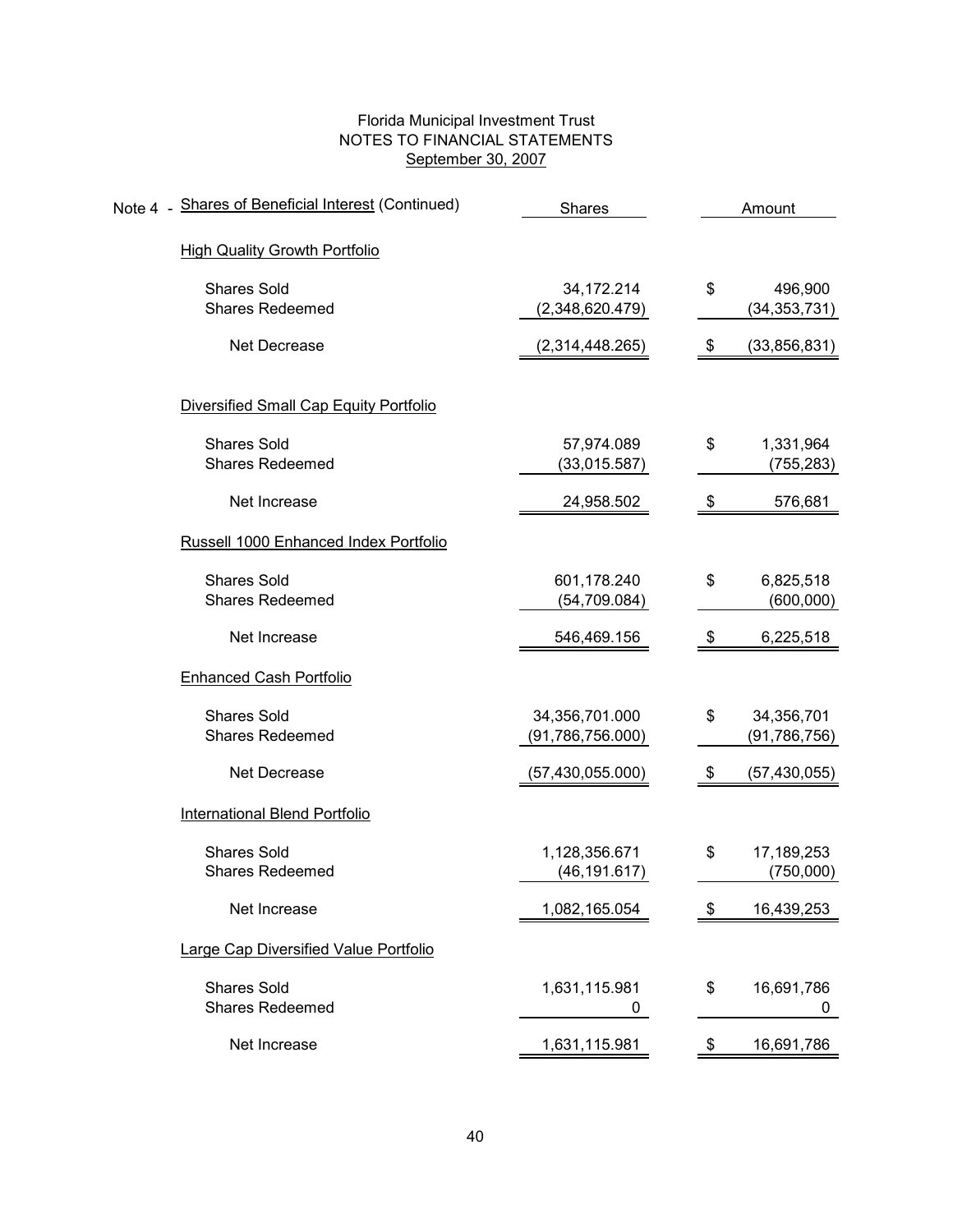# Florida Municipal Investment Trust
## NOTES TO FINANCIAL STATEMENTS
### September 30, 2007

Note 4 - Shares of Beneficial Interest (Continued)

| | Shares | Amount |
|---|---|---|
| **High Quality Growth Portfolio** | | |
| Shares Sold | 34,172.214 | $ 496,900 |
| Shares Redeemed | (2,348,620.479) | (34,353,731) |
| Net Decrease | (2,314,448.265) | $ (33,856,831) |
| **Diversified Small Cap Equity Portfolio** | | |
| Shares Sold | 57,974.089 | $ 1,331,964 |
| Shares Redeemed | (33,015.587) | (755,283) |
| Net Increase | 24,958.502 | $ 576,681 |
| **Russell 1000 Enhanced Index Portfolio** | | |
| Shares Sold | 601,178.240 | $ 6,825,518 |
| Shares Redeemed | (54,709.084) | (600,000) |
| Net Increase | 546,469.156 | $ 6,225,518 |
| **Enhanced Cash Portfolio** | | |
| Shares Sold | 34,356,701.000 | $ 34,356,701 |
| Shares Redeemed | (91,786,756.000) | (91,786,756) |
| Net Decrease | (57,430,055.000) | $ (57,430,055) |
| **International Blend Portfolio** | | |
| Shares Sold | 1,128,356.671 | $ 17,189,253 |
| Shares Redeemed | (46,191.617) | (750,000) |
| Net Increase | 1,082,165.054 | $ 16,439,253 |
| **Large Cap Diversified Value Portfolio** | | |
| Shares Sold | 1,631,115.981 | $ 16,691,786 |
| Shares Redeemed | 0 | 0 |
| Net Increase | 1,631,115.981 | $ 16,691,786 |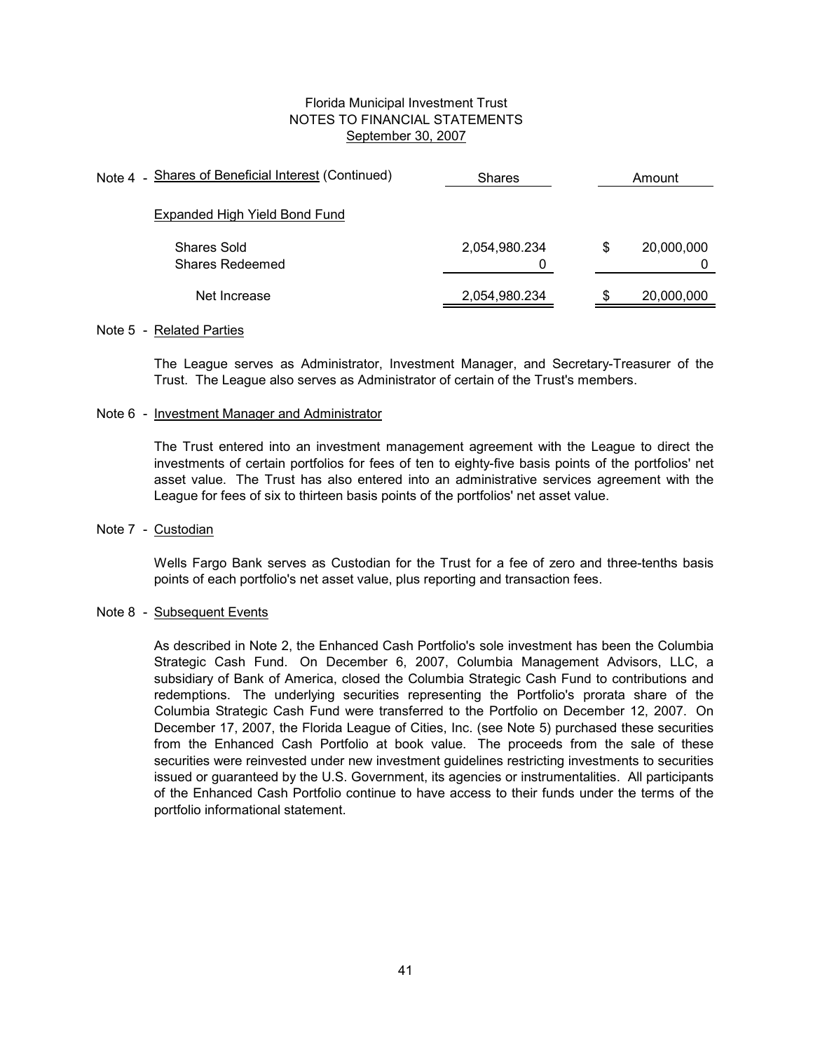Florida Municipal Investment Trust
NOTES TO FINANCIAL STATEMENTS
September 30, 2007

Note 4 - Shares of Beneficial Interest (Continued)

| | Shares | Amount |
|---|---|---|
| **Expanded High Yield Bond Fund** | | |
| Shares Sold | 2,054,980.234 | $ 20,000,000 |
| Shares Redeemed | 0 | 0 |
| Net Increase | 2,054,980.234 | $ 20,000,000 |

Note 5 - Related Parties

The League serves as Administrator, Investment Manager, and Secretary-Treasurer of the Trust. The League also serves as Administrator of certain of the Trust's members.

Note 6 - Investment Manager and Administrator

The Trust entered into an investment management agreement with the League to direct the investments of certain portfolios for fees of ten to eighty-five basis points of the portfolios' net asset value. The Trust has also entered into an administrative services agreement with the League for fees of six to thirteen basis points of the portfolios' net asset value.

Note 7 - Custodian

Wells Fargo Bank serves as Custodian for the Trust for a fee of zero and three-tenths basis points of each portfolio's net asset value, plus reporting and transaction fees.

Note 8 - Subsequent Events

As described in Note 2, the Enhanced Cash Portfolio's sole investment has been the Columbia Strategic Cash Fund. On December 6, 2007, Columbia Management Advisors, LLC, a subsidiary of Bank of America, closed the Columbia Strategic Cash Fund to contributions and redemptions. The underlying securities representing the Portfolio's prorata share of the Columbia Strategic Cash Fund were transferred to the Portfolio on December 12, 2007. On December 17, 2007, the Florida League of Cities, Inc. (see Note 5) purchased these securities from the Enhanced Cash Portfolio at book value. The proceeds from the sale of these securities were reinvested under new investment guidelines restricting investments to securities issued or guaranteed by the U.S. Government, its agencies or instrumentalities. All participants of the Enhanced Cash Portfolio continue to have access to their funds under the terms of the portfolio informational statement.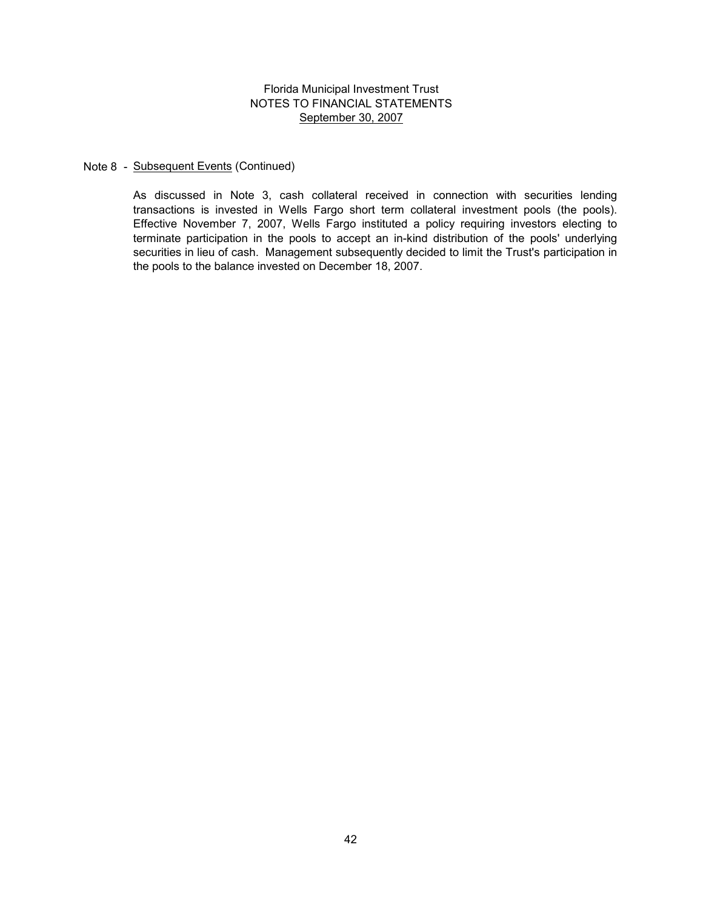Florida Municipal Investment Trust
NOTES TO FINANCIAL STATEMENTS
September 30, 2007

Note 8 - Subsequent Events (Continued)

As discussed in Note 3, cash collateral received in connection with securities lending transactions is invested in Wells Fargo short term collateral investment pools (the pools). Effective November 7, 2007, Wells Fargo instituted a policy requiring investors electing to terminate participation in the pools to accept an in-kind distribution of the pools' underlying securities in lieu of cash. Management subsequently decided to limit the Trust's participation in the pools to the balance invested on December 18, 2007.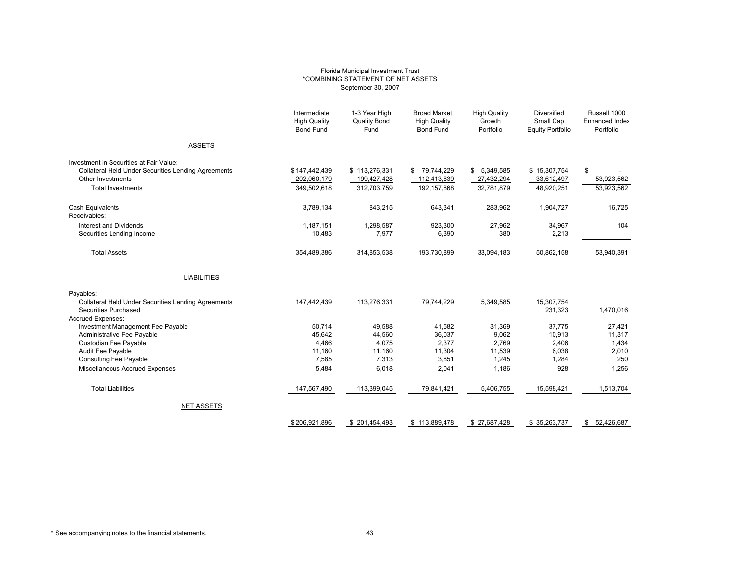Florida Municipal Investment Trust
*COMBINING STATEMENT OF NET ASSETS
September 30, 2007

| | Intermediate High Quality Bond Fund | 1-3 Year High Quality Bond Fund | Broad Market High Quality Bond Fund | High Quality Growth Portfolio | Diversified Small Cap Equity Portfolio | Russell 1000 Enhanced Index Portfolio |
|---|---|---|---|---|---|---|
| ASSETS | | | | | | |
| Investment in Securities at Fair Value: | | | | | | |
| Collateral Held Under Securities Lending Agreements | $ 147,442,439 | $ 113,276,331 | $ 79,744,229 | $ 5,349,585 | $ 15,307,754 | $ - |
| Other Investments | 202,060,179 | 199,427,428 | 112,413,639 | 27,432,294 | 33,612,497 | 53,923,562 |
| Total Investments | 349,502,618 | 312,703,759 | 192,157,868 | 32,781,879 | 48,920,251 | 53,923,562 |
| Cash Equivalents | 3,789,134 | 843,215 | 643,341 | 283,962 | 1,904,727 | 16,725 |
| Receivables: | | | | | | |
| Interest and Dividends | 1,187,151 | 1,298,587 | 923,300 | 27,962 | 34,967 | 104 |
| Securities Lending Income | 10,483 | 7,977 | 6,390 | 380 | 2,213 | |
| Total Assets | 354,489,386 | 314,853,538 | 193,730,899 | 33,094,183 | 50,862,158 | 53,940,391 |
| LIABILITIES | | | | | | |
| Payables: | | | | | | |
| Collateral Held Under Securities Lending Agreements | 147,442,439 | 113,276,331 | 79,744,229 | 5,349,585 | 15,307,754 | |
| Securities Purchased | | | | | 231,323 | 1,470,016 |
| Accrued Expenses: | | | | | | |
| Investment Management Fee Payable | 50,714 | 49,588 | 41,582 | 31,369 | 37,775 | 27,421 |
| Administrative Fee Payable | 45,642 | 44,560 | 36,037 | 9,062 | 10,913 | 11,317 |
| Custodian Fee Payable | 4,466 | 4,075 | 2,377 | 2,769 | 2,406 | 1,434 |
| Audit Fee Payable | 11,160 | 11,160 | 11,304 | 11,539 | 6,038 | 2,010 |
| Consulting Fee Payable | 7,585 | 7,313 | 3,851 | 1,245 | 1,284 | 250 |
| Miscellaneous Accrued Expenses | 5,484 | 6,018 | 2,041 | 1,186 | 928 | 1,256 |
| Total Liabilities | 147,567,490 | 113,399,045 | 79,841,421 | 5,406,755 | 15,598,421 | 1,513,704 |
| NET ASSETS | $ 206,921,896 | $ 201,454,493 | $ 113,889,478 | $ 27,687,428 | $ 35,263,737 | $ 52,426,687 |

\* See accompanying notes to the financial statements.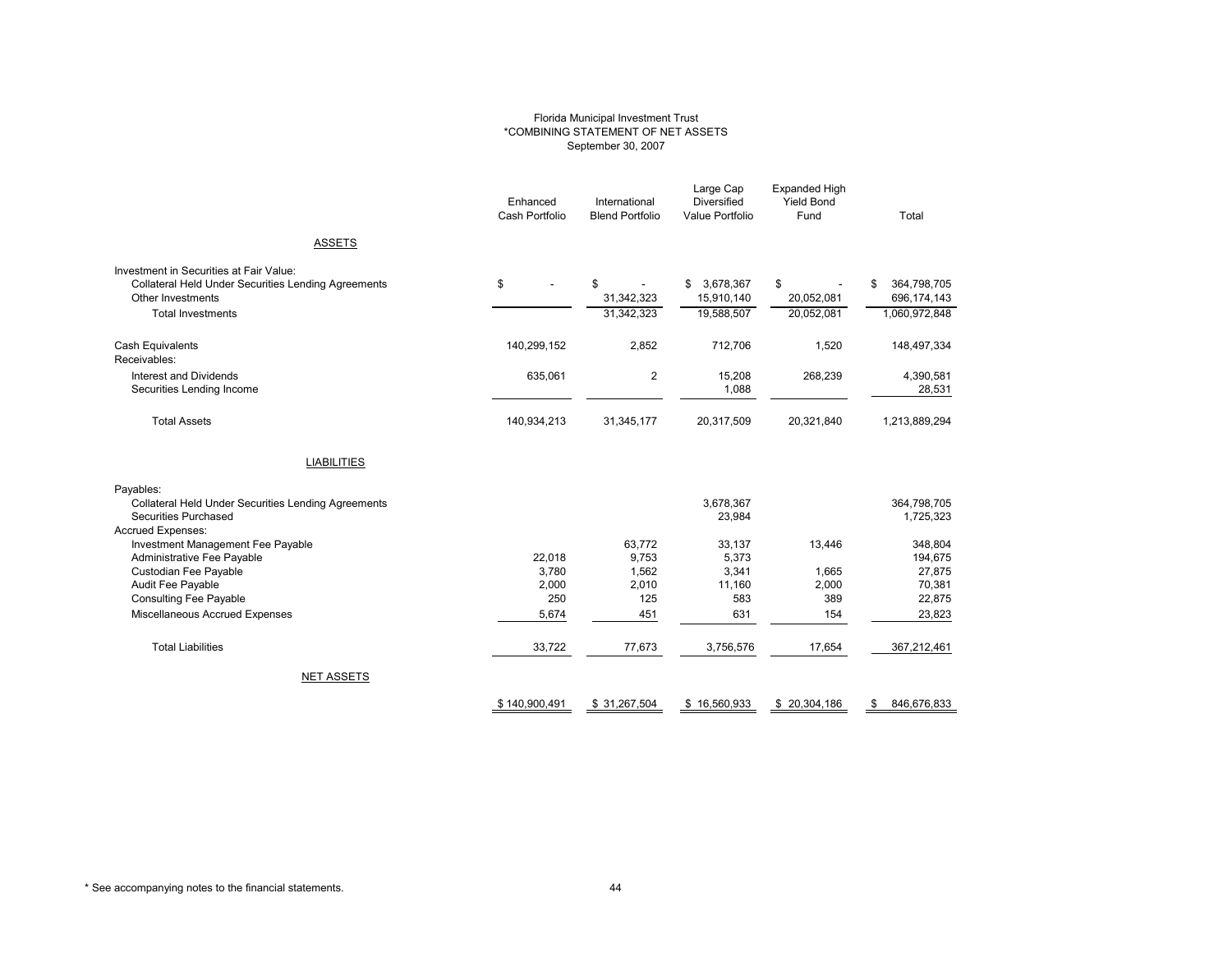Florida Municipal Investment Trust
*COMBINING STATEMENT OF NET ASSETS
September 30, 2007

| | Enhanced Cash Portfolio | International Blend Portfolio | Large Cap Diversified Value Portfolio | Expanded High Yield Bond Fund | Total |
|---|---|---|---|---|---|
| ASSETS | | | | | |
| Investment in Securities at Fair Value: | | | | | |
| Collateral Held Under Securities Lending Agreements | $ - | $ - | $ 3,678,367 | $ - | $ 364,798,705 |
| Other Investments | | 31,342,323 | 15,910,140 | 20,052,081 | 696,174,143 |
| Total Investments | | 31,342,323 | 19,588,507 | 20,052,081 | 1,060,972,848 |
| Cash Equivalents | 140,299,152 | 2,852 | 712,706 | 1,520 | 148,497,334 |
| Receivables: | | | | | |
| Interest and Dividends | 635,061 | 2 | 15,208 | 268,239 | 4,390,581 |
| Securities Lending Income | | | 1,088 | | 28,531 |
| Total Assets | 140,934,213 | 31,345,177 | 20,317,509 | 20,321,840 | 1,213,889,294 |
| LIABILITIES | | | | | |
| Payables: | | | | | |
| Collateral Held Under Securities Lending Agreements | | | 3,678,367 | | 364,798,705 |
| Securities Purchased | | | 23,984 | | 1,725,323 |
| Accrued Expenses: | | | | | |
| Investment Management Fee Payable | | 63,772 | 33,137 | 13,446 | 348,804 |
| Administrative Fee Payable | 22,018 | 9,753 | 5,373 | | 194,675 |
| Custodian Fee Payable | 3,780 | 1,562 | 3,341 | 1,665 | 27,875 |
| Audit Fee Payable | 2,000 | 2,010 | 11,160 | 2,000 | 70,381 |
| Consulting Fee Payable | 250 | 125 | 583 | 389 | 22,875 |
| Miscellaneous Accrued Expenses | 5,674 | 451 | 631 | 154 | 23,823 |
| Total Liabilities | 33,722 | 77,673 | 3,756,576 | 17,654 | 367,212,461 |
| NET ASSETS | $ 140,900,491 | $ 31,267,504 | $ 16,560,933 | $ 20,304,186 | $ 846,676,833 |

* See accompanying notes to the financial statements.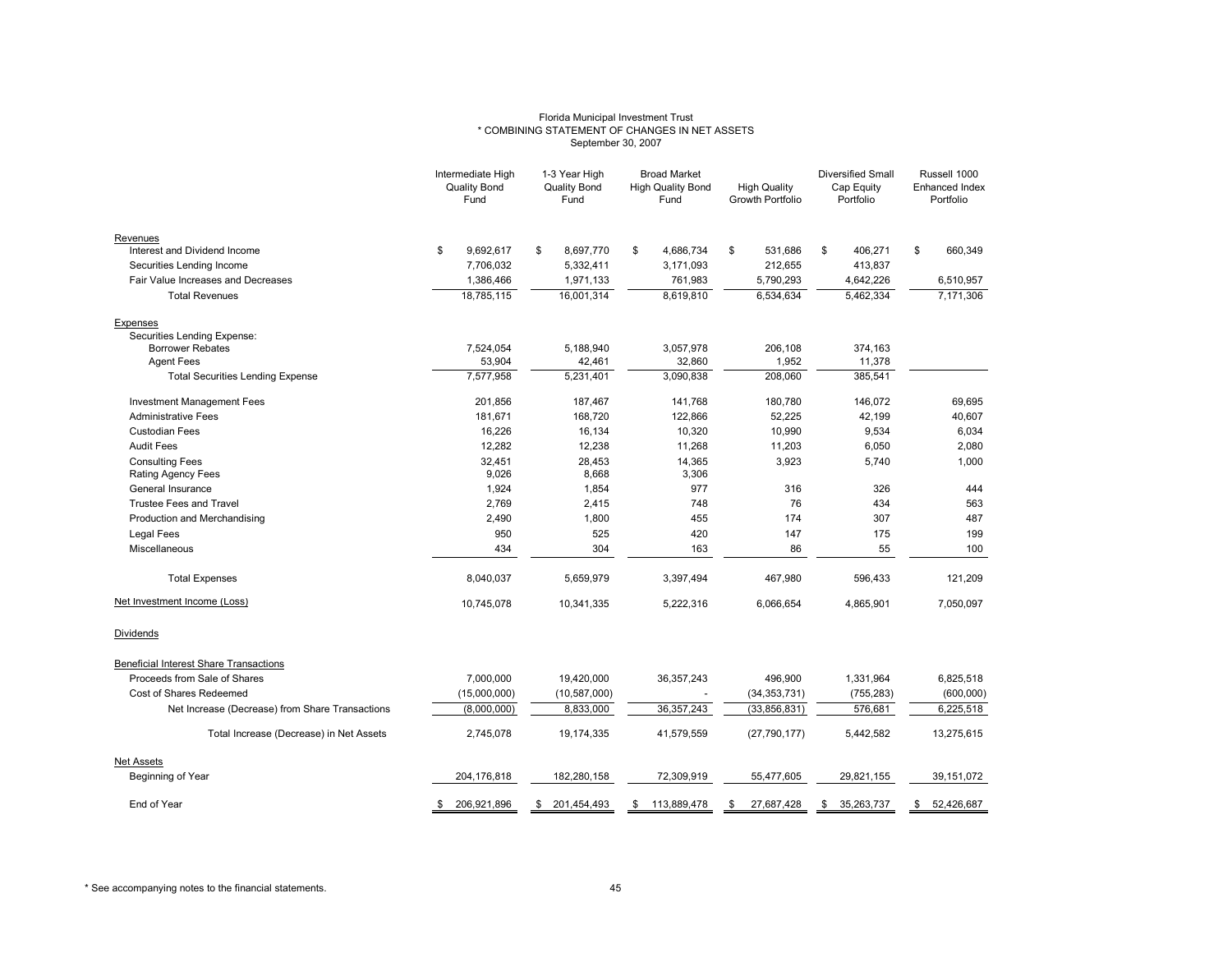Florida Municipal Investment Trust
\* COMBINING STATEMENT OF CHANGES IN NET ASSETS
September 30, 2007

| | Intermediate High Quality Bond Fund | 1-3 Year High Quality Bond Fund | Broad Market High Quality Bond Fund | High Quality Growth Portfolio | Diversified Small Cap Equity Portfolio | Russell 1000 Enhanced Index Portfolio |
|---|---|---|---|---|---|---|
| **Revenues** | | | | | | |
| Interest and Dividend Income | $ 9,692,617 | $ 8,697,770 | $ 4,686,734 | $ 531,686 | $ 406,271 | $ 660,349 |
| Securities Lending Income | 7,706,032 | 5,332,411 | 3,171,093 | 212,655 | 413,837 | |
| Fair Value Increases and Decreases | 1,386,466 | 1,971,133 | 761,983 | 5,790,293 | 4,642,226 | 6,510,957 |
| Total Revenues | 18,785,115 | 16,001,314 | 8,619,810 | 6,534,634 | 5,462,334 | 7,171,306 |
| **Expenses** | | | | | | |
| Securities Lending Expense: | | | | | | |
| Borrower Rebates | 7,524,054 | 5,188,940 | 3,057,978 | 206,108 | 374,163 | |
| Agent Fees | 53,904 | 42,461 | 32,860 | 1,952 | 11,378 | |
| Total Securities Lending Expense | 7,577,958 | 5,231,401 | 3,090,838 | 208,060 | 385,541 | |
| Investment Management Fees | 201,856 | 187,467 | 141,768 | 180,780 | 146,072 | 69,695 |
| Administrative Fees | 181,671 | 168,720 | 122,866 | 52,225 | 42,199 | 40,607 |
| Custodian Fees | 16,226 | 16,134 | 10,320 | 10,990 | 9,534 | 6,034 |
| Audit Fees | 12,282 | 12,238 | 11,268 | 11,203 | 6,050 | 2,080 |
| Consulting Fees | 32,451 | 28,453 | 14,365 | 3,923 | 5,740 | 1,000 |
| Rating Agency Fees | 9,026 | 8,668 | 3,306 | | | |
| General Insurance | 1,924 | 1,854 | 977 | 316 | 326 | 444 |
| Trustee Fees and Travel | 2,769 | 2,415 | 748 | 76 | 434 | 563 |
| Production and Merchandising | 2,490 | 1,800 | 455 | 174 | 307 | 487 |
| Legal Fees | 950 | 525 | 420 | 147 | 175 | 199 |
| Miscellaneous | 434 | 304 | 163 | 86 | 55 | 100 |
| Total Expenses | 8,040,037 | 5,659,979 | 3,397,494 | 467,980 | 596,433 | 121,209 |
| Net Investment Income (Loss) | 10,745,078 | 10,341,335 | 5,222,316 | 6,066,654 | 4,865,901 | 7,050,097 |
| **Dividends** | | | | | | |
| **Beneficial Interest Share Transactions** | | | | | | |
| Proceeds from Sale of Shares | 7,000,000 | 19,420,000 | 36,357,243 | 496,900 | 1,331,964 | 6,825,518 |
| Cost of Shares Redeemed | (15,000,000) | (10,587,000) | - | (34,353,731) | (755,283) | (600,000) |
| Net Increase (Decrease) from Share Transactions | (8,000,000) | 8,833,000 | 36,357,243 | (33,856,831) | 576,681 | 6,225,518 |
| Total Increase (Decrease) in Net Assets | 2,745,078 | 19,174,335 | 41,579,559 | (27,790,177) | 5,442,582 | 13,275,615 |
| **Net Assets** | | | | | | |
| Beginning of Year | 204,176,818 | 182,280,158 | 72,309,919 | 55,477,605 | 29,821,155 | 39,151,072 |
| End of Year | $ 206,921,896 | $ 201,454,493 | $ 113,889,478 | $ 27,687,428 | $ 35,263,737 | $ 52,426,687 |

\* See accompanying notes to the financial statements.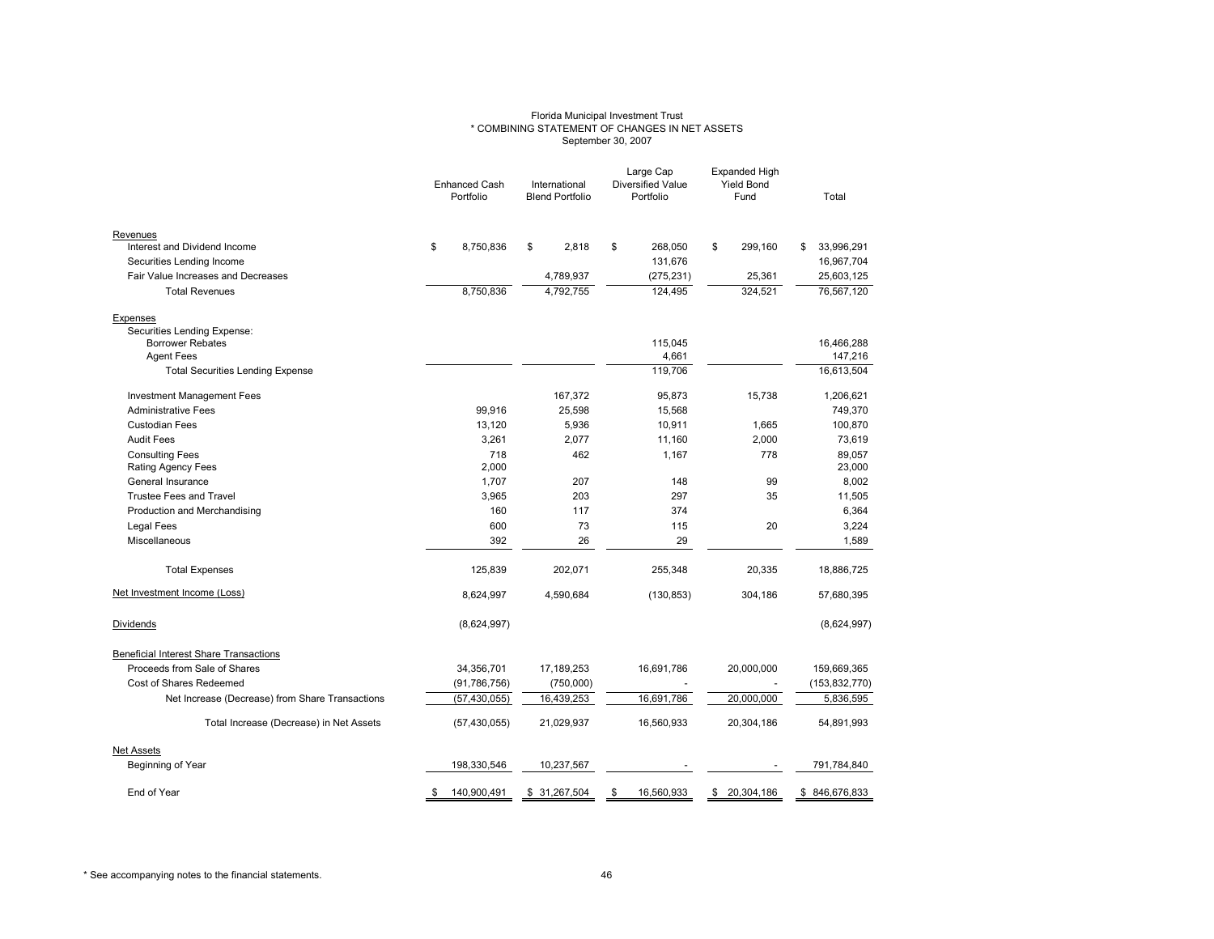Florida Municipal Investment Trust
* COMBINING STATEMENT OF CHANGES IN NET ASSETS
September 30, 2007

| | Enhanced Cash Portfolio | International Blend Portfolio | Large Cap Diversified Value Portfolio | Expanded High Yield Bond Fund | Total |
|---|---|---|---|---|---|
| Revenues | | | | | |
| Interest and Dividend Income | $ 8,750,836 | $ 2,818 | $ 268,050 | $ 299,160 | $ 33,996,291 |
| Securities Lending Income | | | 131,676 | | 16,967,704 |
| Fair Value Increases and Decreases | | 4,789,937 | (275,231) | 25,361 | 25,603,125 |
| Total Revenues | 8,750,836 | 4,792,755 | 124,495 | 324,521 | 76,567,120 |
| Expenses | | | | | |
| Securities Lending Expense: | | | | | |
| Borrower Rebates | | | 115,045 | | 16,466,288 |
| Agent Fees | | | 4,661 | | 147,216 |
| Total Securities Lending Expense | | | 119,706 | | 16,613,504 |
| Investment Management Fees | | 167,372 | 95,873 | 15,738 | 1,206,621 |
| Administrative Fees | 99,916 | 25,598 | 15,568 | | 749,370 |
| Custodian Fees | 13,120 | 5,936 | 10,911 | 1,665 | 100,870 |
| Audit Fees | 3,261 | 2,077 | 11,160 | 2,000 | 73,619 |
| Consulting Fees | 718 | 462 | 1,167 | 778 | 89,057 |
| Rating Agency Fees | 2,000 | | | | 23,000 |
| General Insurance | 1,707 | 207 | 148 | 99 | 8,002 |
| Trustee Fees and Travel | 3,965 | 203 | 297 | 35 | 11,505 |
| Production and Merchandising | 160 | 117 | 374 | | 6,364 |
| Legal Fees | 600 | 73 | 115 | 20 | 3,224 |
| Miscellaneous | 392 | 26 | 29 | | 1,589 |
| Total Expenses | 125,839 | 202,071 | 255,348 | 20,335 | 18,886,725 |
| Net Investment Income (Loss) | 8,624,997 | 4,590,684 | (130,853) | 304,186 | 57,680,395 |
| Dividends | (8,624,997) | | | | (8,624,997) |
| Beneficial Interest Share Transactions | | | | | |
| Proceeds from Sale of Shares | 34,356,701 | 17,189,253 | 16,691,786 | 20,000,000 | 159,669,365 |
| Cost of Shares Redeemed | (91,786,756) | (750,000) | - | - | (153,832,770) |
| Net Increase (Decrease) from Share Transactions | (57,430,055) | 16,439,253 | 16,691,786 | 20,000,000 | 5,836,595 |
| Total Increase (Decrease) in Net Assets | (57,430,055) | 21,029,937 | 16,560,933 | 20,304,186 | 54,891,993 |
| Net Assets | | | | | |
| Beginning of Year | 198,330,546 | 10,237,567 | - | - | 791,784,840 |
| End of Year | $ 140,900,491 | $ 31,267,504 | $ 16,560,933 | $ 20,304,186 | $ 846,676,833 |

* See accompanying notes to the financial statements.